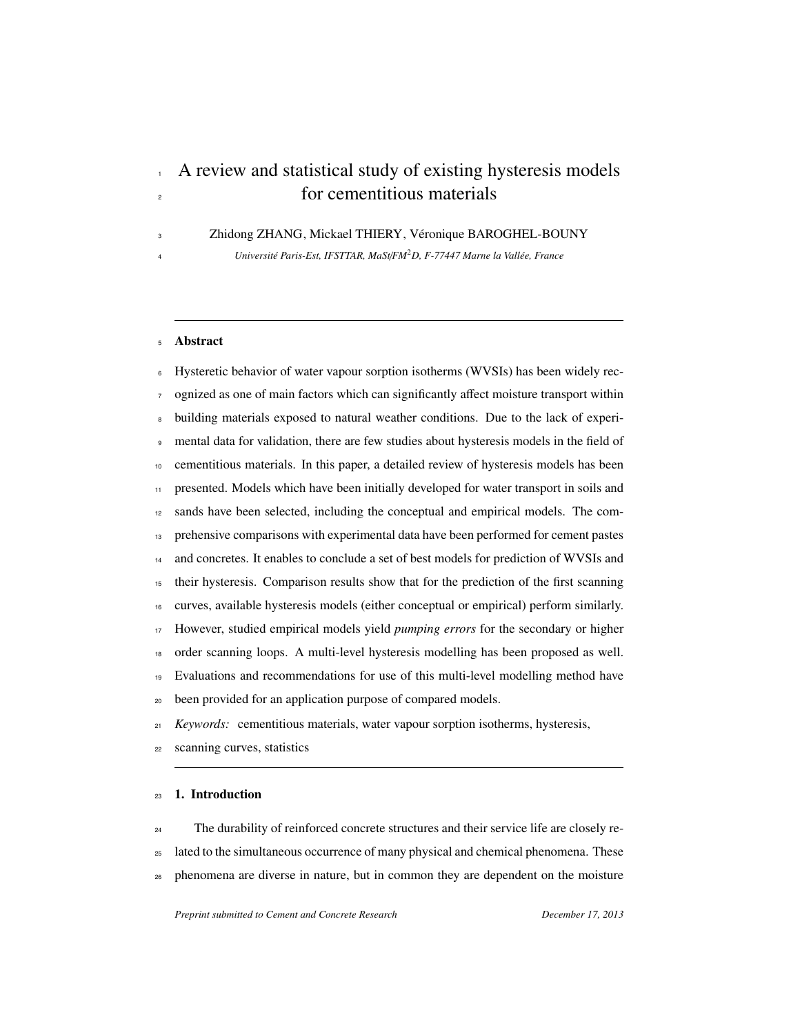# A review and statistical study of existing hysteresis models for cementitious materials

Zhidong ZHANG, Mickael THIERY, Véronique BAROGHEL-BOUNY

*Université Paris-Est, IFSTTAR, MaSt/FM$^2$D, F-77447 Marne la Vallée, France*

---

## Abstract

Hysteretic behavior of water vapour sorption isotherms (WVSIs) has been widely recognized as one of main factors which can significantly affect moisture transport within building materials exposed to natural weather conditions. Due to the lack of experimental data for validation, there are few studies about hysteresis models in the field of cementitious materials. In this paper, a detailed review of hysteresis models has been presented. Models which have been initially developed for water transport in soils and sands have been selected, including the conceptual and empirical models. The comprehensive comparisons with experimental data have been performed for cement pastes and concretes. It enables to conclude a set of best models for prediction of WVSIs and their hysteresis. Comparison results show that for the prediction of the first scanning curves, available hysteresis models (either conceptual or empirical) perform similarly. However, studied empirical models yield *pumping errors* for the secondary or higher order scanning loops. A multi-level hysteresis modelling has been proposed as well. Evaluations and recommendations for use of this multi-level modelling method have been provided for an application purpose of compared models.

*Keywords:* cementitious materials, water vapour sorption isotherms, hysteresis, scanning curves, statistics

---

## 1. Introduction

The durability of reinforced concrete structures and their service life are closely related to the simultaneous occurrence of many physical and chemical phenomena. These phenomena are diverse in nature, but in common they are dependent on the moisture

*Preprint submitted to Cement and Concrete Research* *December 17, 2013*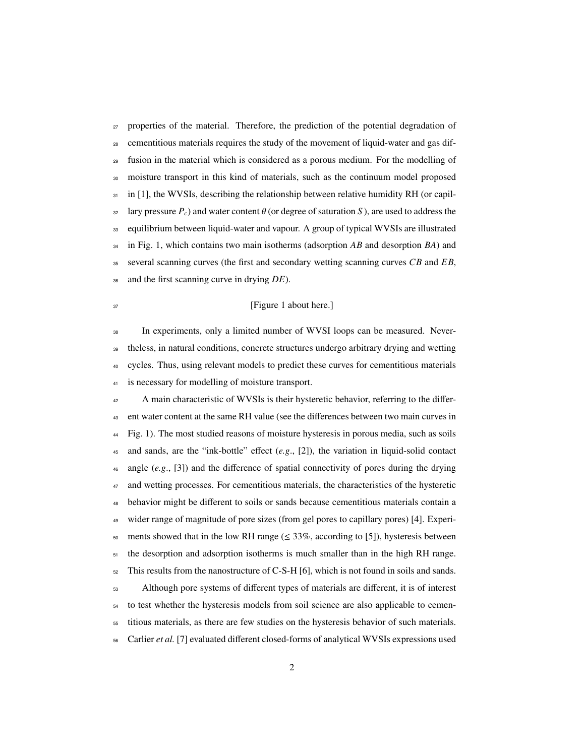properties of the material. Therefore, the prediction of the potential degradation of cementitious materials requires the study of the movement of liquid-water and gas diffusion in the material which is considered as a porous medium. For the modelling of moisture transport in this kind of materials, such as the continuum model proposed in [1], the WVSIs, describing the relationship between relative humidity RH (or capillary pressure $P_c$) and water content $\theta$ (or degree of saturation $S$), are used to address the equilibrium between liquid-water and vapour. A group of typical WVSIs are illustrated in Fig. 1, which contains two main isotherms (adsorption $AB$ and desorption $BA$) and several scanning curves (the first and secondary wetting scanning curves $CB$ and $EB$, and the first scanning curve in drying $DE$).

[Figure 1 about here.]

In experiments, only a limited number of WVSI loops can be measured. Nevertheless, in natural conditions, concrete structures undergo arbitrary drying and wetting cycles. Thus, using relevant models to predict these curves for cementitious materials is necessary for modelling of moisture transport.

A main characteristic of WVSIs is their hysteretic behavior, referring to the different water content at the same RH value (see the differences between two main curves in Fig. 1). The most studied reasons of moisture hysteresis in porous media, such as soils and sands, are the "ink-bottle" effect (*e.g.*, [2]), the variation in liquid-solid contact angle (*e.g.*, [3]) and the difference of spatial connectivity of pores during the drying and wetting processes. For cementitious materials, the characteristics of the hysteretic behavior might be different to soils or sands because cementitious materials contain a wider range of magnitude of pore sizes (from gel pores to capillary pores) [4]. Experiments showed that in the low RH range ($\leq 33\%$, according to [5]), hysteresis between the desorption and adsorption isotherms is much smaller than in the high RH range. This results from the nanostructure of C-S-H [6], which is not found in soils and sands.

Although pore systems of different types of materials are different, it is of interest to test whether the hysteresis models from soil science are also applicable to cementitious materials, as there are few studies on the hysteresis behavior of such materials. Carlier *et al.* [7] evaluated different closed-forms of analytical WVSIs expressions used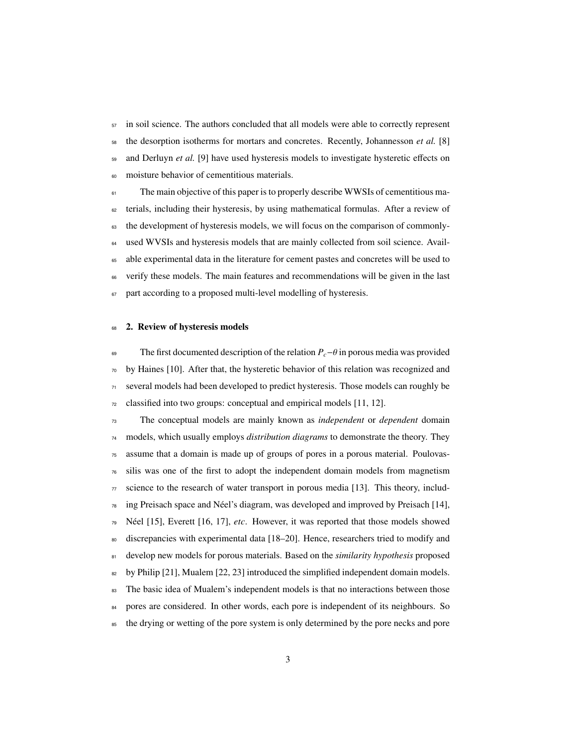in soil science. The authors concluded that all models were able to correctly represent the desorption isotherms for mortars and concretes. Recently, Johannesson *et al.* [8] and Derluyn *et al.* [9] have used hysteresis models to investigate hysteretic effects on moisture behavior of cementitious materials.

The main objective of this paper is to properly describe WWSIs of cementitious materials, including their hysteresis, by using mathematical formulas. After a review of the development of hysteresis models, we will focus on the comparison of commonly-used WVSIs and hysteresis models that are mainly collected from soil science. Available experimental data in the literature for cement pastes and concretes will be used to verify these models. The main features and recommendations will be given in the last part according to a proposed multi-level modelling of hysteresis.

## 2. Review of hysteresis models

The first documented description of the relation $P_c - \theta$ in porous media was provided by Haines [10]. After that, the hysteretic behavior of this relation was recognized and several models had been developed to predict hysteresis. Those models can roughly be classified into two groups: conceptual and empirical models [11, 12].

The conceptual models are mainly known as *independent* or *dependent* domain models, which usually employs *distribution diagrams* to demonstrate the theory. They assume that a domain is made up of groups of pores in a porous material. Poulovassilis was one of the first to adopt the independent domain models from magnetism science to the research of water transport in porous media [13]. This theory, including Preisach space and Néel's diagram, was developed and improved by Preisach [14], Néel [15], Everett [16, 17], *etc*. However, it was reported that those models showed discrepancies with experimental data [18–20]. Hence, researchers tried to modify and develop new models for porous materials. Based on the *similarity hypothesis* proposed by Philip [21], Mualem [22, 23] introduced the simplified independent domain models. The basic idea of Mualem's independent models is that no interactions between those pores are considered. In other words, each pore is independent of its neighbours. So the drying or wetting of the pore system is only determined by the pore necks and pore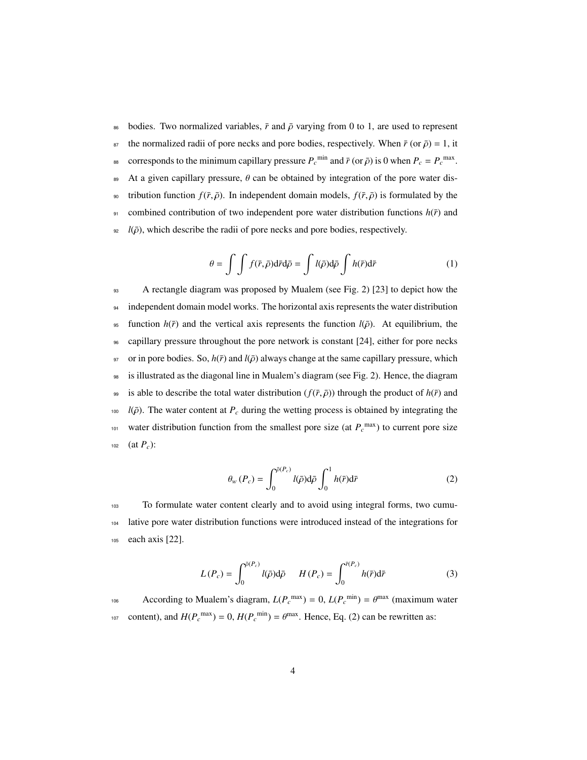bodies. Two normalized variables, $\bar{r}$ and $\bar{\rho}$ varying from 0 to 1, are used to represent the normalized radii of pore necks and pore bodies, respectively. When $\bar{r}$ (or $\bar{\rho}$) = 1, it corresponds to the minimum capillary pressure ${P_c}^{\min}$ and $\bar{r}$ (or $\bar{\rho}$) is 0 when $P_c = {P_c}^{\max}$. At a given capillary pressure, $\theta$ can be obtained by integration of the pore water distribution function $f(\bar{r}, \bar{\rho})$. In independent domain models, $f(\bar{r}, \bar{\rho})$ is formulated by the combined contribution of two independent pore water distribution functions $h(\bar{r})$ and $l(\bar{\rho})$, which describe the radii of pore necks and pore bodies, respectively.

$$\theta = \int \int f(\bar{r}, \bar{\rho}) \mathrm{d}\bar{r} \mathrm{d}\bar{\rho} = \int l(\bar{\rho}) \mathrm{d}\bar{\rho} \int h(\bar{r}) \mathrm{d}\bar{r} \tag{1}$$

A rectangle diagram was proposed by Mualem (see Fig. 2) [23] to depict how the independent domain model works. The horizontal axis represents the water distribution function $h(\bar{r})$ and the vertical axis represents the function $l(\bar{\rho})$. At equilibrium, the capillary pressure throughout the pore network is constant [24], either for pore necks or in pore bodies. So, $h(\bar{r})$ and $l(\bar{\rho})$ always change at the same capillary pressure, which is illustrated as the diagonal line in Mualem's diagram (see Fig. 2). Hence, the diagram is able to describe the total water distribution ($f(\bar{r}, \bar{\rho})$) through the product of $h(\bar{r})$ and $l(\bar{\rho})$. The water content at $P_c$ during the wetting process is obtained by integrating the water distribution function from the smallest pore size (at ${P_c}^{\max}$) to current pore size (at $P_c$):

$$\theta_w (P_c) = \int_0^{\bar{\rho}(P_c)} l(\bar{\rho}) \mathrm{d}\bar{\rho} \int_0^1 h(\bar{r}) \mathrm{d}\bar{r} \tag{2}$$

To formulate water content clearly and to avoid using integral forms, two cumulative pore water distribution functions were introduced instead of the integrations for each axis [22].

$$L(P_c) = \int_0^{\bar{\rho}(P_c)} l(\bar{\rho}) \mathrm{d}\bar{\rho} \qquad H(P_c) = \int_0^{\bar{r}(P_c)} h(\bar{r}) \mathrm{d}\bar{r} \tag{3}$$

According to Mualem's diagram, $L({P_c}^{\max}) = 0$, $L({P_c}^{\min}) = \theta^{\max}$ (maximum water content), and $H({P_c}^{\max}) = 0$, $H({P_c}^{\min}) = \theta^{\max}$. Hence, Eq. (2) can be rewritten as: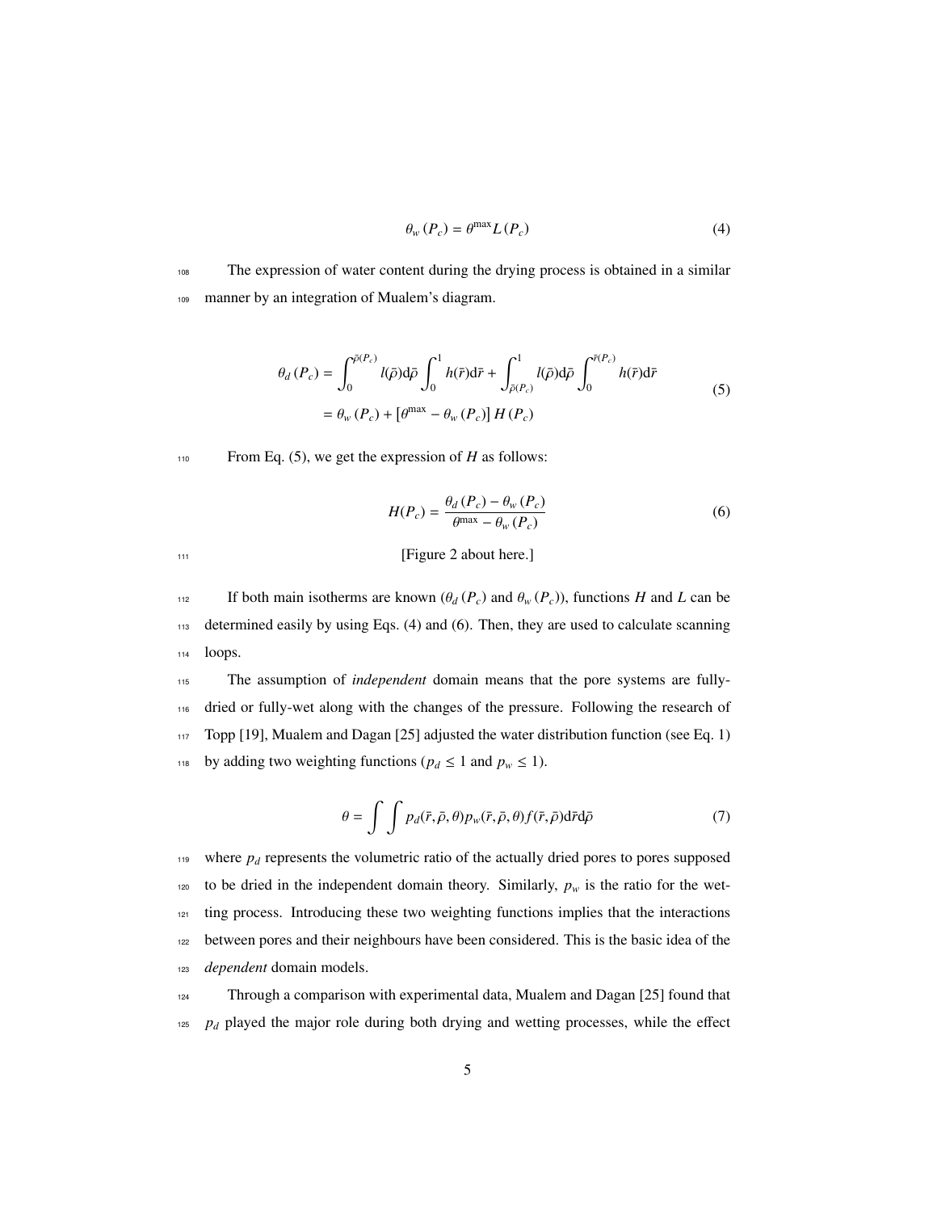$$\theta_w(P_c) = \theta^{\max} L(P_c) \tag{4}$$

The expression of water content during the drying process is obtained in a similar manner by an integration of Mualem's diagram.

$$\begin{aligned}
\theta_d(P_c) &= \int_0^{\bar{\rho}(P_c)} l(\bar{\rho})\mathrm{d}\bar{\rho} \int_0^1 h(\bar{r})\mathrm{d}\bar{r} + \int_{\bar{\rho}(P_c)}^1 l(\bar{\rho})\mathrm{d}\bar{\rho} \int_0^{\bar{r}(P_c)} h(\bar{r})\mathrm{d}\bar{r} \\
&= \theta_w(P_c) + \left[\theta^{\max} - \theta_w(P_c)\right] H(P_c)
\end{aligned} \tag{5}$$

From Eq. (5), we get the expression of $H$ as follows:

$$H(P_c) = \frac{\theta_d(P_c) - \theta_w(P_c)}{\theta^{\max} - \theta_w(P_c)} \tag{6}$$

[Figure 2 about here.]

If both main isotherms are known ($\theta_d(P_c)$ and $\theta_w(P_c)$), functions $H$ and $L$ can be determined easily by using Eqs. (4) and (6). Then, they are used to calculate scanning loops.

The assumption of *independent* domain means that the pore systems are fully-dried or fully-wet along with the changes of the pressure. Following the research of Topp [19], Mualem and Dagan [25] adjusted the water distribution function (see Eq. 1) by adding two weighting functions ($p_d \leq 1$ and $p_w \leq 1$).

$$\theta = \int \int p_d(\bar{r}, \bar{\rho}, \theta) p_w(\bar{r}, \bar{\rho}, \theta) f(\bar{r}, \bar{\rho}) \mathrm{d}\bar{r}\mathrm{d}\bar{\rho} \tag{7}$$

where $p_d$ represents the volumetric ratio of the actually dried pores to pores supposed to be dried in the independent domain theory. Similarly, $p_w$ is the ratio for the wetting process. Introducing these two weighting functions implies that the interactions between pores and their neighbours have been considered. This is the basic idea of the *dependent* domain models.

Through a comparison with experimental data, Mualem and Dagan [25] found that $p_d$ played the major role during both drying and wetting processes, while the effect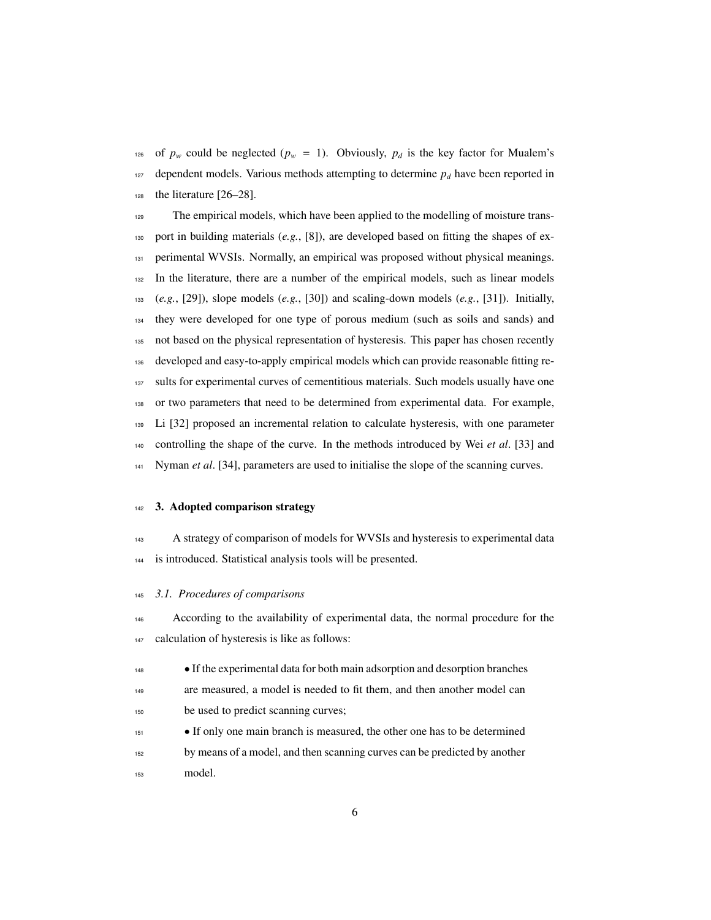of $p_w$ could be neglected ($p_w = 1$). Obviously, $p_d$ is the key factor for Mualem's dependent models. Various methods attempting to determine $p_d$ have been reported in the literature [26–28].

The empirical models, which have been applied to the modelling of moisture transport in building materials (*e.g.*, [8]), are developed based on fitting the shapes of experimental WVSIs. Normally, an empirical was proposed without physical meanings. In the literature, there are a number of the empirical models, such as linear models (*e.g.*, [29]), slope models (*e.g.*, [30]) and scaling-down models (*e.g.*, [31]). Initially, they were developed for one type of porous medium (such as soils and sands) and not based on the physical representation of hysteresis. This paper has chosen recently developed and easy-to-apply empirical models which can provide reasonable fitting results for experimental curves of cementitious materials. Such models usually have one or two parameters that need to be determined from experimental data. For example, Li [32] proposed an incremental relation to calculate hysteresis, with one parameter controlling the shape of the curve. In the methods introduced by Wei *et al*. [33] and Nyman *et al*. [34], parameters are used to initialise the slope of the scanning curves.

## 3. Adopted comparison strategy

A strategy of comparison of models for WVSIs and hysteresis to experimental data is introduced. Statistical analysis tools will be presented.

### *3.1. Procedures of comparisons*

According to the availability of experimental data, the normal procedure for the calculation of hysteresis is like as follows:

- If the experimental data for both main adsorption and desorption branches are measured, a model is needed to fit them, and then another model can be used to predict scanning curves;
- If only one main branch is measured, the other one has to be determined by means of a model, and then scanning curves can be predicted by another model.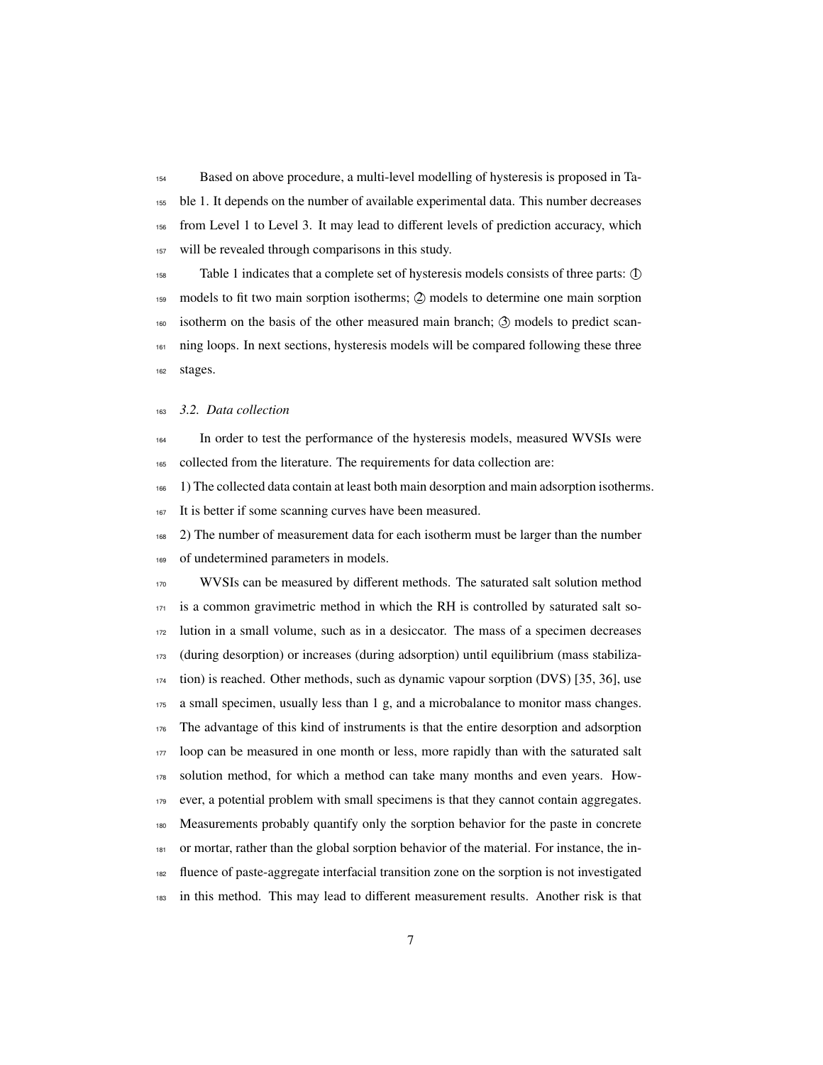Based on above procedure, a multi-level modelling of hysteresis is proposed in Table 1. It depends on the number of available experimental data. This number decreases from Level 1 to Level 3. It may lead to different levels of prediction accuracy, which will be revealed through comparisons in this study.

Table 1 indicates that a complete set of hysteresis models consists of three parts: ① models to fit two main sorption isotherms; ② models to determine one main sorption isotherm on the basis of the other measured main branch; ③ models to predict scanning loops. In next sections, hysteresis models will be compared following these three stages.

### *3.2. Data collection*

In order to test the performance of the hysteresis models, measured WVSIs were collected from the literature. The requirements for data collection are:

1) The collected data contain at least both main desorption and main adsorption isotherms. It is better if some scanning curves have been measured.

2) The number of measurement data for each isotherm must be larger than the number of undetermined parameters in models.

WVSIs can be measured by different methods. The saturated salt solution method is a common gravimetric method in which the RH is controlled by saturated salt solution in a small volume, such as in a desiccator. The mass of a specimen decreases (during desorption) or increases (during adsorption) until equilibrium (mass stabilization) is reached. Other methods, such as dynamic vapour sorption (DVS) [35, 36], use a small specimen, usually less than 1 g, and a microbalance to monitor mass changes. The advantage of this kind of instruments is that the entire desorption and adsorption loop can be measured in one month or less, more rapidly than with the saturated salt solution method, for which a method can take many months and even years. However, a potential problem with small specimens is that they cannot contain aggregates. Measurements probably quantify only the sorption behavior for the paste in concrete or mortar, rather than the global sorption behavior of the material. For instance, the influence of paste-aggregate interfacial transition zone on the sorption is not investigated in this method. This may lead to different measurement results. Another risk is that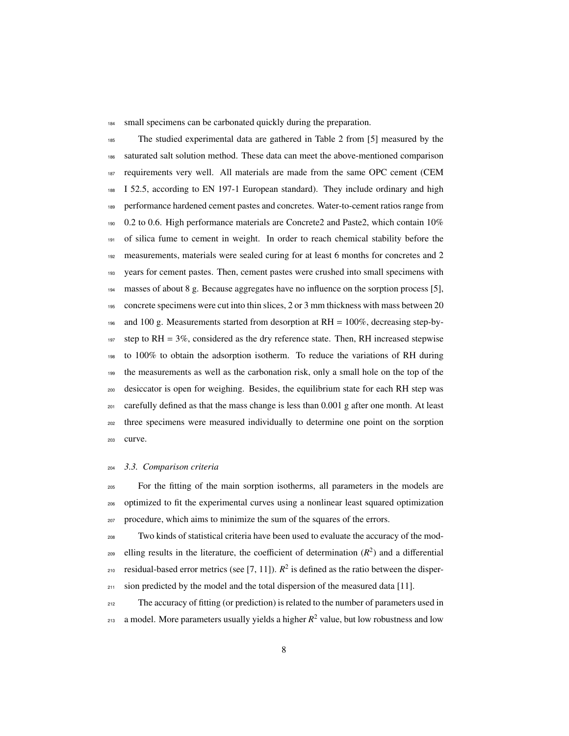small specimens can be carbonated quickly during the preparation.

The studied experimental data are gathered in Table 2 from [5] measured by the saturated salt solution method. These data can meet the above-mentioned comparison requirements very well. All materials are made from the same OPC cement (CEM I 52.5, according to EN 197-1 European standard). They include ordinary and high performance hardened cement pastes and concretes. Water-to-cement ratios range from 0.2 to 0.6. High performance materials are Concrete2 and Paste2, which contain 10% of silica fume to cement in weight. In order to reach chemical stability before the measurements, materials were sealed curing for at least 6 months for concretes and 2 years for cement pastes. Then, cement pastes were crushed into small specimens with masses of about 8 g. Because aggregates have no influence on the sorption process [5], concrete specimens were cut into thin slices, 2 or 3 mm thickness with mass between 20 and 100 g. Measurements started from desorption at RH = 100%, decreasing step-by-step to RH = 3%, considered as the dry reference state. Then, RH increased stepwise to 100% to obtain the adsorption isotherm. To reduce the variations of RH during the measurements as well as the carbonation risk, only a small hole on the top of the desiccator is open for weighing. Besides, the equilibrium state for each RH step was carefully defined as that the mass change is less than 0.001 g after one month. At least three specimens were measured individually to determine one point on the sorption curve.

### *3.3. Comparison criteria*

For the fitting of the main sorption isotherms, all parameters in the models are optimized to fit the experimental curves using a nonlinear least squared optimization procedure, which aims to minimize the sum of the squares of the errors.

Two kinds of statistical criteria have been used to evaluate the accuracy of the modelling results in the literature, the coefficient of determination ($R^2$) and a differential residual-based error metrics (see [7, 11]). $R^2$ is defined as the ratio between the dispersion predicted by the model and the total dispersion of the measured data [11].

The accuracy of fitting (or prediction) is related to the number of parameters used in a model. More parameters usually yields a higher $R^2$ value, but low robustness and low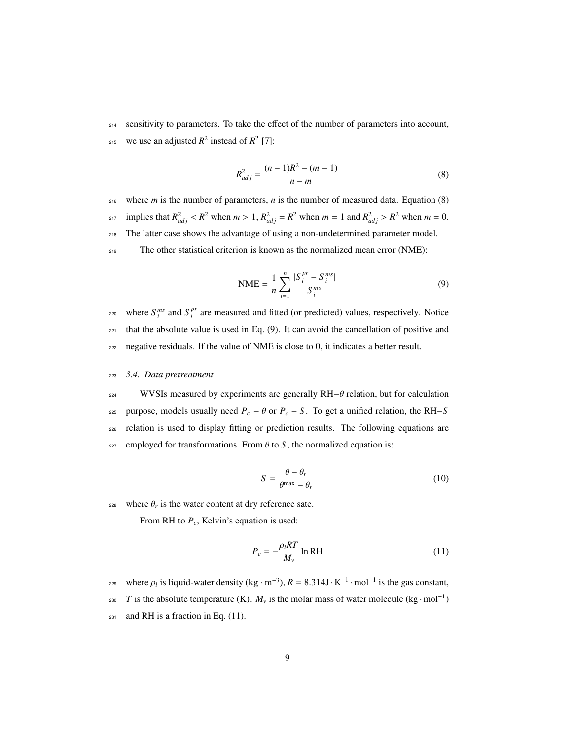sensitivity to parameters. To take the effect of the number of parameters into account, we use an adjusted $R^2$ instead of $R^2$ [7]:

$$R^2_{adj} = \frac{(n-1)R^2 - (m-1)}{n-m} \tag{8}$$

where $m$ is the number of parameters, $n$ is the number of measured data. Equation (8) implies that $R^2_{adj} < R^2$ when $m > 1$, $R^2_{adj} = R^2$ when $m = 1$ and $R^2_{adj} > R^2$ when $m = 0$. The latter case shows the advantage of using a non-undetermined parameter model.

The other statistical criterion is known as the normalized mean error (NME):

$$\text{NME} = \frac{1}{n} \sum_{i=1}^{n} \frac{|S_i^{pr} - S_i^{ms}|}{S_i^{ms}} \tag{9}$$

where $S_i^{ms}$ and $S_i^{pr}$ are measured and fitted (or predicted) values, respectively. Notice that the absolute value is used in Eq. (9). It can avoid the cancellation of positive and negative residuals. If the value of NME is close to 0, it indicates a better result.

### 3.4. Data pretreatment

WVSIs measured by experiments are generally RH$-\theta$ relation, but for calculation purpose, models usually need $P_c - \theta$ or $P_c - S$. To get a unified relation, the RH$-S$ relation is used to display fitting or prediction results. The following equations are employed for transformations. From $\theta$ to $S$, the normalized equation is:

$$S = \frac{\theta - \theta_r}{\theta^{\max} - \theta_r} \tag{10}$$

where $\theta_r$ is the water content at dry reference sate.

From RH to $P_c$, Kelvin's equation is used:

$$P_c = -\frac{\rho_l RT}{M_v} \ln \text{RH} \tag{11}$$

where $\rho_l$ is liquid-water density ($\text{kg} \cdot \text{m}^{-3}$), $R = 8.314 \text{J} \cdot \text{K}^{-1} \cdot \text{mol}^{-1}$ is the gas constant, $T$ is the absolute temperature (K). $M_v$ is the molar mass of water molecule ($\text{kg} \cdot \text{mol}^{-1}$) and RH is a fraction in Eq. (11).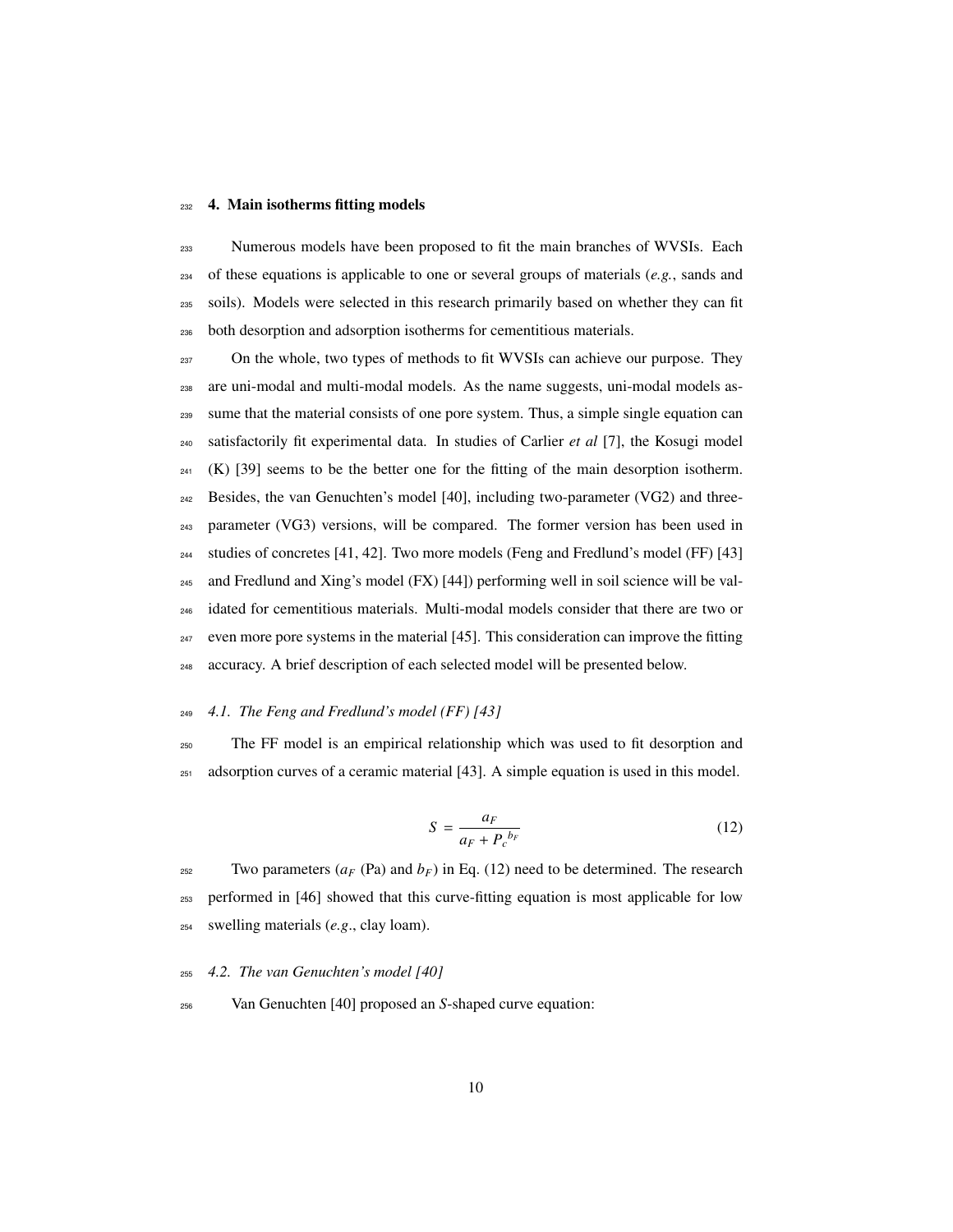## 4. Main isotherms fitting models

Numerous models have been proposed to fit the main branches of WVSIs. Each of these equations is applicable to one or several groups of materials (*e.g.*, sands and soils). Models were selected in this research primarily based on whether they can fit both desorption and adsorption isotherms for cementitious materials.

On the whole, two types of methods to fit WVSIs can achieve our purpose. They are uni-modal and multi-modal models. As the name suggests, uni-modal models assume that the material consists of one pore system. Thus, a simple single equation can satisfactorily fit experimental data. In studies of Carlier *et al* [7], the Kosugi model (K) [39] seems to be the better one for the fitting of the main desorption isotherm. Besides, the van Genuchten's model [40], including two-parameter (VG2) and three-parameter (VG3) versions, will be compared. The former version has been used in studies of concretes [41, 42]. Two more models (Feng and Fredlund's model (FF) [43] and Fredlund and Xing's model (FX) [44]) performing well in soil science will be validated for cementitious materials. Multi-modal models consider that there are two or even more pore systems in the material [45]. This consideration can improve the fitting accuracy. A brief description of each selected model will be presented below.

### *4.1. The Feng and Fredlund's model (FF) [43]*

The FF model is an empirical relationship which was used to fit desorption and adsorption curves of a ceramic material [43]. A simple equation is used in this model.

$$S = \frac{a_F}{a_F + {P_c}^{b_F}} \tag{12}$$

Two parameters ($a_F$ (Pa) and $b_F$) in Eq. (12) need to be determined. The research performed in [46] showed that this curve-fitting equation is most applicable for low swelling materials (*e.g.*, clay loam).

### *4.2. The van Genuchten's model [40]*

Van Genuchten [40] proposed an *S*-shaped curve equation: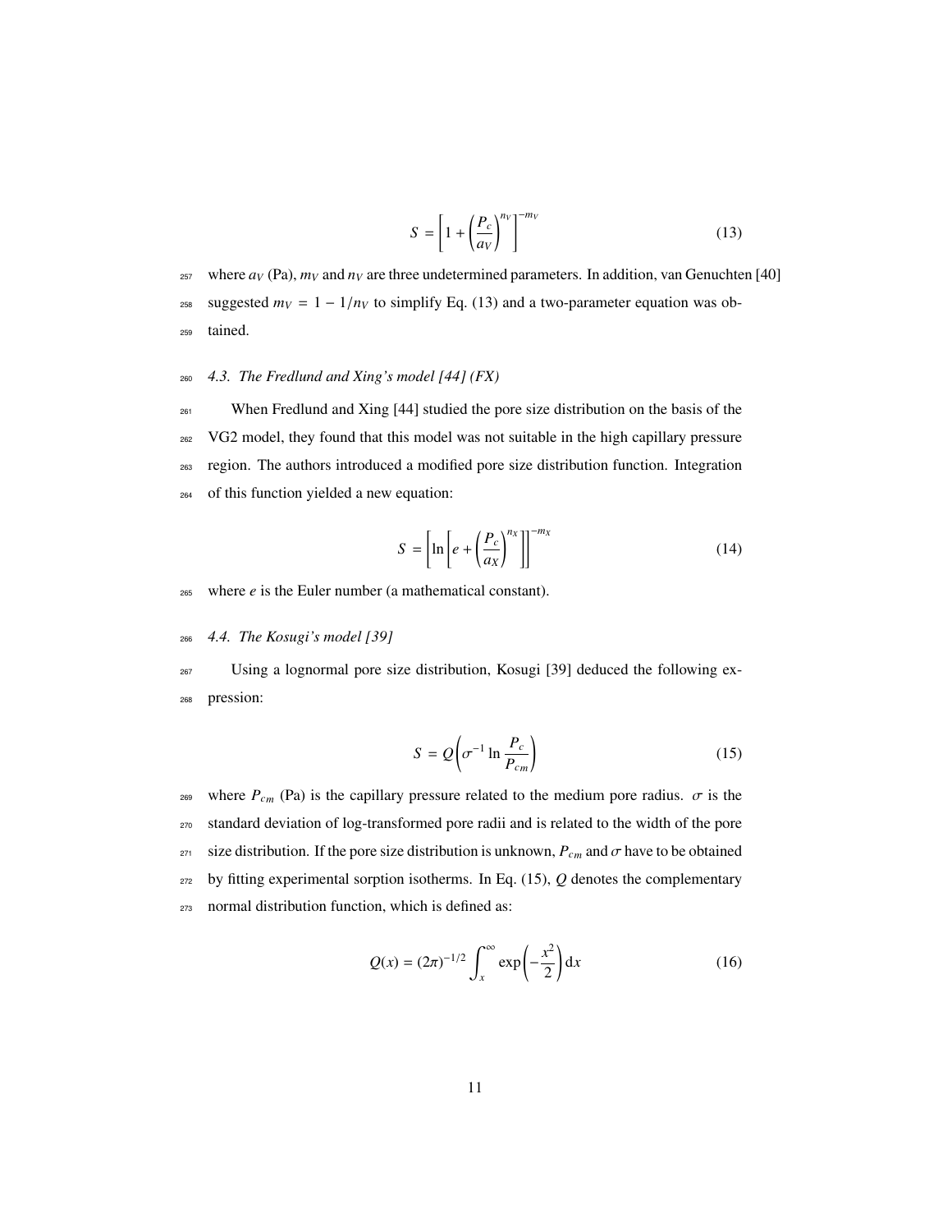$$S = \left[1 + \left(\frac{P_c}{a_V}\right)^{n_V}\right]^{-m_V} \tag{13}$$

where $a_V$ (Pa), $m_V$ and $n_V$ are three undetermined parameters. In addition, van Genuchten [40] suggested $m_V = 1 - 1/n_V$ to simplify Eq. (13) and a two-parameter equation was obtained.

### *4.3. The Fredlund and Xing's model [44] (FX)*

When Fredlund and Xing [44] studied the pore size distribution on the basis of the VG2 model, they found that this model was not suitable in the high capillary pressure region. The authors introduced a modified pore size distribution function. Integration of this function yielded a new equation:

$$S = \left[\ln\left[e + \left(\frac{P_c}{a_X}\right)^{n_X}\right]\right]^{-m_X} \tag{14}$$

where $e$ is the Euler number (a mathematical constant).

### *4.4. The Kosugi's model [39]*

Using a lognormal pore size distribution, Kosugi [39] deduced the following expression:

$$S = Q\left(\sigma^{-1} \ln \frac{P_c}{P_{cm}}\right) \tag{15}$$

where $P_{cm}$ (Pa) is the capillary pressure related to the medium pore radius. $\sigma$ is the standard deviation of log-transformed pore radii and is related to the width of the pore size distribution. If the pore size distribution is unknown, $P_{cm}$ and $\sigma$ have to be obtained by fitting experimental sorption isotherms. In Eq. (15), $Q$ denotes the complementary normal distribution function, which is defined as:

$$Q(x) = (2\pi)^{-1/2} \int_x^{\infty} \exp\left(-\frac{x^2}{2}\right) \mathrm{d}x \tag{16}$$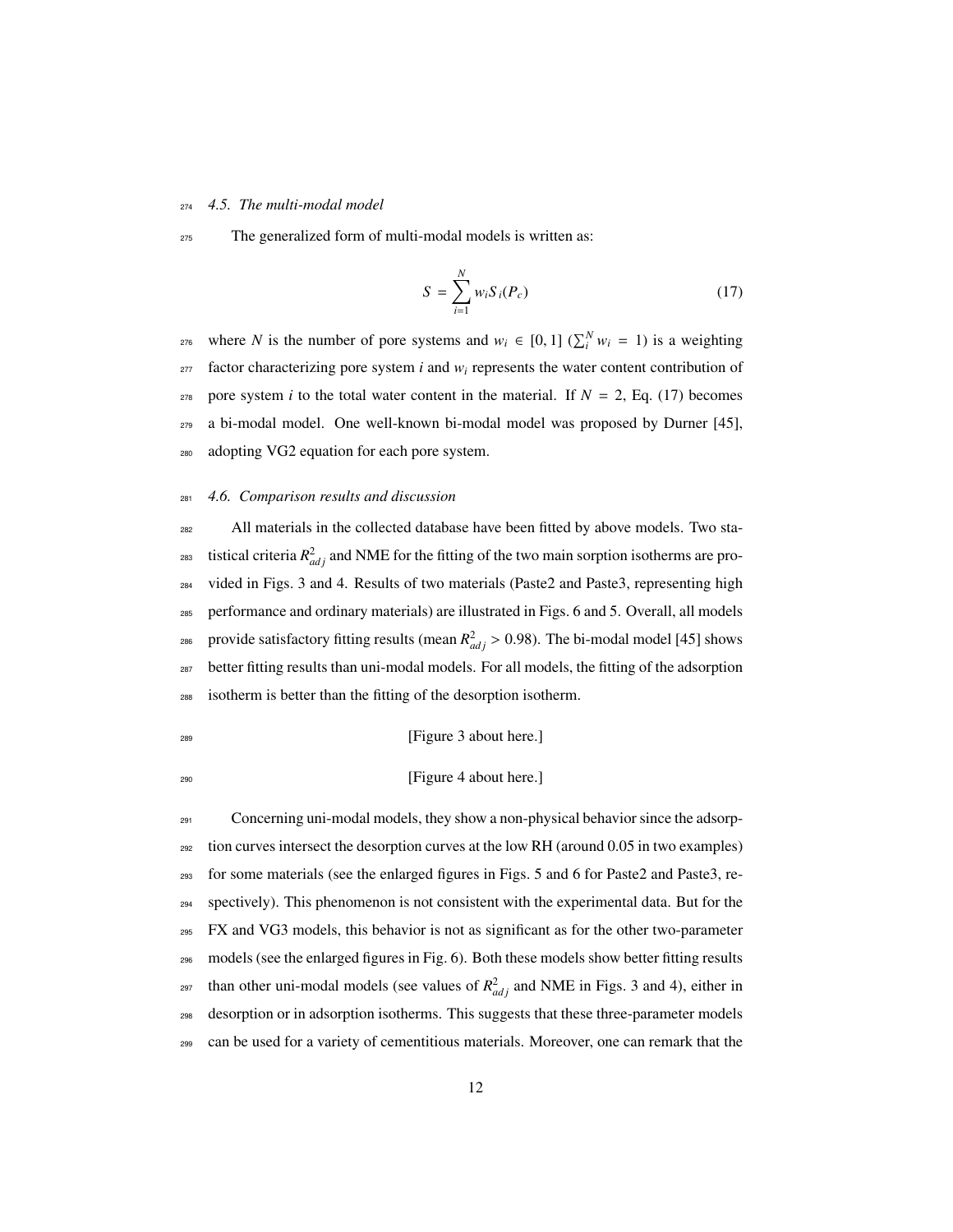### 4.5. The multi-modal model

The generalized form of multi-modal models is written as:

$$S = \sum_{i=1}^{N} w_i S_i(P_c) \tag{17}$$

where $N$ is the number of pore systems and $w_i \in [0, 1]$ ($\sum_i^N w_i = 1$) is a weighting factor characterizing pore system $i$ and $w_i$ represents the water content contribution of pore system $i$ to the total water content in the material. If $N = 2$, Eq. (17) becomes a bi-modal model. One well-known bi-modal model was proposed by Durner [45], adopting VG2 equation for each pore system.

### 4.6. Comparison results and discussion

All materials in the collected database have been fitted by above models. Two statistical criteria $R^2_{adj}$ and NME for the fitting of the two main sorption isotherms are provided in Figs. 3 and 4. Results of two materials (Paste2 and Paste3, representing high performance and ordinary materials) are illustrated in Figs. 6 and 5. Overall, all models provide satisfactory fitting results (mean $R^2_{adj} > 0.98$). The bi-modal model [45] shows better fitting results than uni-modal models. For all models, the fitting of the adsorption isotherm is better than the fitting of the desorption isotherm.

[Figure 3 about here.]

[Figure 4 about here.]

Concerning uni-modal models, they show a non-physical behavior since the adsorption curves intersect the desorption curves at the low RH (around 0.05 in two examples) for some materials (see the enlarged figures in Figs. 5 and 6 for Paste2 and Paste3, respectively). This phenomenon is not consistent with the experimental data. But for the FX and VG3 models, this behavior is not as significant as for the other two-parameter models (see the enlarged figures in Fig. 6). Both these models show better fitting results than other uni-modal models (see values of $R^2_{adj}$ and NME in Figs. 3 and 4), either in desorption or in adsorption isotherms. This suggests that these three-parameter models can be used for a variety of cementitious materials. Moreover, one can remark that the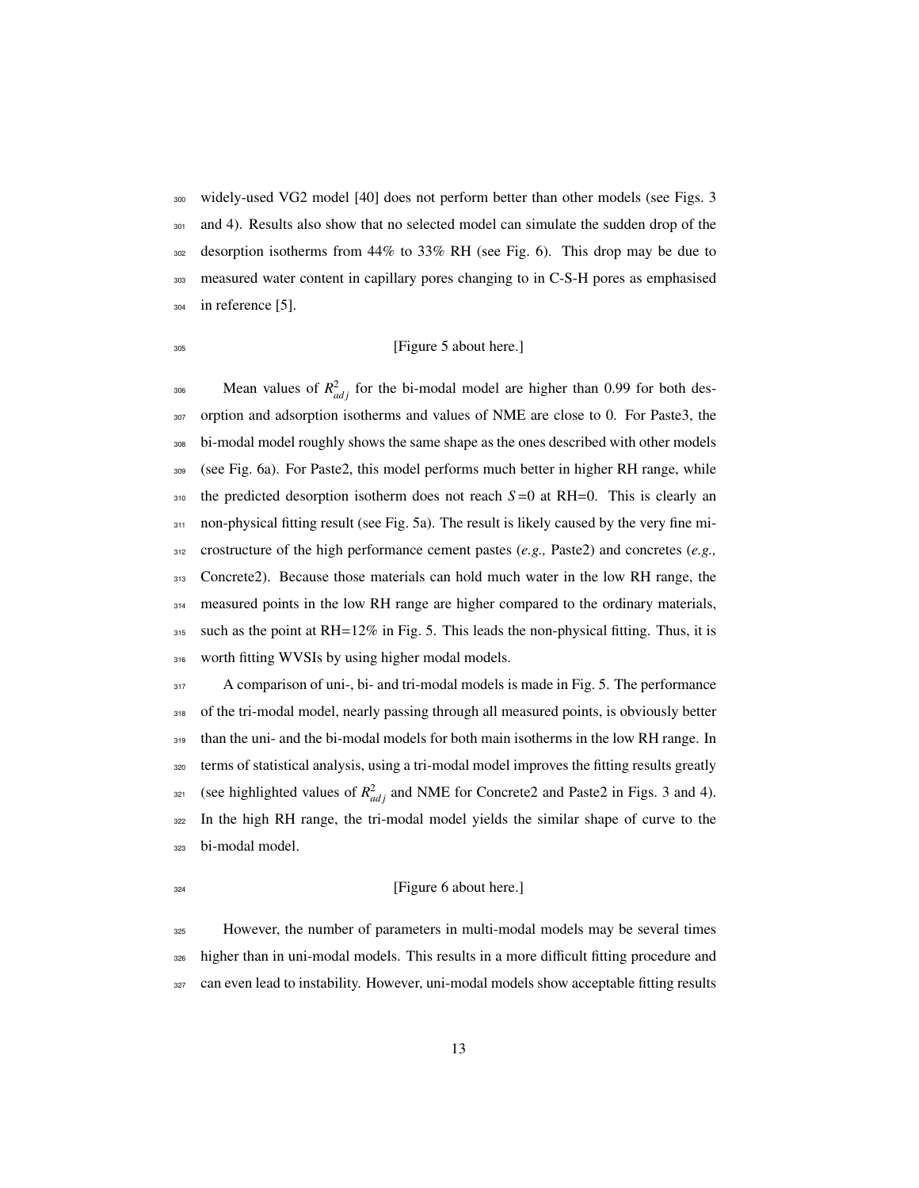widely-used VG2 model [40] does not perform better than other models (see Figs. 3 and 4). Results also show that no selected model can simulate the sudden drop of the desorption isotherms from 44% to 33% RH (see Fig. 6). This drop may be due to measured water content in capillary pores changing to in C-S-H pores as emphasised in reference [5].

[Figure 5 about here.]

Mean values of $R^2_{adj}$ for the bi-modal model are higher than 0.99 for both desorption and adsorption isotherms and values of NME are close to 0. For Paste3, the bi-modal model roughly shows the same shape as the ones described with other models (see Fig. 6a). For Paste2, this model performs much better in higher RH range, while the predicted desorption isotherm does not reach $S=0$ at RH=0. This is clearly an non-physical fitting result (see Fig. 5a). The result is likely caused by the very fine microstructure of the high performance cement pastes (*e.g.,* Paste2) and concretes (*e.g.,* Concrete2). Because those materials can hold much water in the low RH range, the measured points in the low RH range are higher compared to the ordinary materials, such as the point at RH=12% in Fig. 5. This leads the non-physical fitting. Thus, it is worth fitting WVSIs by using higher modal models.

A comparison of uni-, bi- and tri-modal models is made in Fig. 5. The performance of the tri-modal model, nearly passing through all measured points, is obviously better than the uni- and the bi-modal models for both main isotherms in the low RH range. In terms of statistical analysis, using a tri-modal model improves the fitting results greatly (see highlighted values of $R^2_{adj}$ and NME for Concrete2 and Paste2 in Figs. 3 and 4). In the high RH range, the tri-modal model yields the similar shape of curve to the bi-modal model.

[Figure 6 about here.]

However, the number of parameters in multi-modal models may be several times higher than in uni-modal models. This results in a more difficult fitting procedure and can even lead to instability. However, uni-modal models show acceptable fitting results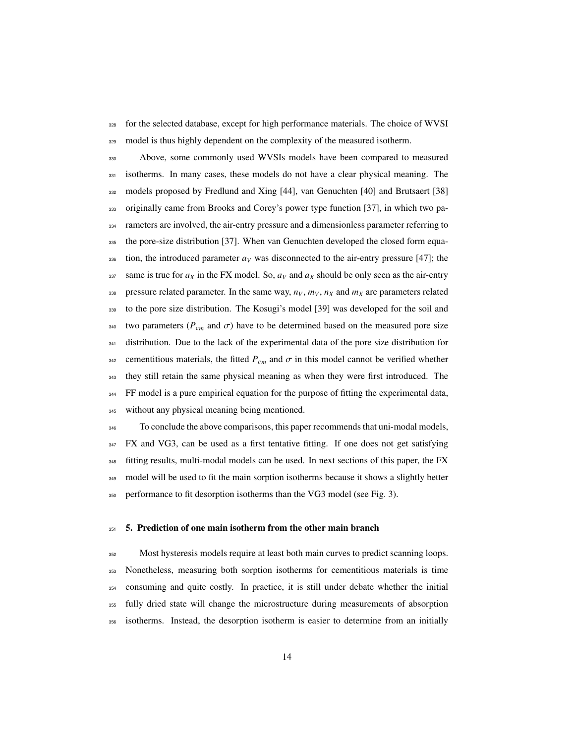for the selected database, except for high performance materials. The choice of WVSI model is thus highly dependent on the complexity of the measured isotherm.

Above, some commonly used WVSIs models have been compared to measured isotherms. In many cases, these models do not have a clear physical meaning. The models proposed by Fredlund and Xing [44], van Genuchten [40] and Brutsaert [38] originally came from Brooks and Corey's power type function [37], in which two parameters are involved, the air-entry pressure and a dimensionless parameter referring to the pore-size distribution [37]. When van Genuchten developed the closed form equation, the introduced parameter $a_V$ was disconnected to the air-entry pressure [47]; the same is true for $a_X$ in the FX model. So, $a_V$ and $a_X$ should be only seen as the air-entry pressure related parameter. In the same way, $n_V$, $m_V$, $n_X$ and $m_X$ are parameters related to the pore size distribution. The Kosugi's model [39] was developed for the soil and two parameters ($P_{cm}$ and $\sigma$) have to be determined based on the measured pore size distribution. Due to the lack of the experimental data of the pore size distribution for cementitious materials, the fitted $P_{cm}$ and $\sigma$ in this model cannot be verified whether they still retain the same physical meaning as when they were first introduced. The FF model is a pure empirical equation for the purpose of fitting the experimental data, without any physical meaning being mentioned.

To conclude the above comparisons, this paper recommends that uni-modal models, FX and VG3, can be used as a first tentative fitting. If one does not get satisfying fitting results, multi-modal models can be used. In next sections of this paper, the FX model will be used to fit the main sorption isotherms because it shows a slightly better performance to fit desorption isotherms than the VG3 model (see Fig. 3).

## 5. Prediction of one main isotherm from the other main branch

Most hysteresis models require at least both main curves to predict scanning loops. Nonetheless, measuring both sorption isotherms for cementitious materials is time consuming and quite costly. In practice, it is still under debate whether the initial fully dried state will change the microstructure during measurements of absorption isotherms. Instead, the desorption isotherm is easier to determine from an initially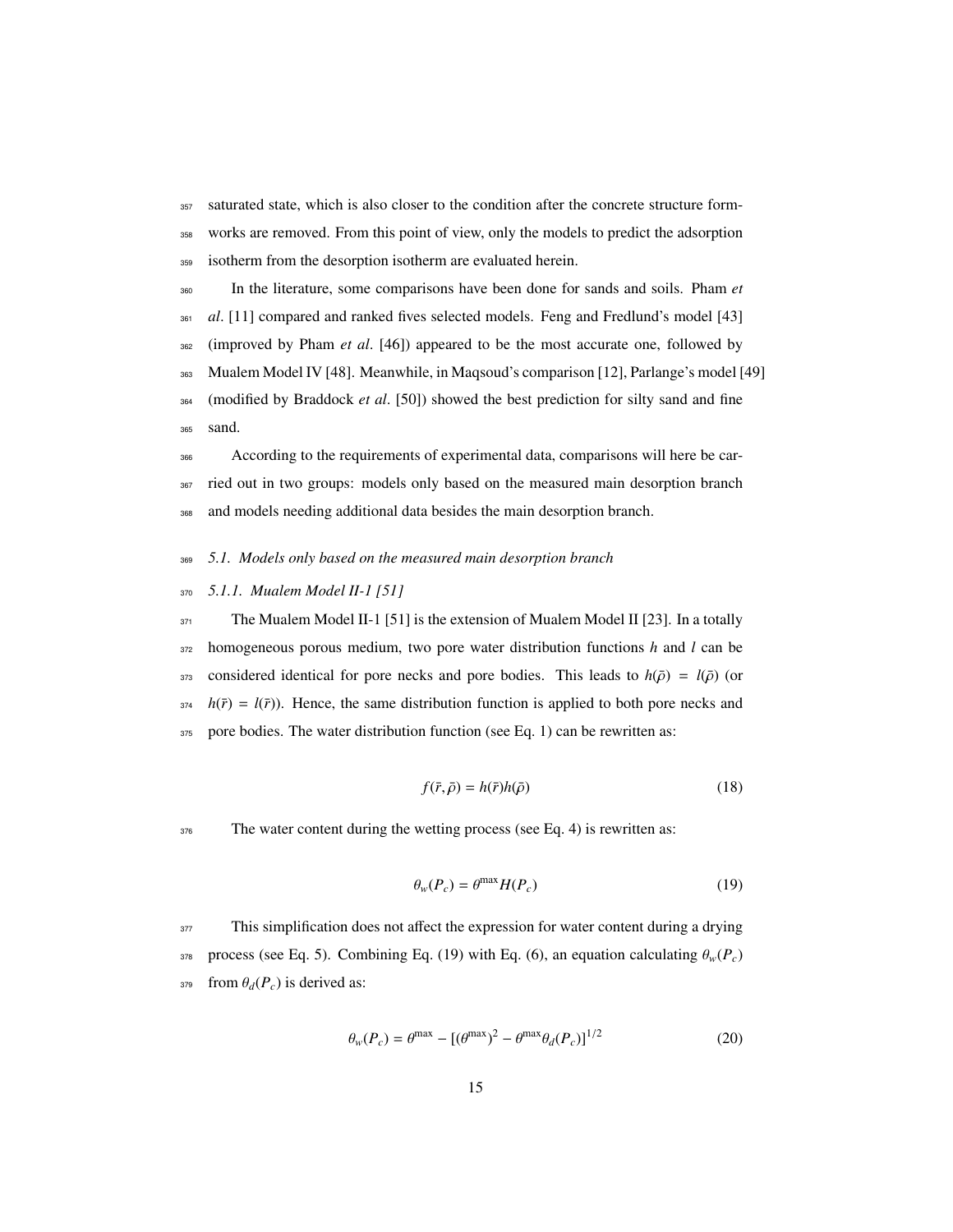saturated state, which is also closer to the condition after the concrete structure formworks are removed. From this point of view, only the models to predict the adsorption isotherm from the desorption isotherm are evaluated herein.

In the literature, some comparisons have been done for sands and soils. Pham *et al*. [11] compared and ranked fives selected models. Feng and Fredlund's model [43] (improved by Pham *et al*. [46]) appeared to be the most accurate one, followed by Mualem Model IV [48]. Meanwhile, in Maqsoud's comparison [12], Parlange's model [49] (modified by Braddock *et al*. [50]) showed the best prediction for silty sand and fine sand.

According to the requirements of experimental data, comparisons will here be carried out in two groups: models only based on the measured main desorption branch and models needing additional data besides the main desorption branch.

### *5.1. Models only based on the measured main desorption branch*

#### *5.1.1. Mualem Model II-1 [51]*

The Mualem Model II-1 [51] is the extension of Mualem Model II [23]. In a totally homogeneous porous medium, two pore water distribution functions $h$ and $l$ can be considered identical for pore necks and pore bodies. This leads to $h(\bar{\rho}) = l(\bar{\rho})$ (or $h(\bar{r}) = l(\bar{r})$). Hence, the same distribution function is applied to both pore necks and pore bodies. The water distribution function (see Eq. 1) can be rewritten as:

$$f(\bar{r}, \bar{\rho}) = h(\bar{r})h(\bar{\rho}) \tag{18}$$

The water content during the wetting process (see Eq. 4) is rewritten as:

$$\theta_w(P_c) = \theta^{\max} H(P_c) \tag{19}$$

This simplification does not affect the expression for water content during a drying process (see Eq. 5). Combining Eq. (19) with Eq. (6), an equation calculating $\theta_w(P_c)$ from $\theta_d(P_c)$ is derived as:

$$\theta_w(P_c) = \theta^{\max} - [(\theta^{\max})^2 - \theta^{\max}\theta_d(P_c)]^{1/2} \tag{20}$$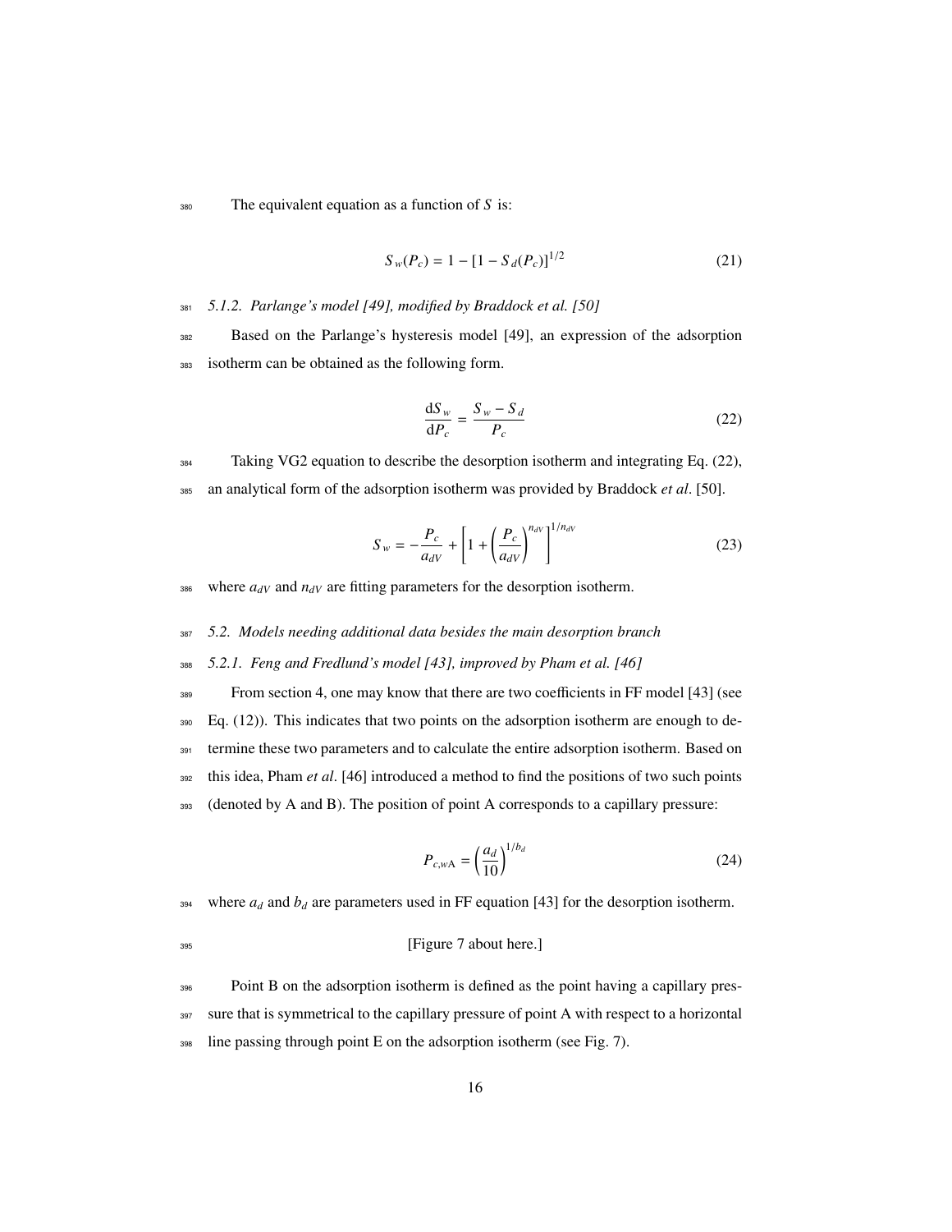The equivalent equation as a function of $S$ is:

$$S_w(P_c) = 1 - [1 - S_d(P_c)]^{1/2} \tag{21}$$

*5.1.2. Parlange's model [49], modified by Braddock et al. [50]*

Based on the Parlange's hysteresis model [49], an expression of the adsorption isotherm can be obtained as the following form.

$$\frac{\mathrm{d}S_w}{\mathrm{d}P_c} = \frac{S_w - S_d}{P_c} \tag{22}$$

Taking VG2 equation to describe the desorption isotherm and integrating Eq. (22), an analytical form of the adsorption isotherm was provided by Braddock *et al*. [50].

$$S_w = -\frac{P_c}{a_{dV}} + \left[1 + \left(\frac{P_c}{a_{dV}}\right)^{n_{dV}}\right]^{1/n_{dV}} \tag{23}$$

where $a_{dV}$ and $n_{dV}$ are fitting parameters for the desorption isotherm.

*5.2. Models needing additional data besides the main desorption branch*

*5.2.1. Feng and Fredlund's model [43], improved by Pham et al. [46]*

From section 4, one may know that there are two coefficients in FF model [43] (see Eq. (12)). This indicates that two points on the adsorption isotherm are enough to determine these two parameters and to calculate the entire adsorption isotherm. Based on this idea, Pham *et al*. [46] introduced a method to find the positions of two such points (denoted by A and B). The position of point A corresponds to a capillary pressure:

$$P_{c,w\mathrm{A}} = \left(\frac{a_d}{10}\right)^{1/b_d} \tag{24}$$

where $a_d$ and $b_d$ are parameters used in FF equation [43] for the desorption isotherm.

[Figure 7 about here.]

Point B on the adsorption isotherm is defined as the point having a capillary pressure that is symmetrical to the capillary pressure of point A with respect to a horizontal line passing through point E on the adsorption isotherm (see Fig. 7).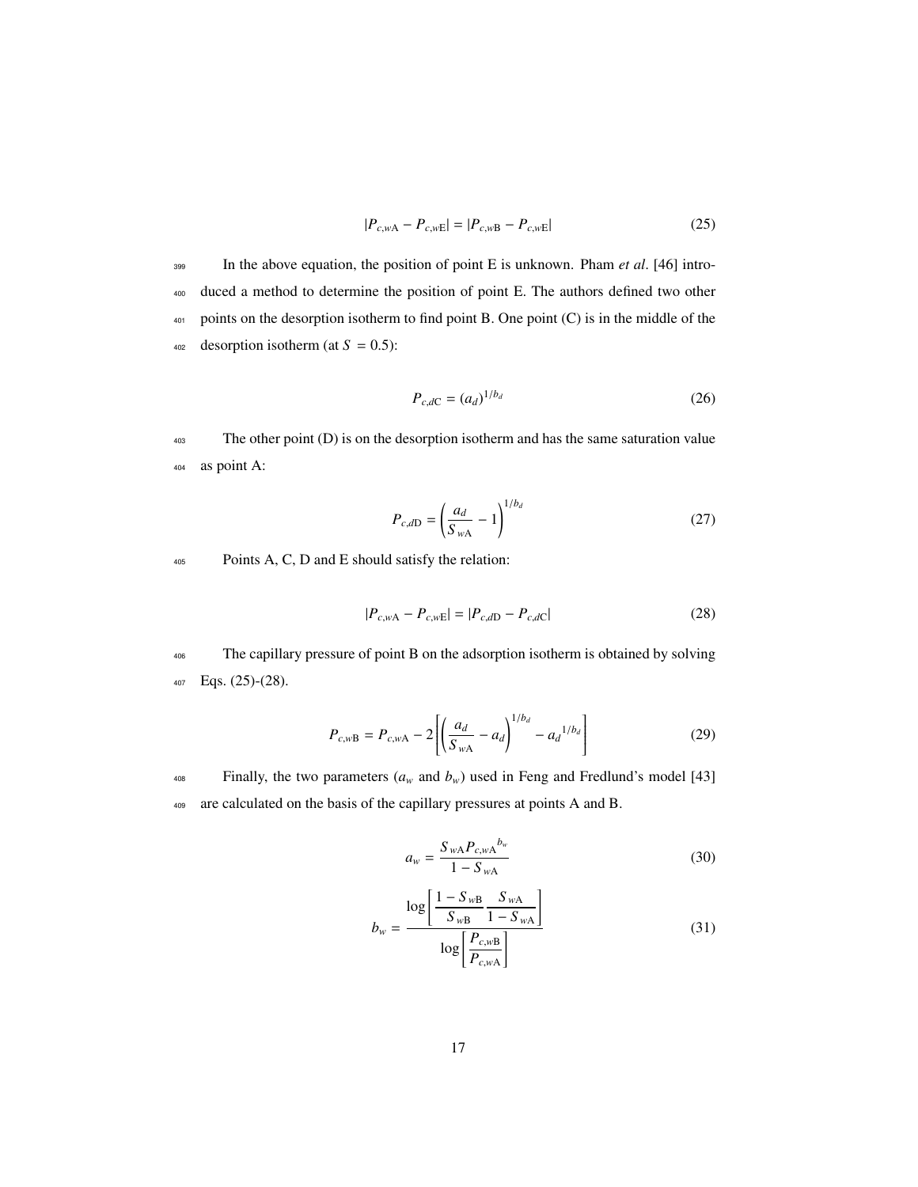$$|P_{c,w\mathrm{A}} - P_{c,w\mathrm{E}}| = |P_{c,w\mathrm{B}} - P_{c,w\mathrm{E}}| \tag{25}$$

In the above equation, the position of point E is unknown. Pham *et al*. [46] introduced a method to determine the position of point E. The authors defined two other points on the desorption isotherm to find point B. One point (C) is in the middle of the desorption isotherm (at $S = 0.5$):

$$P_{c,d\mathrm{C}} = (a_d)^{1/b_d} \tag{26}$$

The other point (D) is on the desorption isotherm and has the same saturation value as point A:

$$P_{c,d\mathrm{D}} = \left(\frac{a_d}{S_{w\mathrm{A}}} - 1\right)^{1/b_d} \tag{27}$$

Points A, C, D and E should satisfy the relation:

$$|P_{c,w\mathrm{A}} - P_{c,w\mathrm{E}}| = |P_{c,d\mathrm{D}} - P_{c,d\mathrm{C}}| \tag{28}$$

The capillary pressure of point B on the adsorption isotherm is obtained by solving Eqs. (25)-(28).

$$P_{c,w\mathrm{B}} = P_{c,w\mathrm{A}} - 2\left[\left(\frac{a_d}{S_{w\mathrm{A}}} - a_d\right)^{1/b_d} - {a_d}^{1/b_d}\right] \tag{29}$$

Finally, the two parameters ($a_w$ and $b_w$) used in Feng and Fredlund's model [43] are calculated on the basis of the capillary pressures at points A and B.

$$a_w = \frac{S_{w\mathrm{A}} {P_{c,w\mathrm{A}}}^{b_w}}{1 - S_{w\mathrm{A}}} \tag{30}$$

$$b_w = \frac{\log\left[\dfrac{1 - S_{w\mathrm{B}}}{S_{w\mathrm{B}}} \dfrac{S_{w\mathrm{A}}}{1 - S_{w\mathrm{A}}}\right]}{\log\left[\dfrac{P_{c,w\mathrm{B}}}{P_{c,w\mathrm{A}}}\right]} \tag{31}$$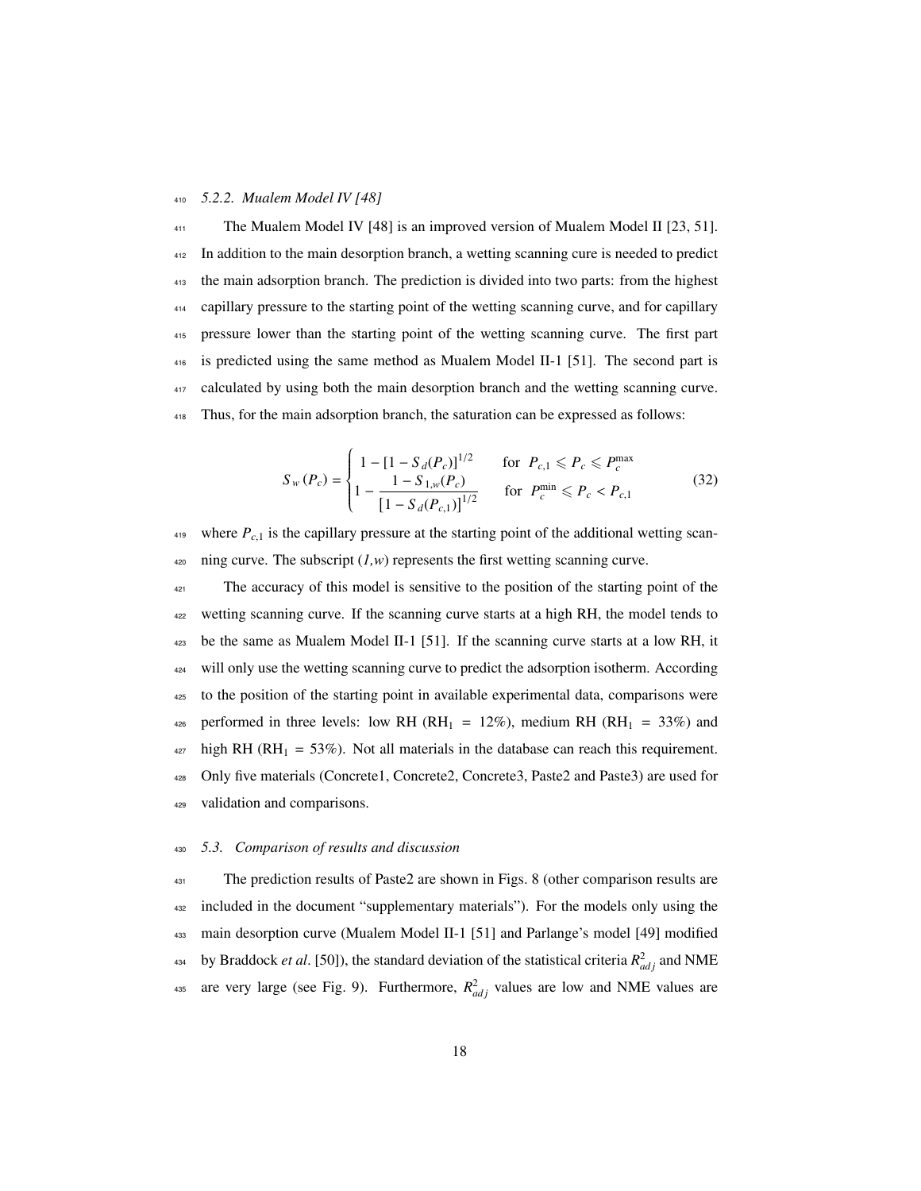### 5.2.2. Mualem Model IV [48]

The Mualem Model IV [48] is an improved version of Mualem Model II [23, 51]. In addition to the main desorption branch, a wetting scanning cure is needed to predict the main adsorption branch. The prediction is divided into two parts: from the highest capillary pressure to the starting point of the wetting scanning curve, and for capillary pressure lower than the starting point of the wetting scanning curve. The first part is predicted using the same method as Mualem Model II-1 [51]. The second part is calculated by using both the main desorption branch and the wetting scanning curve. Thus, for the main adsorption branch, the saturation can be expressed as follows:

$$S_w(P_c) = \begin{cases} 1 - [1 - S_d(P_c)]^{1/2} & \text{for } P_{c,1} \leqslant P_c \leqslant P_c^{\max} \\ 1 - \dfrac{1 - S_{1,w}(P_c)}{[1 - S_d(P_{c,1})]^{1/2}} & \text{for } P_c^{\min} \leqslant P_c < P_{c,1} \end{cases} \tag{32}$$

where $P_{c,1}$ is the capillary pressure at the starting point of the additional wetting scanning curve. The subscript *(1,w)* represents the first wetting scanning curve.

The accuracy of this model is sensitive to the position of the starting point of the wetting scanning curve. If the scanning curve starts at a high RH, the model tends to be the same as Mualem Model II-1 [51]. If the scanning curve starts at a low RH, it will only use the wetting scanning curve to predict the adsorption isotherm. According to the position of the starting point in available experimental data, comparisons were performed in three levels: low RH ($RH_1 = 12\%$), medium RH ($RH_1 = 33\%$) and high RH ($RH_1 = 53\%$). Not all materials in the database can reach this requirement. Only five materials (Concrete1, Concrete2, Concrete3, Paste2 and Paste3) are used for validation and comparisons.

## 5.3. Comparison of results and discussion

The prediction results of Paste2 are shown in Figs. 8 (other comparison results are included in the document "supplementary materials"). For the models only using the main desorption curve (Mualem Model II-1 [51] and Parlange's model [49] modified by Braddock *et al*. [50]), the standard deviation of the statistical criteria $R^2_{adj}$ and NME are very large (see Fig. 9). Furthermore, $R^2_{adj}$ values are low and NME values are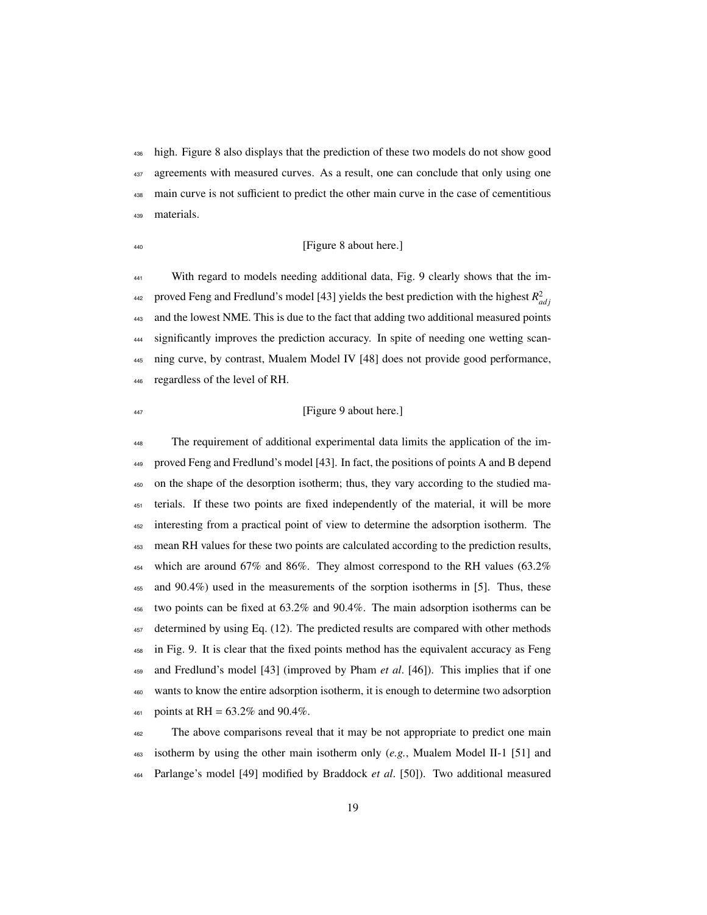high. Figure 8 also displays that the prediction of these two models do not show good agreements with measured curves. As a result, one can conclude that only using one main curve is not sufficient to predict the other main curve in the case of cementitious materials.

[Figure 8 about here.]

With regard to models needing additional data, Fig. 9 clearly shows that the improved Feng and Fredlund's model [43] yields the best prediction with the highest $R^2_{adj}$ and the lowest NME. This is due to the fact that adding two additional measured points significantly improves the prediction accuracy. In spite of needing one wetting scanning curve, by contrast, Mualem Model IV [48] does not provide good performance, regardless of the level of RH.

[Figure 9 about here.]

The requirement of additional experimental data limits the application of the improved Feng and Fredlund's model [43]. In fact, the positions of points A and B depend on the shape of the desorption isotherm; thus, they vary according to the studied materials. If these two points are fixed independently of the material, it will be more interesting from a practical point of view to determine the adsorption isotherm. The mean RH values for these two points are calculated according to the prediction results, which are around 67% and 86%. They almost correspond to the RH values (63.2% and 90.4%) used in the measurements of the sorption isotherms in [5]. Thus, these two points can be fixed at 63.2% and 90.4%. The main adsorption isotherms can be determined by using Eq. (12). The predicted results are compared with other methods in Fig. 9. It is clear that the fixed points method has the equivalent accuracy as Feng and Fredlund's model [43] (improved by Pham *et al*. [46]). This implies that if one wants to know the entire adsorption isotherm, it is enough to determine two adsorption points at RH = 63.2% and 90.4%.

The above comparisons reveal that it may be not appropriate to predict one main isotherm by using the other main isotherm only (*e.g.*, Mualem Model II-1 [51] and Parlange's model [49] modified by Braddock *et al*. [50]). Two additional measured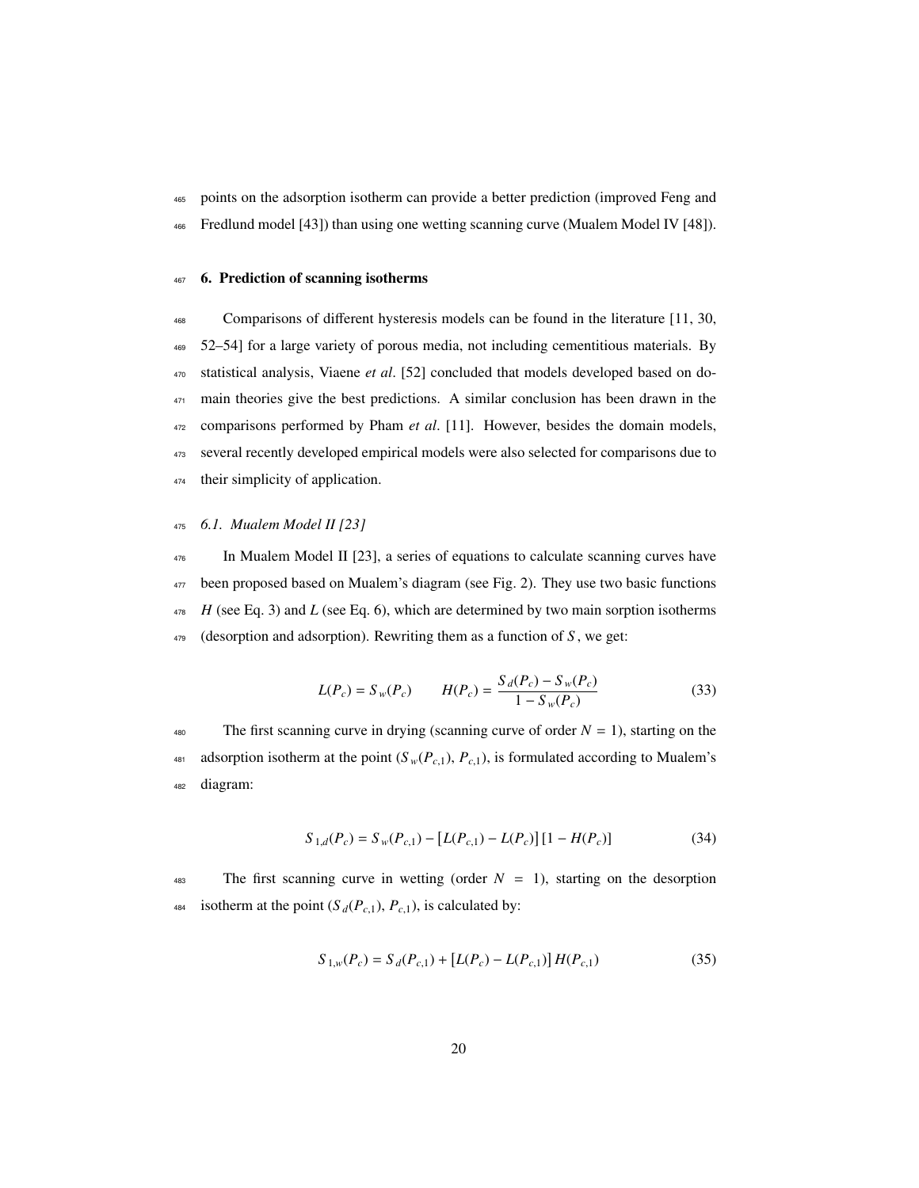points on the adsorption isotherm can provide a better prediction (improved Feng and Fredlund model [43]) than using one wetting scanning curve (Mualem Model IV [48]).

## 6. Prediction of scanning isotherms

Comparisons of different hysteresis models can be found in the literature [11, 30, 52–54] for a large variety of porous media, not including cementitious materials. By statistical analysis, Viaene *et al*. [52] concluded that models developed based on domain theories give the best predictions. A similar conclusion has been drawn in the comparisons performed by Pham *et al*. [11]. However, besides the domain models, several recently developed empirical models were also selected for comparisons due to their simplicity of application.

### *6.1. Mualem Model II [23]*

In Mualem Model II [23], a series of equations to calculate scanning curves have been proposed based on Mualem's diagram (see Fig. 2). They use two basic functions $H$ (see Eq. 3) and $L$ (see Eq. 6), which are determined by two main sorption isotherms (desorption and adsorption). Rewriting them as a function of $S$, we get:

$$L(P_c) = S_w(P_c) \qquad H(P_c) = \frac{S_d(P_c) - S_w(P_c)}{1 - S_w(P_c)} \tag{33}$$

The first scanning curve in drying (scanning curve of order $N = 1$), starting on the adsorption isotherm at the point ($S_w(P_{c,1})$, $P_{c,1}$), is formulated according to Mualem's diagram:

$$S_{1,d}(P_c) = S_w(P_{c,1}) - \left[L(P_{c,1}) - L(P_c)\right]\left[1 - H(P_c)\right] \tag{34}$$

The first scanning curve in wetting (order $N = 1$), starting on the desorption isotherm at the point ($S_d(P_{c,1})$, $P_{c,1}$), is calculated by:

$$S_{1,w}(P_c) = S_d(P_{c,1}) + \left[L(P_c) - L(P_{c,1})\right] H(P_{c,1}) \tag{35}$$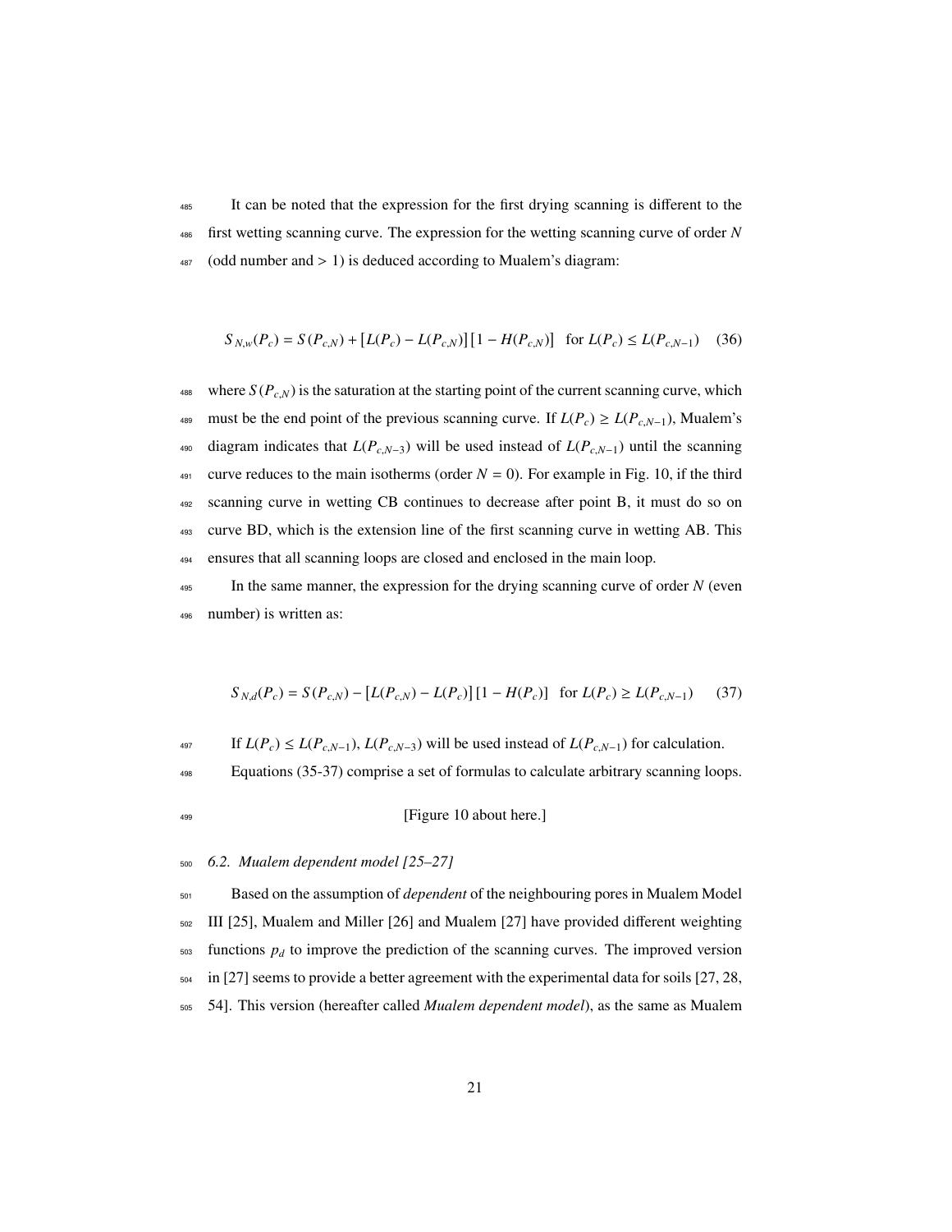It can be noted that the expression for the first drying scanning is different to the first wetting scanning curve. The expression for the wetting scanning curve of order $N$ (odd number and $> 1$) is deduced according to Mualem's diagram:

$$S_{N,w}(P_c) = S(P_{c,N}) + \left[L(P_c) - L(P_{c,N})\right]\left[1 - H(P_{c,N})\right] \quad \text{for } L(P_c) \leq L(P_{c,N-1}) \tag{36}$$

where $S(P_{c,N})$ is the saturation at the starting point of the current scanning curve, which must be the end point of the previous scanning curve. If $L(P_c) \geq L(P_{c,N-1})$, Mualem's diagram indicates that $L(P_{c,N-3})$ will be used instead of $L(P_{c,N-1})$ until the scanning curve reduces to the main isotherms (order $N = 0$). For example in Fig. 10, if the third scanning curve in wetting CB continues to decrease after point B, it must do so on curve BD, which is the extension line of the first scanning curve in wetting AB. This ensures that all scanning loops are closed and enclosed in the main loop.

In the same manner, the expression for the drying scanning curve of order $N$ (even number) is written as:

$$S_{N,d}(P_c) = S(P_{c,N}) - \left[L(P_{c,N}) - L(P_c)\right]\left[1 - H(P_c)\right] \quad \text{for } L(P_c) \geq L(P_{c,N-1}) \tag{37}$$

If $L(P_c) \leq L(P_{c,N-1})$, $L(P_{c,N-3})$ will be used instead of $L(P_{c,N-1})$ for calculation.

Equations (35-37) comprise a set of formulas to calculate arbitrary scanning loops.

[Figure 10 about here.]

### 6.2. *Mualem dependent model [25–27]*

Based on the assumption of *dependent* of the neighbouring pores in Mualem Model III [25], Mualem and Miller [26] and Mualem [27] have provided different weighting functions $p_d$ to improve the prediction of the scanning curves. The improved version in [27] seems to provide a better agreement with the experimental data for soils [27, 28, 54]. This version (hereafter called *Mualem dependent model*), as the same as Mualem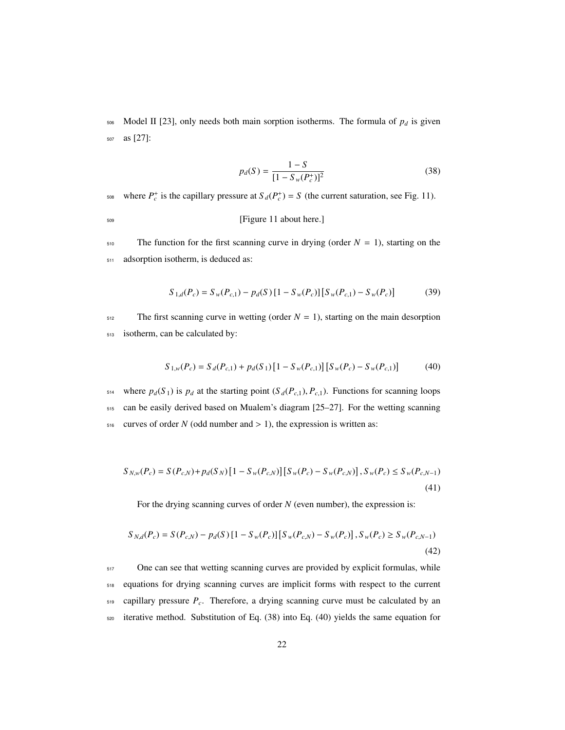Model II [23], only needs both main sorption isotherms. The formula of $p_d$ is given as [27]:

$$p_d(S) = \frac{1 - S}{[1 - S_w(P_c^+)]^2} \tag{38}$$

where $P_c^+$ is the capillary pressure at $S_d(P_c^+) = S$ (the current saturation, see Fig. 11).

[Figure 11 about here.]

The function for the first scanning curve in drying (order $N = 1$), starting on the adsorption isotherm, is deduced as:

$$S_{1,d}(P_c) = S_w(P_{c,1}) - p_d(S)\,[1 - S_w(P_c)]\,[S_w(P_{c,1}) - S_w(P_c)] \tag{39}$$

The first scanning curve in wetting (order $N = 1$), starting on the main desorption isotherm, can be calculated by:

$$S_{1,w}(P_c) = S_d(P_{c,1}) + p_d(S_1)\,[1 - S_w(P_{c,1})]\,[S_w(P_c) - S_w(P_{c,1})] \tag{40}$$

where $p_d(S_1)$ is $p_d$ at the starting point $(S_d(P_{c,1}), P_{c,1})$. Functions for scanning loops can be easily derived based on Mualem's diagram [25–27]. For the wetting scanning curves of order $N$ (odd number and $> 1$), the expression is written as:

$$S_{N,w}(P_c) = S(P_{c,N}) + p_d(S_N)\,[1 - S_w(P_{c,N})]\,[S_w(P_c) - S_w(P_{c,N})]\,, S_w(P_c) \leq S_w(P_{c,N-1}) \tag{41}$$

For the drying scanning curves of order $N$ (even number), the expression is:

$$S_{N,d}(P_c) = S(P_{c,N}) - p_d(S)\,[1 - S_w(P_c)]\,[S_w(P_{c,N}) - S_w(P_c)]\,, S_w(P_c) \geq S_w(P_{c,N-1}) \tag{42}$$

One can see that wetting scanning curves are provided by explicit formulas, while equations for drying scanning curves are implicit forms with respect to the current capillary pressure $P_c$. Therefore, a drying scanning curve must be calculated by an iterative method. Substitution of Eq. (38) into Eq. (40) yields the same equation for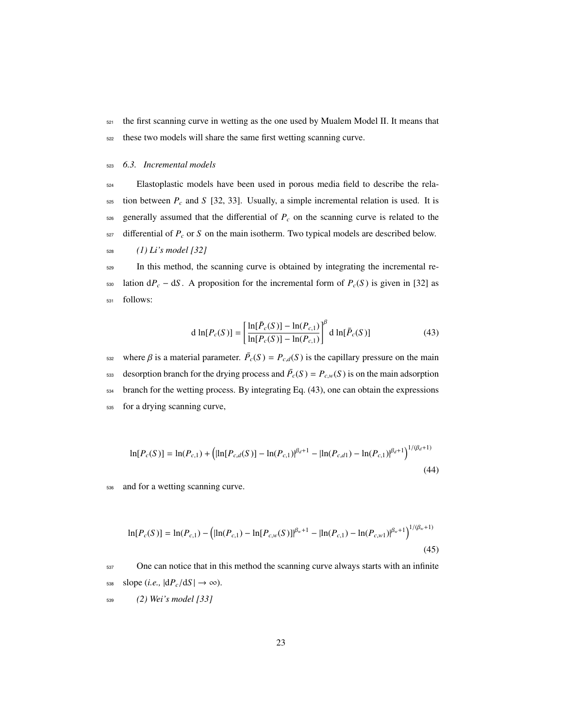the first scanning curve in wetting as the one used by Mualem Model II. It means that these two models will share the same first wetting scanning curve.

### 6.3. Incremental models

Elastoplastic models have been used in porous media field to describe the relation between $P_c$ and $S$ [32, 33]. Usually, a simple incremental relation is used. It is generally assumed that the differential of $P_c$ on the scanning curve is related to the differential of $P_c$ or $S$ on the main isotherm. Two typical models are described below.

*(1) Li's model [32]*

In this method, the scanning curve is obtained by integrating the incremental relation $\mathrm{d}P_c - \mathrm{d}S$. A proposition for the incremental form of $P_c(S)$ is given in [32] as follows:

$$\mathrm{d}\ln[P_c(S)] = \left[\frac{\ln[\bar{P}_c(S)] - \ln(P_{c,1})}{\ln[P_c(S)] - \ln(P_{c,1})}\right]^{\beta} \mathrm{d}\ln[\bar{P}_c(S)] \tag{43}$$

where $\beta$ is a material parameter. $\bar{P}_c(S) = P_{c,d}(S)$ is the capillary pressure on the main desorption branch for the drying process and $\bar{P}_c(S) = P_{c,w}(S)$ is on the main adsorption branch for the wetting process. By integrating Eq. (43), one can obtain the expressions for a drying scanning curve,

$$\ln[P_c(S)] = \ln(P_{c,1}) + \left(|\ln[P_{c,d}(S)] - \ln(P_{c,1})|^{\beta_d+1} - |\ln(P_{c,d1}) - \ln(P_{c,1})|^{\beta_d+1}\right)^{1/(\beta_d+1)} \tag{44}$$

and for a wetting scanning curve.

$$\ln[P_c(S)] = \ln(P_{c,1}) - \left(|\ln(P_{c,1}) - \ln[P_{c,w}(S)]|^{\beta_w+1} - |\ln(P_{c,1}) - \ln(P_{c,w1})|^{\beta_w+1}\right)^{1/(\beta_w+1)} \tag{45}$$

One can notice that in this method the scanning curve always starts with an infinite slope (*i.e.,* $|\mathrm{d}P_c/\mathrm{d}S| \to \infty$).

*(2) Wei's model [33]*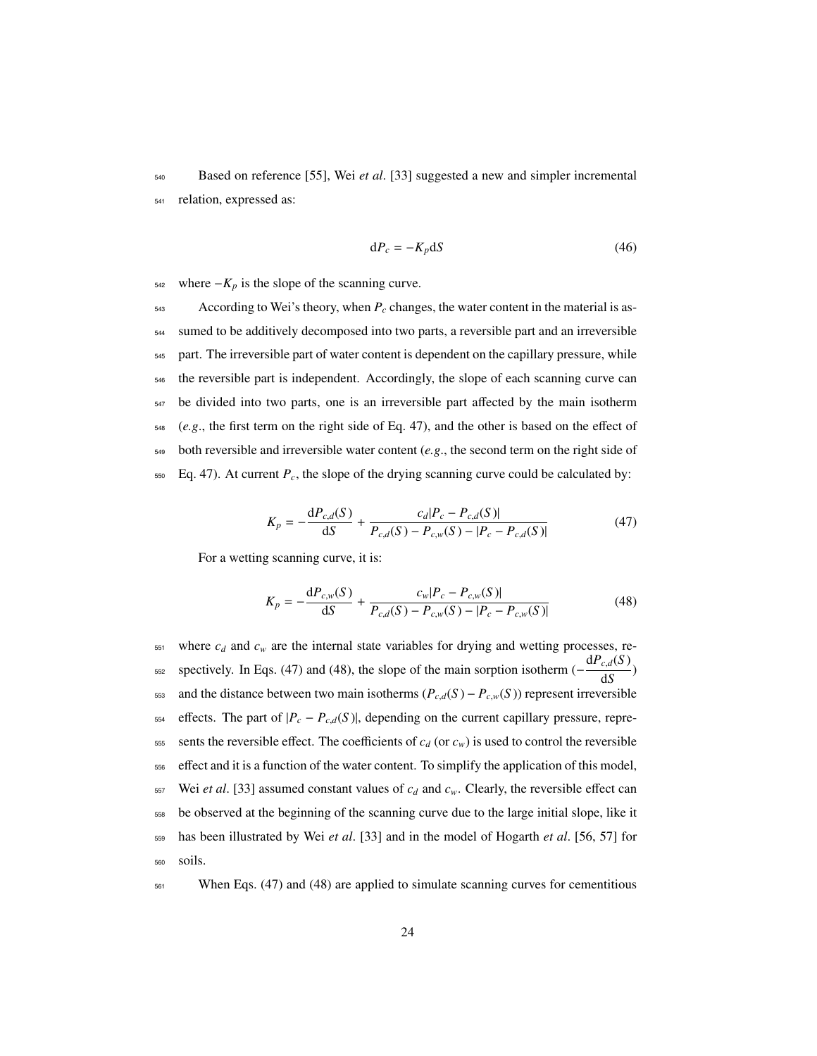Based on reference [55], Wei *et al*. [33] suggested a new and simpler incremental relation, expressed as:

$$\mathrm{d}P_c = -K_p \mathrm{d}S \tag{46}$$

where $-K_p$ is the slope of the scanning curve.

According to Wei's theory, when $P_c$ changes, the water content in the material is assumed to be additively decomposed into two parts, a reversible part and an irreversible part. The irreversible part of water content is dependent on the capillary pressure, while the reversible part is independent. Accordingly, the slope of each scanning curve can be divided into two parts, one is an irreversible part affected by the main isotherm (*e.g.*, the first term on the right side of Eq. 47), and the other is based on the effect of both reversible and irreversible water content (*e.g.*, the second term on the right side of Eq. 47). At current $P_c$, the slope of the drying scanning curve could be calculated by:

$$K_p = -\frac{\mathrm{d}P_{c,d}(S)}{\mathrm{d}S} + \frac{c_d|P_c - P_{c,d}(S)|}{P_{c,d}(S) - P_{c,w}(S) - |P_c - P_{c,d}(S)|} \tag{47}$$

For a wetting scanning curve, it is:

$$K_p = -\frac{\mathrm{d}P_{c,w}(S)}{\mathrm{d}S} + \frac{c_w|P_c - P_{c,w}(S)|}{P_{c,d}(S) - P_{c,w}(S) - |P_c - P_{c,w}(S)|} \tag{48}$$

where $c_d$ and $c_w$ are the internal state variables for drying and wetting processes, respectively. In Eqs. (47) and (48), the slope of the main sorption isotherm ($-\frac{\mathrm{d}P_{c,d}(S)}{\mathrm{d}S}$) and the distance between two main isotherms ($P_{c,d}(S) - P_{c,w}(S)$) represent irreversible effects. The part of $|P_c - P_{c,d}(S)|$, depending on the current capillary pressure, represents the reversible effect. The coefficients of $c_d$ (or $c_w$) is used to control the reversible effect and it is a function of the water content. To simplify the application of this model, Wei *et al*. [33] assumed constant values of $c_d$ and $c_w$. Clearly, the reversible effect can be observed at the beginning of the scanning curve due to the large initial slope, like it has been illustrated by Wei *et al*. [33] and in the model of Hogarth *et al*. [56, 57] for soils.

When Eqs. (47) and (48) are applied to simulate scanning curves for cementitious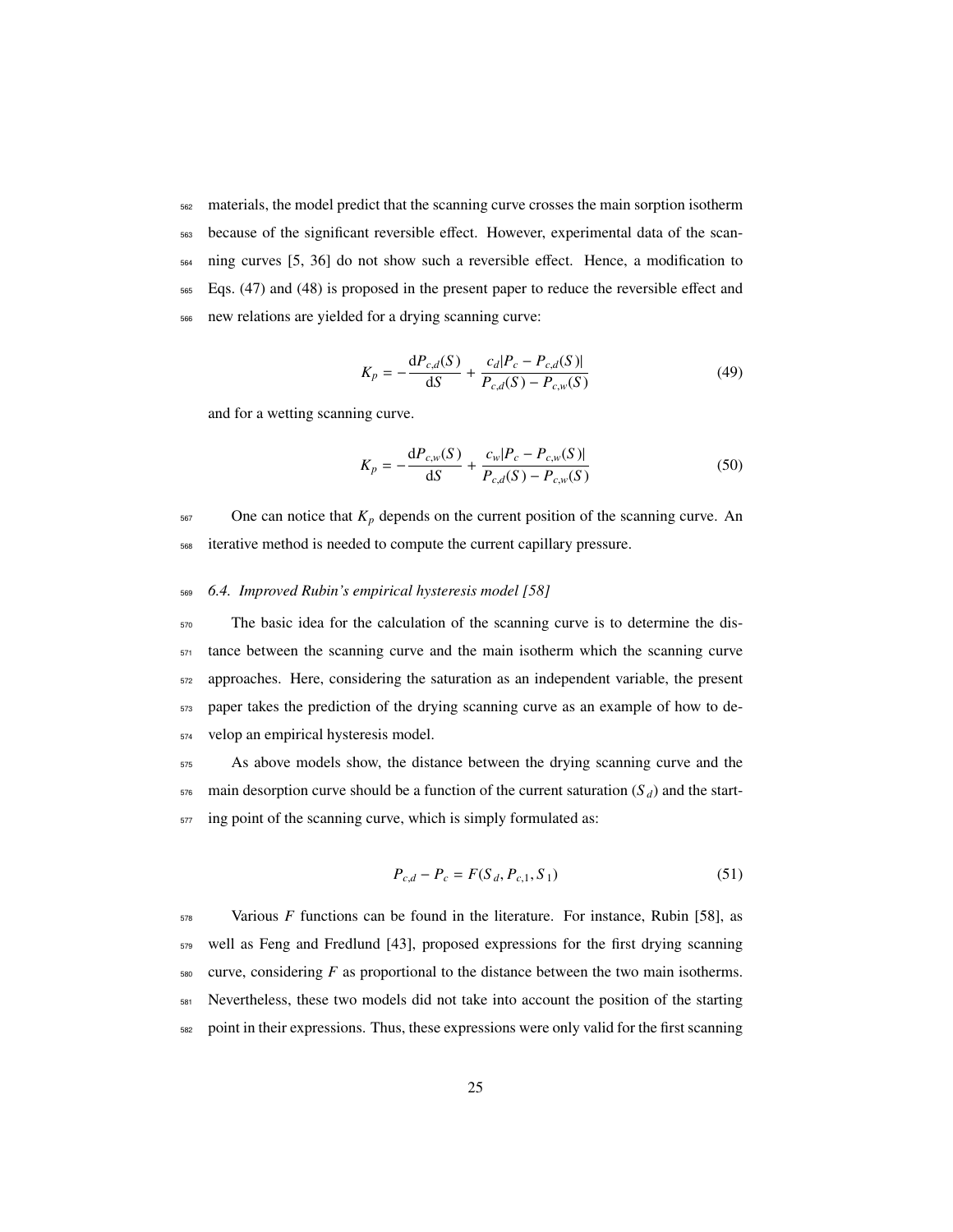materials, the model predict that the scanning curve crosses the main sorption isotherm because of the significant reversible effect. However, experimental data of the scanning curves [5, 36] do not show such a reversible effect. Hence, a modification to Eqs. (47) and (48) is proposed in the present paper to reduce the reversible effect and new relations are yielded for a drying scanning curve:

$$K_p = -\frac{\mathrm{d}P_{c,d}(S)}{\mathrm{d}S} + \frac{c_d|P_c - P_{c,d}(S)|}{P_{c,d}(S) - P_{c,w}(S)} \tag{49}$$

and for a wetting scanning curve.

$$K_p = -\frac{\mathrm{d}P_{c,w}(S)}{\mathrm{d}S} + \frac{c_w|P_c - P_{c,w}(S)|}{P_{c,d}(S) - P_{c,w}(S)} \tag{50}$$

One can notice that $K_p$ depends on the current position of the scanning curve. An iterative method is needed to compute the current capillary pressure.

### *6.4. Improved Rubin's empirical hysteresis model [58]*

The basic idea for the calculation of the scanning curve is to determine the distance between the scanning curve and the main isotherm which the scanning curve approaches. Here, considering the saturation as an independent variable, the present paper takes the prediction of the drying scanning curve as an example of how to develop an empirical hysteresis model.

As above models show, the distance between the drying scanning curve and the main desorption curve should be a function of the current saturation ($S_d$) and the starting point of the scanning curve, which is simply formulated as:

$$P_{c,d} - P_c = F(S_d, P_{c,1}, S_1) \tag{51}$$

Various $F$ functions can be found in the literature. For instance, Rubin [58], as well as Feng and Fredlund [43], proposed expressions for the first drying scanning curve, considering $F$ as proportional to the distance between the two main isotherms. Nevertheless, these two models did not take into account the position of the starting point in their expressions. Thus, these expressions were only valid for the first scanning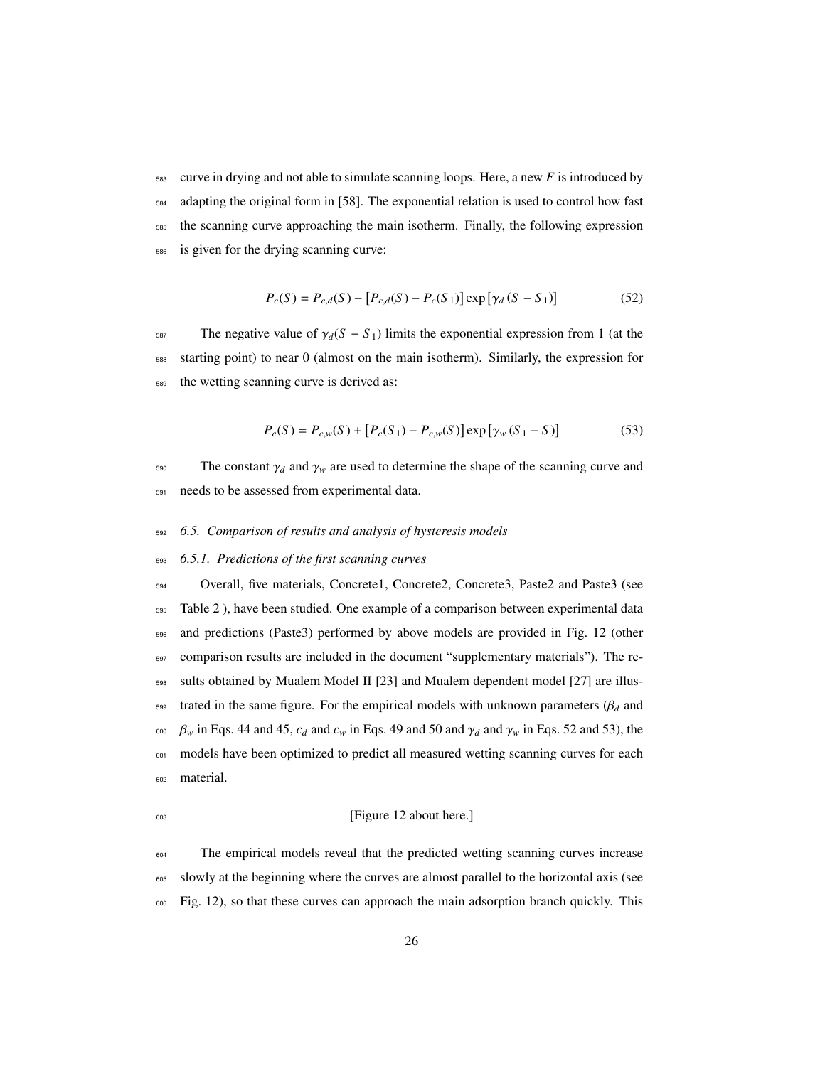curve in drying and not able to simulate scanning loops. Here, a new $F$ is introduced by adapting the original form in [58]. The exponential relation is used to control how fast the scanning curve approaching the main isotherm. Finally, the following expression is given for the drying scanning curve:

$$P_c(S) = P_{c,d}(S) - [P_{c,d}(S) - P_c(S_1)] \exp [\gamma_d (S - S_1)] \tag{52}$$

The negative value of $\gamma_d(S - S_1)$ limits the exponential expression from 1 (at the starting point) to near 0 (almost on the main isotherm). Similarly, the expression for the wetting scanning curve is derived as:

$$P_c(S) = P_{c,w}(S) + [P_c(S_1) - P_{c,w}(S)] \exp [\gamma_w (S_1 - S)] \tag{53}$$

The constant $\gamma_d$ and $\gamma_w$ are used to determine the shape of the scanning curve and needs to be assessed from experimental data.

### *6.5. Comparison of results and analysis of hysteresis models*

#### *6.5.1. Predictions of the first scanning curves*

Overall, five materials, Concrete1, Concrete2, Concrete3, Paste2 and Paste3 (see Table 2 ), have been studied. One example of a comparison between experimental data and predictions (Paste3) performed by above models are provided in Fig. 12 (other comparison results are included in the document "supplementary materials"). The results obtained by Mualem Model II [23] and Mualem dependent model [27] are illustrated in the same figure. For the empirical models with unknown parameters ($\beta_d$ and $\beta_w$ in Eqs. 44 and 45, $c_d$ and $c_w$ in Eqs. 49 and 50 and $\gamma_d$ and $\gamma_w$ in Eqs. 52 and 53), the models have been optimized to predict all measured wetting scanning curves for each material.

[Figure 12 about here.]

The empirical models reveal that the predicted wetting scanning curves increase slowly at the beginning where the curves are almost parallel to the horizontal axis (see Fig. 12), so that these curves can approach the main adsorption branch quickly. This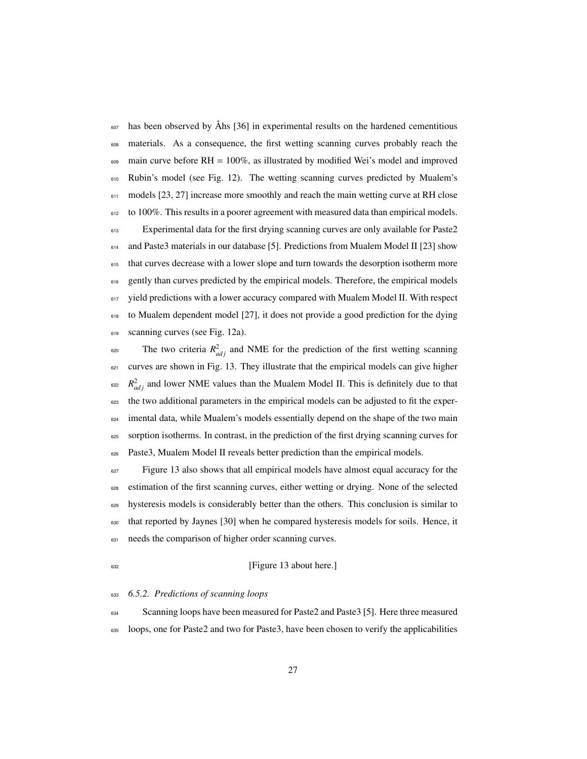has been observed by Åhs [36] in experimental results on the hardened cementitious materials. As a consequence, the first wetting scanning curves probably reach the main curve before RH = 100%, as illustrated by modified Wei's model and improved Rubin's model (see Fig. 12). The wetting scanning curves predicted by Mualem's models [23, 27] increase more smoothly and reach the main wetting curve at RH close to 100%. This results in a poorer agreement with measured data than empirical models.

Experimental data for the first drying scanning curves are only available for Paste2 and Paste3 materials in our database [5]. Predictions from Mualem Model II [23] show that curves decrease with a lower slope and turn towards the desorption isotherm more gently than curves predicted by the empirical models. Therefore, the empirical models yield predictions with a lower accuracy compared with Mualem Model II. With respect to Mualem dependent model [27], it does not provide a good prediction for the dying scanning curves (see Fig. 12a).

The two criteria $R^2_{adj}$ and NME for the prediction of the first wetting scanning curves are shown in Fig. 13. They illustrate that the empirical models can give higher $R^2_{adj}$ and lower NME values than the Mualem Model II. This is definitely due to that the two additional parameters in the empirical models can be adjusted to fit the experimental data, while Mualem's models essentially depend on the shape of the two main sorption isotherms. In contrast, in the prediction of the first drying scanning curves for Paste3, Mualem Model II reveals better prediction than the empirical models.

Figure 13 also shows that all empirical models have almost equal accuracy for the estimation of the first scanning curves, either wetting or drying. None of the selected hysteresis models is considerably better than the others. This conclusion is similar to that reported by Jaynes [30] when he compared hysteresis models for soils. Hence, it needs the comparison of higher order scanning curves.

[Figure 13 about here.]

### *6.5.2. Predictions of scanning loops*

Scanning loops have been measured for Paste2 and Paste3 [5]. Here three measured loops, one for Paste2 and two for Paste3, have been chosen to verify the applicabilities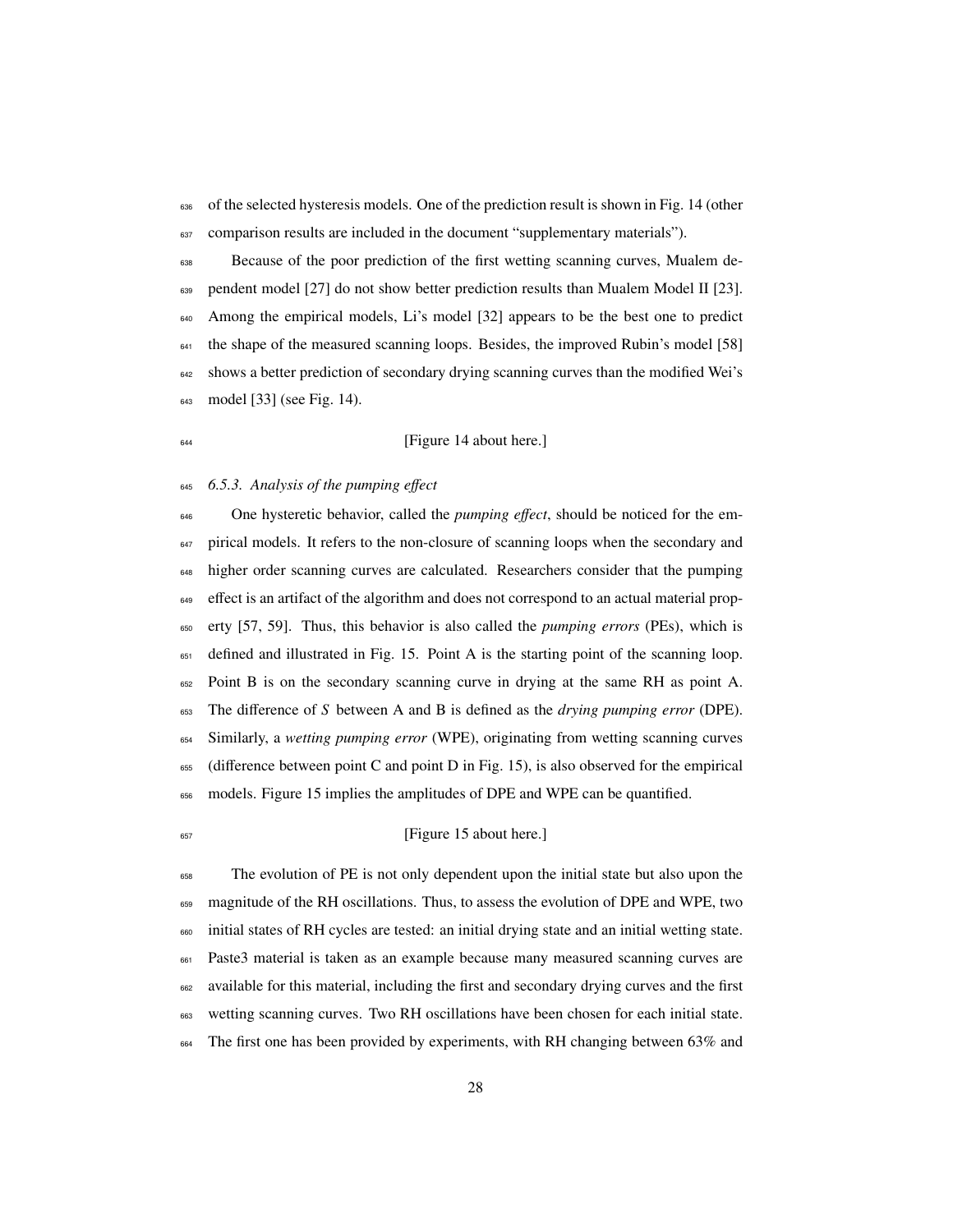of the selected hysteresis models. One of the prediction result is shown in Fig. 14 (other comparison results are included in the document "supplementary materials").

Because of the poor prediction of the first wetting scanning curves, Mualem dependent model [27] do not show better prediction results than Mualem Model II [23]. Among the empirical models, Li's model [32] appears to be the best one to predict the shape of the measured scanning loops. Besides, the improved Rubin's model [58] shows a better prediction of secondary drying scanning curves than the modified Wei's model [33] (see Fig. 14).

[Figure 14 about here.]

*6.5.3. Analysis of the pumping effect*

One hysteretic behavior, called the *pumping effect*, should be noticed for the empirical models. It refers to the non-closure of scanning loops when the secondary and higher order scanning curves are calculated. Researchers consider that the pumping effect is an artifact of the algorithm and does not correspond to an actual material property [57, 59]. Thus, this behavior is also called the *pumping errors* (PEs), which is defined and illustrated in Fig. 15. Point A is the starting point of the scanning loop. Point B is on the secondary scanning curve in drying at the same RH as point A. The difference of $S$ between A and B is defined as the *drying pumping error* (DPE). Similarly, a *wetting pumping error* (WPE), originating from wetting scanning curves (difference between point C and point D in Fig. 15), is also observed for the empirical models. Figure 15 implies the amplitudes of DPE and WPE can be quantified.

[Figure 15 about here.]

The evolution of PE is not only dependent upon the initial state but also upon the magnitude of the RH oscillations. Thus, to assess the evolution of DPE and WPE, two initial states of RH cycles are tested: an initial drying state and an initial wetting state. Paste3 material is taken as an example because many measured scanning curves are available for this material, including the first and secondary drying curves and the first wetting scanning curves. Two RH oscillations have been chosen for each initial state. The first one has been provided by experiments, with RH changing between 63% and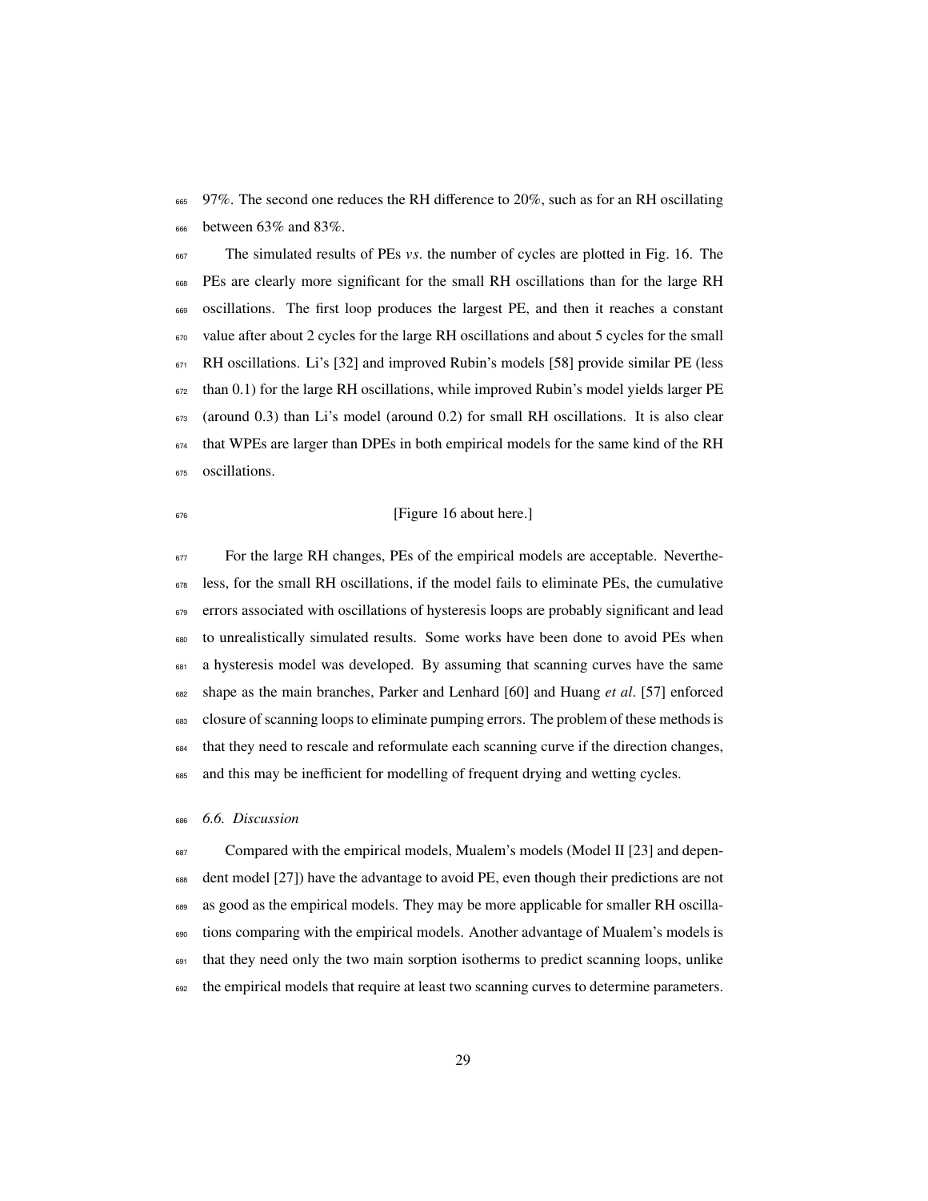97%. The second one reduces the RH difference to 20%, such as for an RH oscillating between 63% and 83%.

The simulated results of PEs *vs*. the number of cycles are plotted in Fig. 16. The PEs are clearly more significant for the small RH oscillations than for the large RH oscillations. The first loop produces the largest PE, and then it reaches a constant value after about 2 cycles for the large RH oscillations and about 5 cycles for the small RH oscillations. Li's [32] and improved Rubin's models [58] provide similar PE (less than 0.1) for the large RH oscillations, while improved Rubin's model yields larger PE (around 0.3) than Li's model (around 0.2) for small RH oscillations. It is also clear that WPEs are larger than DPEs in both empirical models for the same kind of the RH oscillations.

[Figure 16 about here.]

For the large RH changes, PEs of the empirical models are acceptable. Nevertheless, for the small RH oscillations, if the model fails to eliminate PEs, the cumulative errors associated with oscillations of hysteresis loops are probably significant and lead to unrealistically simulated results. Some works have been done to avoid PEs when a hysteresis model was developed. By assuming that scanning curves have the same shape as the main branches, Parker and Lenhard [60] and Huang *et al*. [57] enforced closure of scanning loops to eliminate pumping errors. The problem of these methods is that they need to rescale and reformulate each scanning curve if the direction changes, and this may be inefficient for modelling of frequent drying and wetting cycles.

### *6.6. Discussion*

Compared with the empirical models, Mualem's models (Model II [23] and dependent model [27]) have the advantage to avoid PE, even though their predictions are not as good as the empirical models. They may be more applicable for smaller RH oscillations comparing with the empirical models. Another advantage of Mualem's models is that they need only the two main sorption isotherms to predict scanning loops, unlike the empirical models that require at least two scanning curves to determine parameters.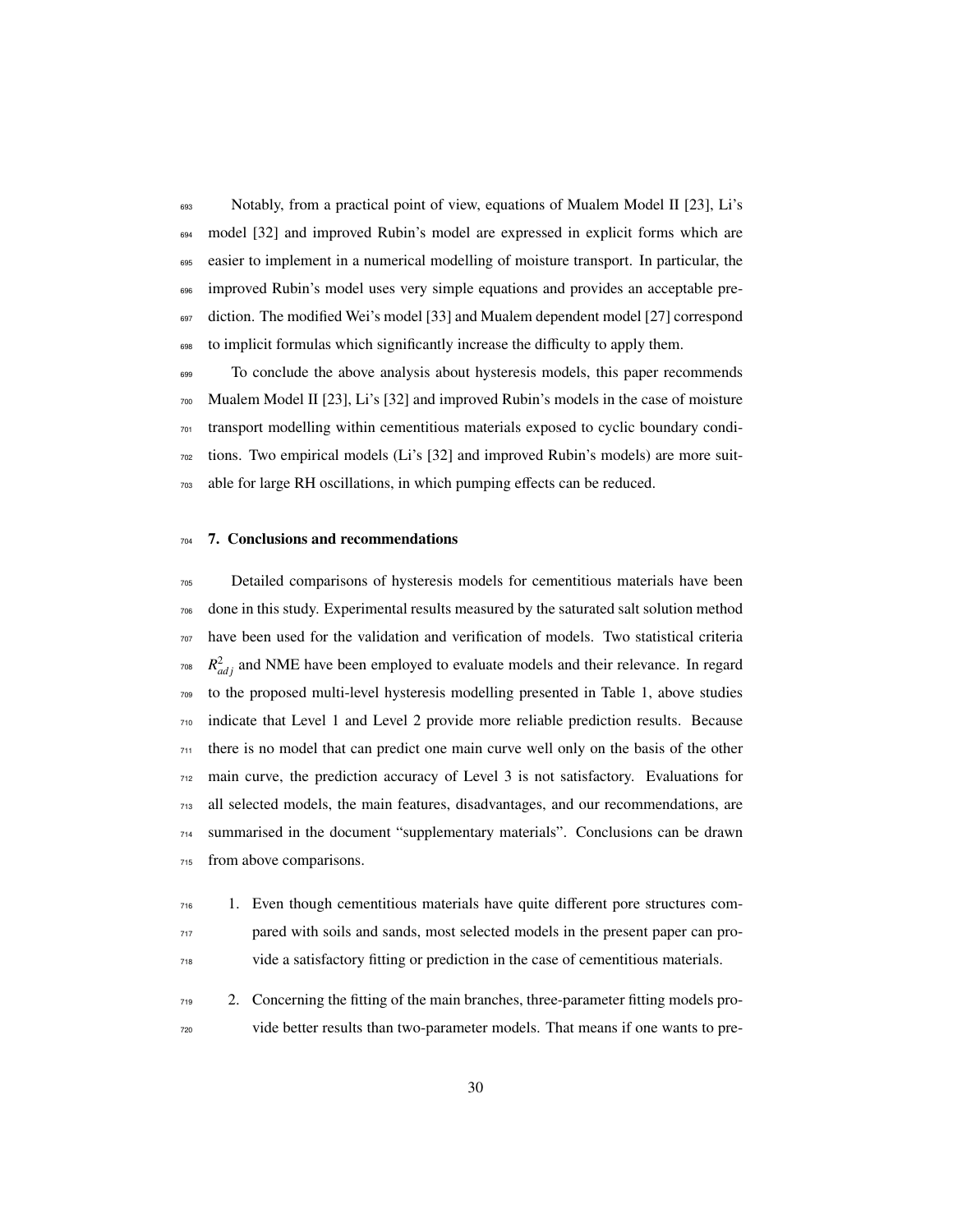Notably, from a practical point of view, equations of Mualem Model II [23], Li's model [32] and improved Rubin's model are expressed in explicit forms which are easier to implement in a numerical modelling of moisture transport. In particular, the improved Rubin's model uses very simple equations and provides an acceptable prediction. The modified Wei's model [33] and Mualem dependent model [27] correspond to implicit formulas which significantly increase the difficulty to apply them.

To conclude the above analysis about hysteresis models, this paper recommends Mualem Model II [23], Li's [32] and improved Rubin's models in the case of moisture transport modelling within cementitious materials exposed to cyclic boundary conditions. Two empirical models (Li's [32] and improved Rubin's models) are more suitable for large RH oscillations, in which pumping effects can be reduced.

## 7. Conclusions and recommendations

Detailed comparisons of hysteresis models for cementitious materials have been done in this study. Experimental results measured by the saturated salt solution method have been used for the validation and verification of models. Two statistical criteria $R^2_{adj}$ and NME have been employed to evaluate models and their relevance. In regard to the proposed multi-level hysteresis modelling presented in Table 1, above studies indicate that Level 1 and Level 2 provide more reliable prediction results. Because there is no model that can predict one main curve well only on the basis of the other main curve, the prediction accuracy of Level 3 is not satisfactory. Evaluations for all selected models, the main features, disadvantages, and our recommendations, are summarised in the document "supplementary materials". Conclusions can be drawn from above comparisons.

1. Even though cementitious materials have quite different pore structures compared with soils and sands, most selected models in the present paper can provide a satisfactory fitting or prediction in the case of cementitious materials.

2. Concerning the fitting of the main branches, three-parameter fitting models provide better results than two-parameter models. That means if one wants to pre-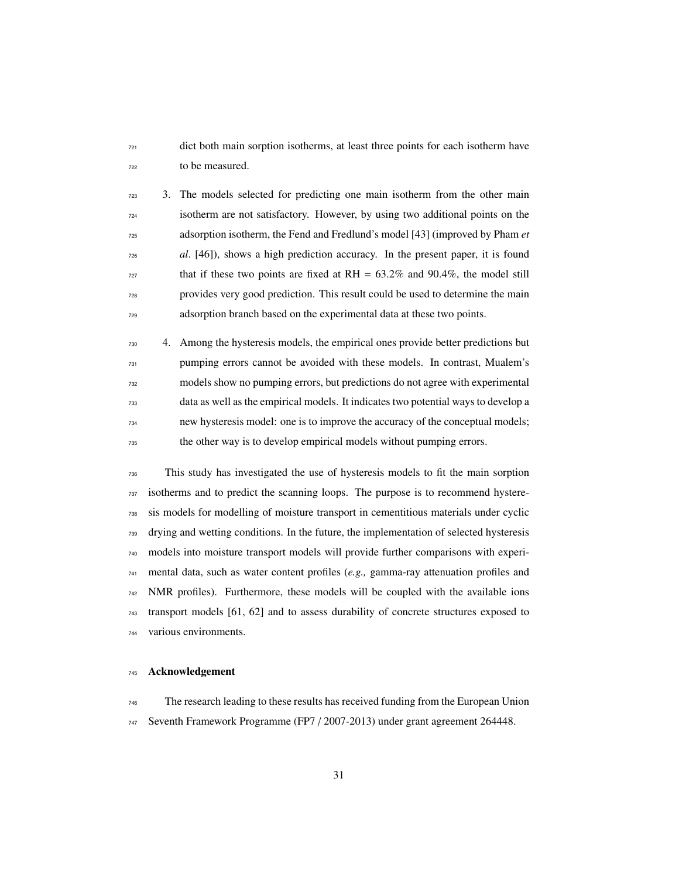dict both main sorption isotherms, at least three points for each isotherm have to be measured.

3. The models selected for predicting one main isotherm from the other main isotherm are not satisfactory. However, by using two additional points on the adsorption isotherm, the Fend and Fredlund's model [43] (improved by Pham *et al*. [46]), shows a high prediction accuracy. In the present paper, it is found that if these two points are fixed at RH = 63.2% and 90.4%, the model still provides very good prediction. This result could be used to determine the main adsorption branch based on the experimental data at these two points.

4. Among the hysteresis models, the empirical ones provide better predictions but pumping errors cannot be avoided with these models. In contrast, Mualem's models show no pumping errors, but predictions do not agree with experimental data as well as the empirical models. It indicates two potential ways to develop a new hysteresis model: one is to improve the accuracy of the conceptual models; the other way is to develop empirical models without pumping errors.

This study has investigated the use of hysteresis models to fit the main sorption isotherms and to predict the scanning loops. The purpose is to recommend hysteresis models for modelling of moisture transport in cementitious materials under cyclic drying and wetting conditions. In the future, the implementation of selected hysteresis models into moisture transport models will provide further comparisons with experimental data, such as water content profiles (*e.g.,* gamma-ray attenuation profiles and NMR profiles). Furthermore, these models will be coupled with the available ions transport models [61, 62] and to assess durability of concrete structures exposed to various environments.

## Acknowledgement

The research leading to these results has received funding from the European Union Seventh Framework Programme (FP7 / 2007-2013) under grant agreement 264448.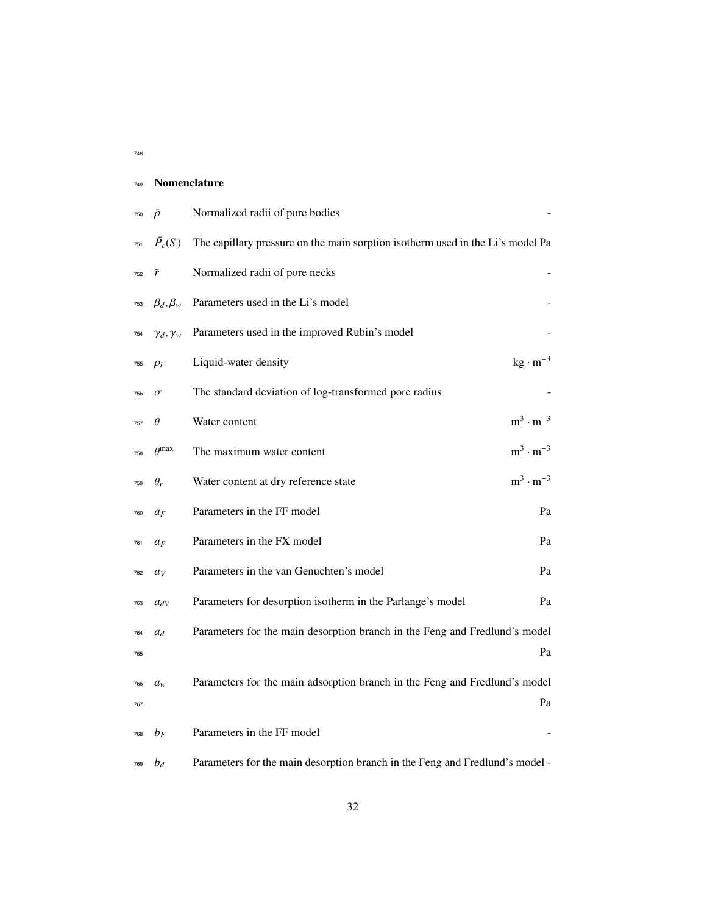## Nomenclature

| Symbol | Description | Unit |
|---|---|---|
| $\bar{\rho}$ | Normalized radii of pore bodies | - |
| $\bar{P}_c(S)$ | The capillary pressure on the main sorption isotherm used in the Li's model | Pa |
| $\bar{r}$ | Normalized radii of pore necks | - |
| $\beta_d, \beta_w$ | Parameters used in the Li's model | - |
| $\gamma_d, \gamma_w$ | Parameters used in the improved Rubin's model | - |
| $\rho_l$ | Liquid-water density | $\mathrm{kg \cdot m^{-3}}$ |
| $\sigma$ | The standard deviation of log-transformed pore radius | - |
| $\theta$ | Water content | $\mathrm{m^3 \cdot m^{-3}}$ |
| $\theta^{\max}$ | The maximum water content | $\mathrm{m^3 \cdot m^{-3}}$ |
| $\theta_r$ | Water content at dry reference state | $\mathrm{m^3 \cdot m^{-3}}$ |
| $a_F$ | Parameters in the FF model | Pa |
| $a_F$ | Parameters in the FX model | Pa |
| $a_V$ | Parameters in the van Genuchten's model | Pa |
| $a_{dV}$ | Parameters for desorption isotherm in the Parlange's model | Pa |
| $a_d$ | Parameters for the main desorption branch in the Feng and Fredlund's model | Pa |
| $a_w$ | Parameters for the main adsorption branch in the Feng and Fredlund's model | Pa |
| $b_F$ | Parameters in the FF model | - |
| $b_d$ | Parameters for the main desorption branch in the Feng and Fredlund's model | - |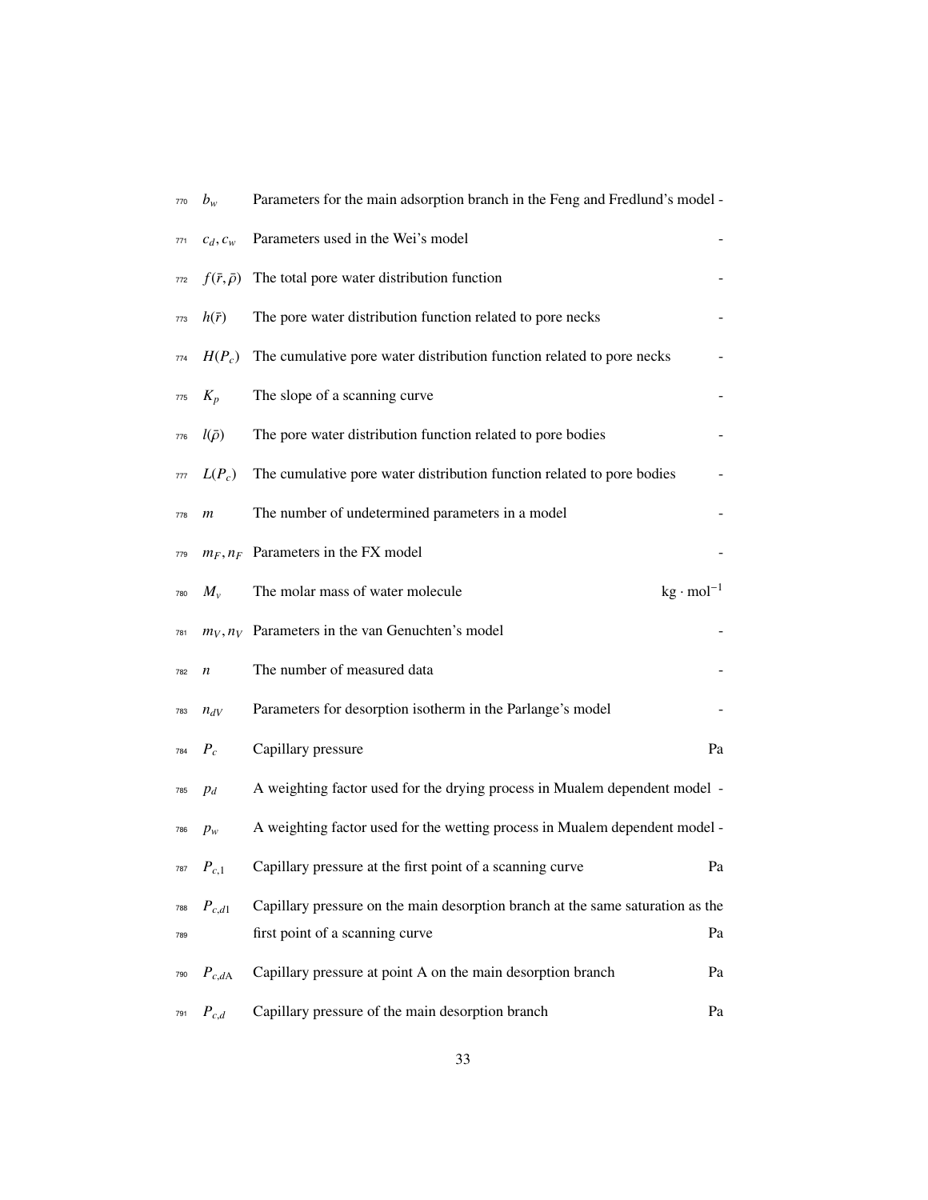| | | |
|---|---|---|
| $b_w$ | Parameters for the main adsorption branch in the Feng and Fredlund's model | - |
| $c_d, c_w$ | Parameters used in the Wei's model | - |
| $f(\bar{r}, \bar{\rho})$ | The total pore water distribution function | - |
| $h(\bar{r})$ | The pore water distribution function related to pore necks | - |
| $H(P_c)$ | The cumulative pore water distribution function related to pore necks | - |
| $K_p$ | The slope of a scanning curve | - |
| $l(\bar{\rho})$ | The pore water distribution function related to pore bodies | - |
| $L(P_c)$ | The cumulative pore water distribution function related to pore bodies | - |
| $m$ | The number of undetermined parameters in a model | - |
| $m_F, n_F$ | Parameters in the FX model | - |
| $M_v$ | The molar mass of water molecule | $\text{kg} \cdot \text{mol}^{-1}$ |
| $m_V, n_V$ | Parameters in the van Genuchten's model | - |
| $n$ | The number of measured data | - |
| $n_{dV}$ | Parameters for desorption isotherm in the Parlange's model | - |
| $P_c$ | Capillary pressure | Pa |
| $p_d$ | A weighting factor used for the drying process in Mualem dependent model | - |
| $p_w$ | A weighting factor used for the wetting process in Mualem dependent model | - |
| $P_{c,1}$ | Capillary pressure at the first point of a scanning curve | Pa |
| $P_{c,d1}$ | Capillary pressure on the main desorption branch at the same saturation as the first point of a scanning curve | Pa |
| $P_{c,d\text{A}}$ | Capillary pressure at point A on the main desorption branch | Pa |
| $P_{c,d}$ | Capillary pressure of the main desorption branch | Pa |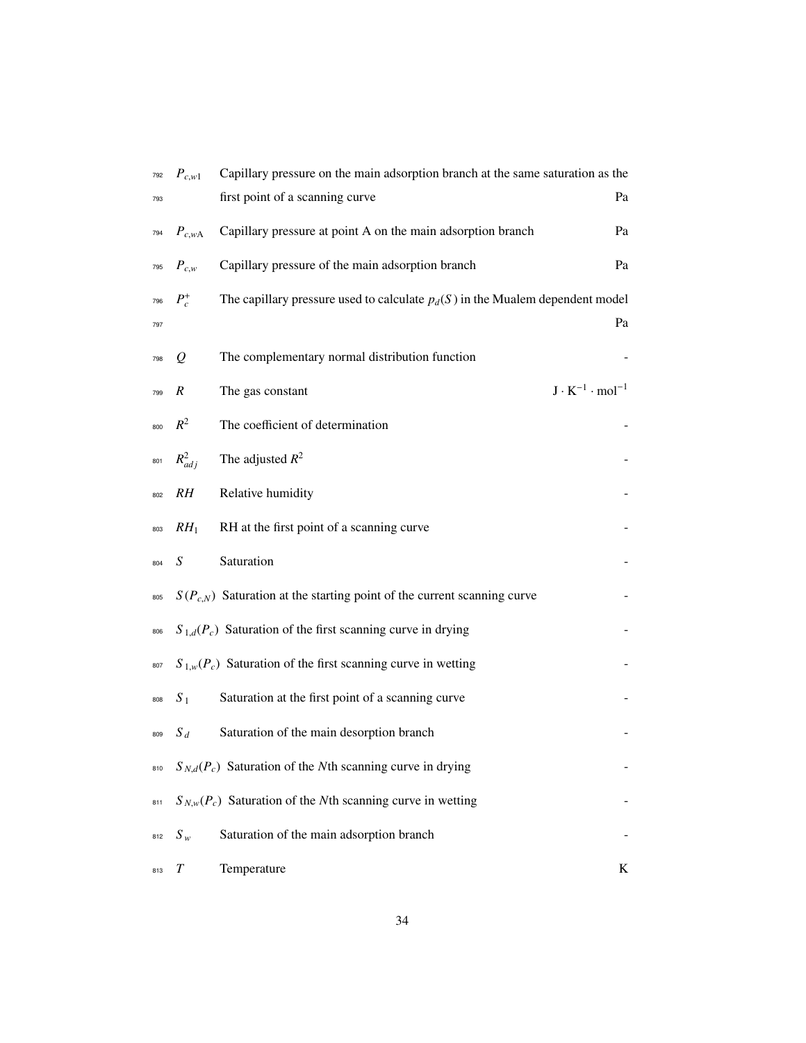| Symbol | Description | Unit |
|---|---|---|
| $P_{c,w1}$ | Capillary pressure on the main adsorption branch at the same saturation as the first point of a scanning curve | Pa |
| $P_{c,wA}$ | Capillary pressure at point A on the main adsorption branch | Pa |
| $P_{c,w}$ | Capillary pressure of the main adsorption branch | Pa |
| $P_c^+$ | The capillary pressure used to calculate $p_d(S)$ in the Mualem dependent model | Pa |
| $Q$ | The complementary normal distribution function | - |
| $R$ | The gas constant | $J \cdot K^{-1} \cdot mol^{-1}$ |
| $R^2$ | The coefficient of determination | - |
| $R^2_{adj}$ | The adjusted $R^2$ | - |
| $RH$ | Relative humidity | - |
| $RH_1$ | RH at the first point of a scanning curve | - |
| $S$ | Saturation | - |
| $S(P_{c,N})$ | Saturation at the starting point of the current scanning curve | - |
| $S_{1,d}(P_c)$ | Saturation of the first scanning curve in drying | - |
| $S_{1,w}(P_c)$ | Saturation of the first scanning curve in wetting | - |
| $S_1$ | Saturation at the first point of a scanning curve | - |
| $S_d$ | Saturation of the main desorption branch | - |
| $S_{N,d}(P_c)$ | Saturation of the $N$th scanning curve in drying | - |
| $S_{N,w}(P_c)$ | Saturation of the $N$th scanning curve in wetting | - |
| $S_w$ | Saturation of the main adsorption branch | - |
| $T$ | Temperature | K |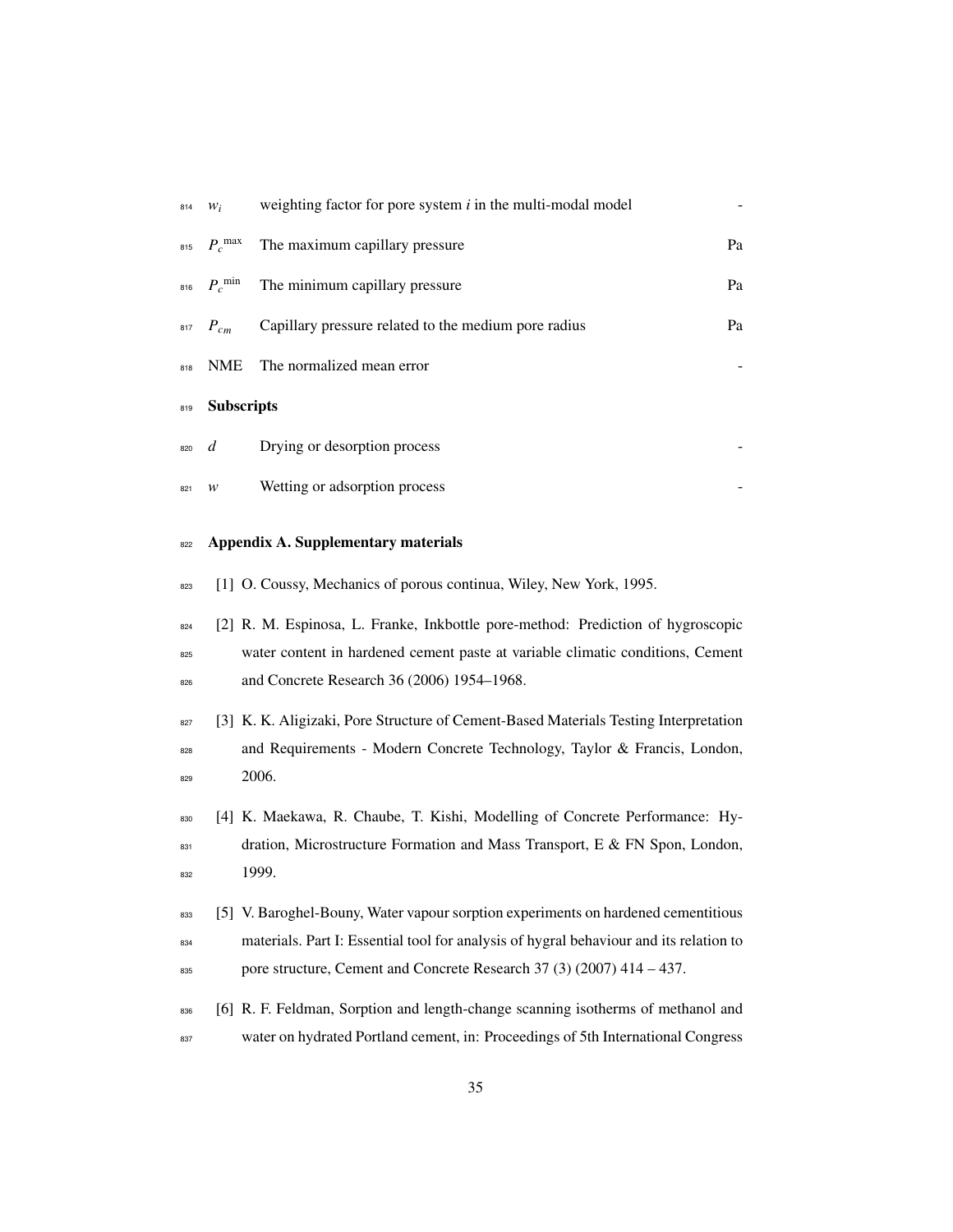| | | |
|---|---|---|
| $w_i$ | weighting factor for pore system $i$ in the multi-modal model | - |
| $P_c^{\max}$ | The maximum capillary pressure | Pa |
| $P_c^{\min}$ | The minimum capillary pressure | Pa |
| $P_{cm}$ | Capillary pressure related to the medium pore radius | Pa |
| NME | The normalized mean error | - |

**Subscripts**

| | | |
|---|---|---|
| $d$ | Drying or desorption process | - |
| $w$ | Wetting or adsorption process | - |

## Appendix A. Supplementary materials

[1] O. Coussy, Mechanics of porous continua, Wiley, New York, 1995.

[2] R. M. Espinosa, L. Franke, Inkbottle pore-method: Prediction of hygroscopic water content in hardened cement paste at variable climatic conditions, Cement and Concrete Research 36 (2006) 1954–1968.

[3] K. K. Aligizaki, Pore Structure of Cement-Based Materials Testing Interpretation and Requirements - Modern Concrete Technology, Taylor & Francis, London, 2006.

[4] K. Maekawa, R. Chaube, T. Kishi, Modelling of Concrete Performance: Hydration, Microstructure Formation and Mass Transport, E & FN Spon, London, 1999.

[5] V. Baroghel-Bouny, Water vapour sorption experiments on hardened cementitious materials. Part I: Essential tool for analysis of hygral behaviour and its relation to pore structure, Cement and Concrete Research 37 (3) (2007) 414 – 437.

[6] R. F. Feldman, Sorption and length-change scanning isotherms of methanol and water on hydrated Portland cement, in: Proceedings of 5th International Congress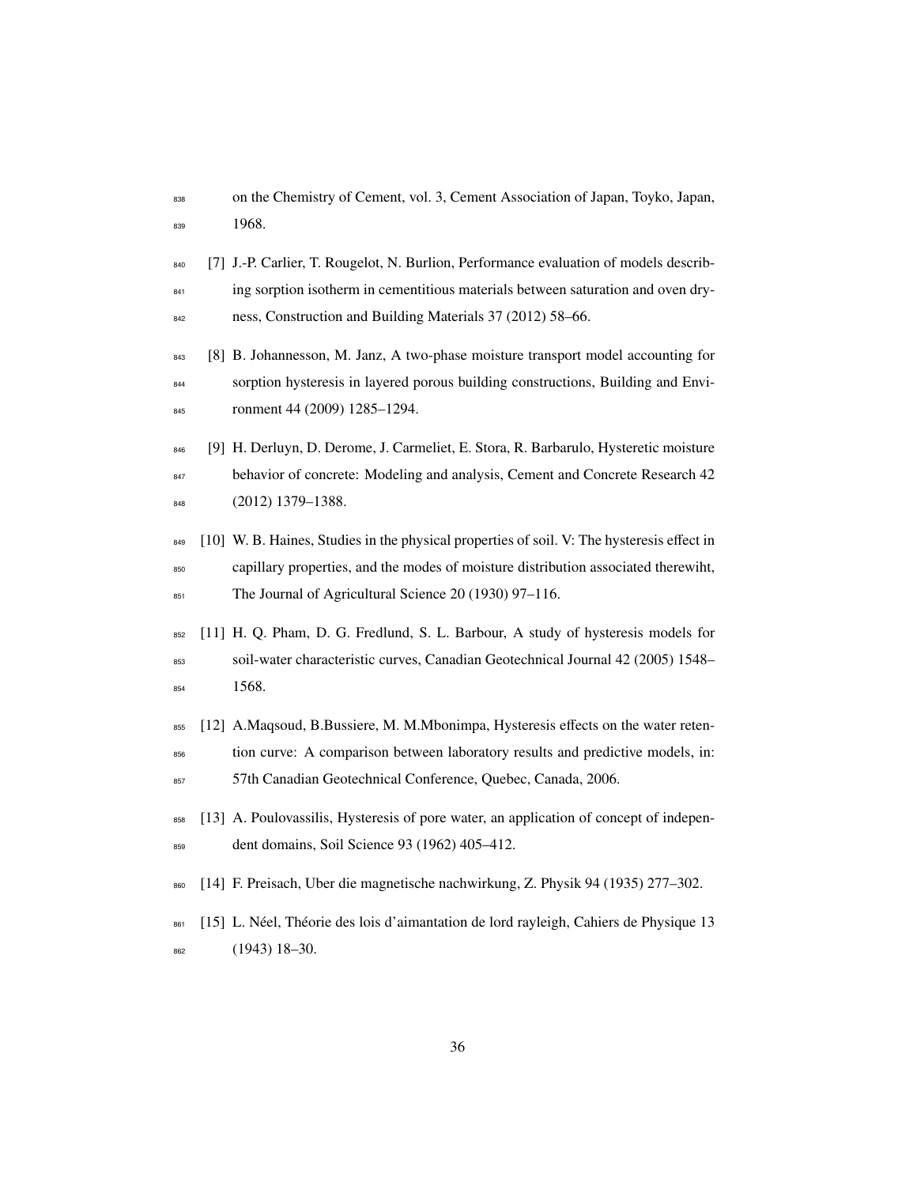on the Chemistry of Cement, vol. 3, Cement Association of Japan, Toyko, Japan, 1968.

[7] J.-P. Carlier, T. Rougelot, N. Burlion, Performance evaluation of models describing sorption isotherm in cementitious materials between saturation and oven dryness, Construction and Building Materials 37 (2012) 58–66.

[8] B. Johannesson, M. Janz, A two-phase moisture transport model accounting for sorption hysteresis in layered porous building constructions, Building and Environment 44 (2009) 1285–1294.

[9] H. Derluyn, D. Derome, J. Carmeliet, E. Stora, R. Barbarulo, Hysteretic moisture behavior of concrete: Modeling and analysis, Cement and Concrete Research 42 (2012) 1379–1388.

[10] W. B. Haines, Studies in the physical properties of soil. V: The hysteresis effect in capillary properties, and the modes of moisture distribution associated therewiht, The Journal of Agricultural Science 20 (1930) 97–116.

[11] H. Q. Pham, D. G. Fredlund, S. L. Barbour, A study of hysteresis models for soil-water characteristic curves, Canadian Geotechnical Journal 42 (2005) 1548–1568.

[12] A.Maqsoud, B.Bussiere, M. M.Mbonimpa, Hysteresis effects on the water retention curve: A comparison between laboratory results and predictive models, in: 57th Canadian Geotechnical Conference, Quebec, Canada, 2006.

[13] A. Poulovassilis, Hysteresis of pore water, an application of concept of independent domains, Soil Science 93 (1962) 405–412.

[14] F. Preisach, Uber die magnetische nachwirkung, Z. Physik 94 (1935) 277–302.

[15] L. Néel, Théorie des lois d'aimantation de lord rayleigh, Cahiers de Physique 13 (1943) 18–30.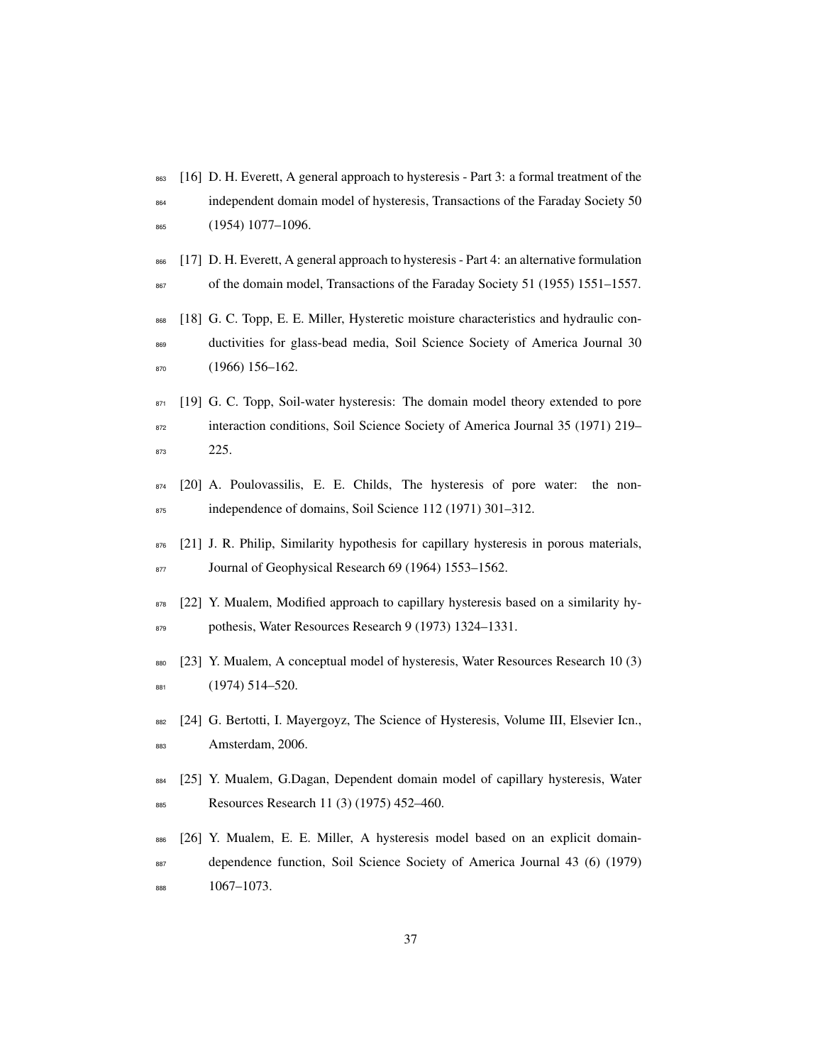[16] D. H. Everett, A general approach to hysteresis - Part 3: a formal treatment of the independent domain model of hysteresis, Transactions of the Faraday Society 50 (1954) 1077–1096.

[17] D. H. Everett, A general approach to hysteresis - Part 4: an alternative formulation of the domain model, Transactions of the Faraday Society 51 (1955) 1551–1557.

[18] G. C. Topp, E. E. Miller, Hysteretic moisture characteristics and hydraulic conductivities for glass-bead media, Soil Science Society of America Journal 30 (1966) 156–162.

[19] G. C. Topp, Soil-water hysteresis: The domain model theory extended to pore interaction conditions, Soil Science Society of America Journal 35 (1971) 219–225.

[20] A. Poulovassilis, E. E. Childs, The hysteresis of pore water: the non-independence of domains, Soil Science 112 (1971) 301–312.

[21] J. R. Philip, Similarity hypothesis for capillary hysteresis in porous materials, Journal of Geophysical Research 69 (1964) 1553–1562.

[22] Y. Mualem, Modified approach to capillary hysteresis based on a similarity hypothesis, Water Resources Research 9 (1973) 1324–1331.

[23] Y. Mualem, A conceptual model of hysteresis, Water Resources Research 10 (3) (1974) 514–520.

[24] G. Bertotti, I. Mayergoyz, The Science of Hysteresis, Volume III, Elsevier Icn., Amsterdam, 2006.

[25] Y. Mualem, G.Dagan, Dependent domain model of capillary hysteresis, Water Resources Research 11 (3) (1975) 452–460.

[26] Y. Mualem, E. E. Miller, A hysteresis model based on an explicit domain-dependence function, Soil Science Society of America Journal 43 (6) (1979) 1067–1073.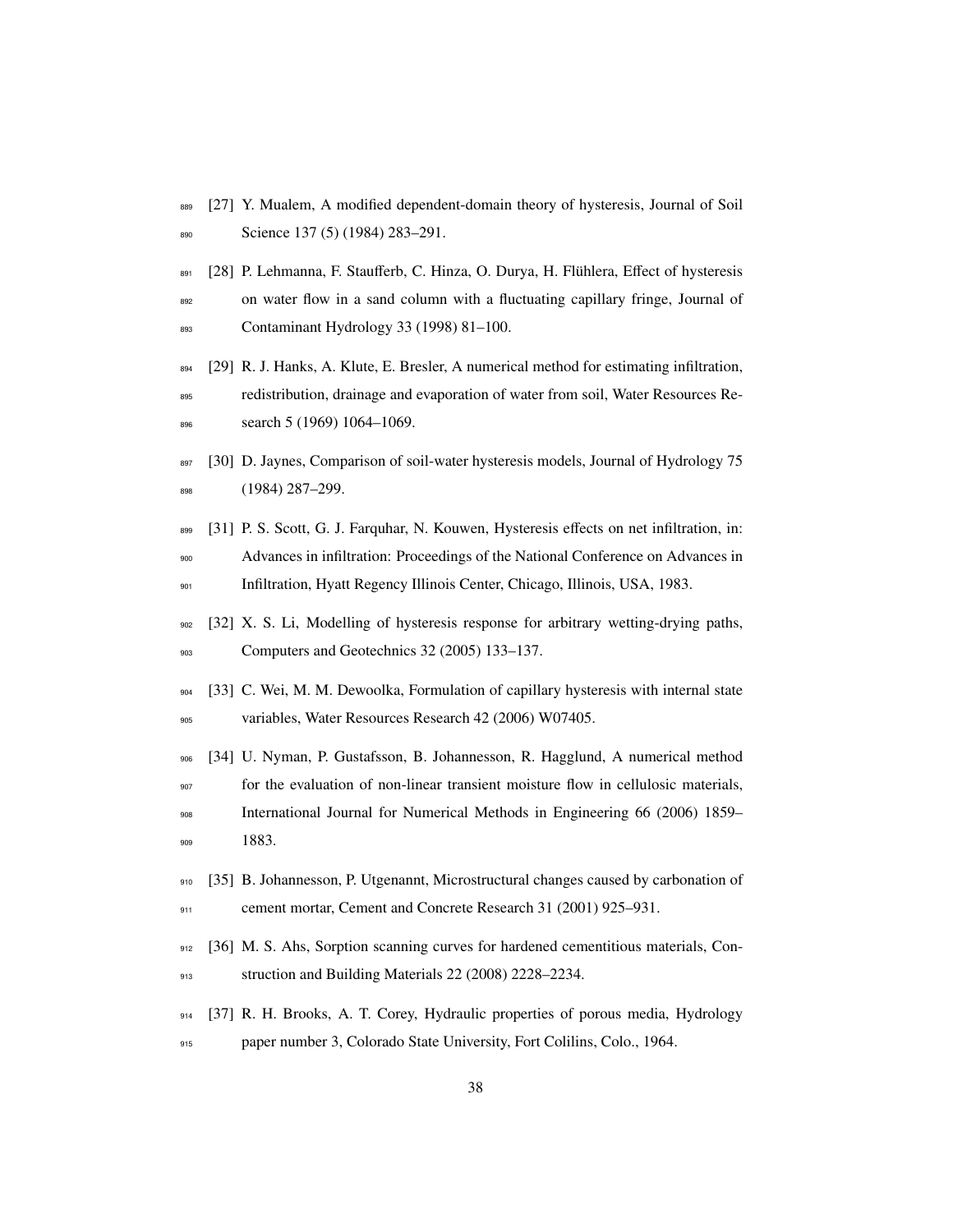[27] Y. Mualem, A modified dependent-domain theory of hysteresis, Journal of Soil Science 137 (5) (1984) 283–291.

[28] P. Lehmanna, F. Staufferb, C. Hinza, O. Durya, H. Flühlera, Effect of hysteresis on water flow in a sand column with a fluctuating capillary fringe, Journal of Contaminant Hydrology 33 (1998) 81–100.

[29] R. J. Hanks, A. Klute, E. Bresler, A numerical method for estimating infiltration, redistribution, drainage and evaporation of water from soil, Water Resources Research 5 (1969) 1064–1069.

[30] D. Jaynes, Comparison of soil-water hysteresis models, Journal of Hydrology 75 (1984) 287–299.

[31] P. S. Scott, G. J. Farquhar, N. Kouwen, Hysteresis effects on net infiltration, in: Advances in infiltration: Proceedings of the National Conference on Advances in Infiltration, Hyatt Regency Illinois Center, Chicago, Illinois, USA, 1983.

[32] X. S. Li, Modelling of hysteresis response for arbitrary wetting-drying paths, Computers and Geotechnics 32 (2005) 133–137.

[33] C. Wei, M. M. Dewoolka, Formulation of capillary hysteresis with internal state variables, Water Resources Research 42 (2006) W07405.

[34] U. Nyman, P. Gustafsson, B. Johannesson, R. Hagglund, A numerical method for the evaluation of non-linear transient moisture flow in cellulosic materials, International Journal for Numerical Methods in Engineering 66 (2006) 1859–1883.

[35] B. Johannesson, P. Utgenannt, Microstructural changes caused by carbonation of cement mortar, Cement and Concrete Research 31 (2001) 925–931.

[36] M. S. Ahs, Sorption scanning curves for hardened cementitious materials, Construction and Building Materials 22 (2008) 2228–2234.

[37] R. H. Brooks, A. T. Corey, Hydraulic properties of porous media, Hydrology paper number 3, Colorado State University, Fort Colilins, Colo., 1964.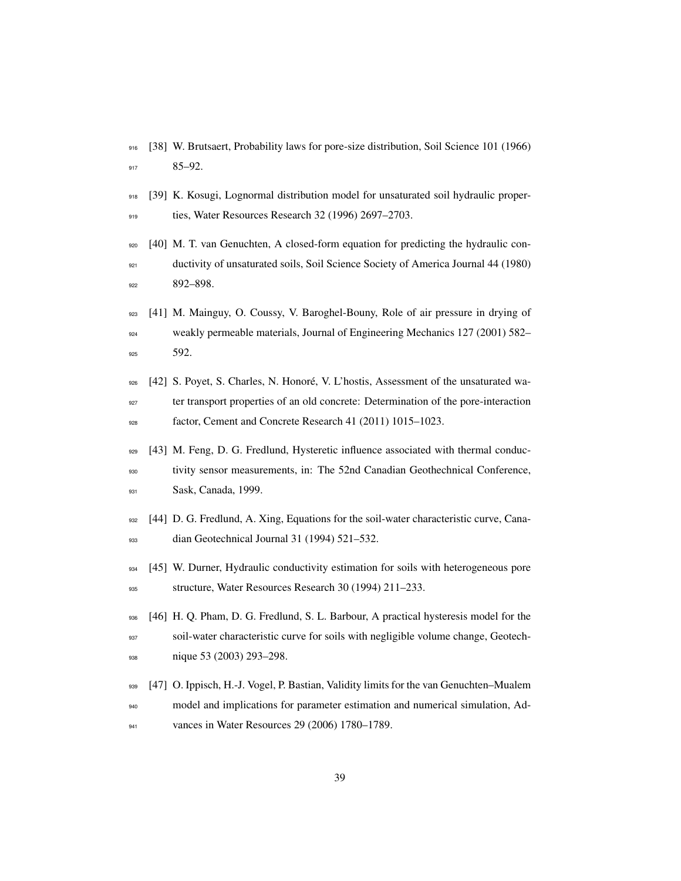[38] W. Brutsaert, Probability laws for pore-size distribution, Soil Science 101 (1966) 85–92.

[39] K. Kosugi, Lognormal distribution model for unsaturated soil hydraulic properties, Water Resources Research 32 (1996) 2697–2703.

[40] M. T. van Genuchten, A closed-form equation for predicting the hydraulic conductivity of unsaturated soils, Soil Science Society of America Journal 44 (1980) 892–898.

[41] M. Mainguy, O. Coussy, V. Baroghel-Bouny, Role of air pressure in drying of weakly permeable materials, Journal of Engineering Mechanics 127 (2001) 582–592.

[42] S. Poyet, S. Charles, N. Honoré, V. L'hostis, Assessment of the unsaturated water transport properties of an old concrete: Determination of the pore-interaction factor, Cement and Concrete Research 41 (2011) 1015–1023.

[43] M. Feng, D. G. Fredlund, Hysteretic influence associated with thermal conductivity sensor measurements, in: The 52nd Canadian Geothechnical Conference, Sask, Canada, 1999.

[44] D. G. Fredlund, A. Xing, Equations for the soil-water characteristic curve, Canadian Geotechnical Journal 31 (1994) 521–532.

[45] W. Durner, Hydraulic conductivity estimation for soils with heterogeneous pore structure, Water Resources Research 30 (1994) 211–233.

[46] H. Q. Pham, D. G. Fredlund, S. L. Barbour, A practical hysteresis model for the soil-water characteristic curve for soils with negligible volume change, Geotechnique 53 (2003) 293–298.

[47] O. Ippisch, H.-J. Vogel, P. Bastian, Validity limits for the van Genuchten–Mualem model and implications for parameter estimation and numerical simulation, Advances in Water Resources 29 (2006) 1780–1789.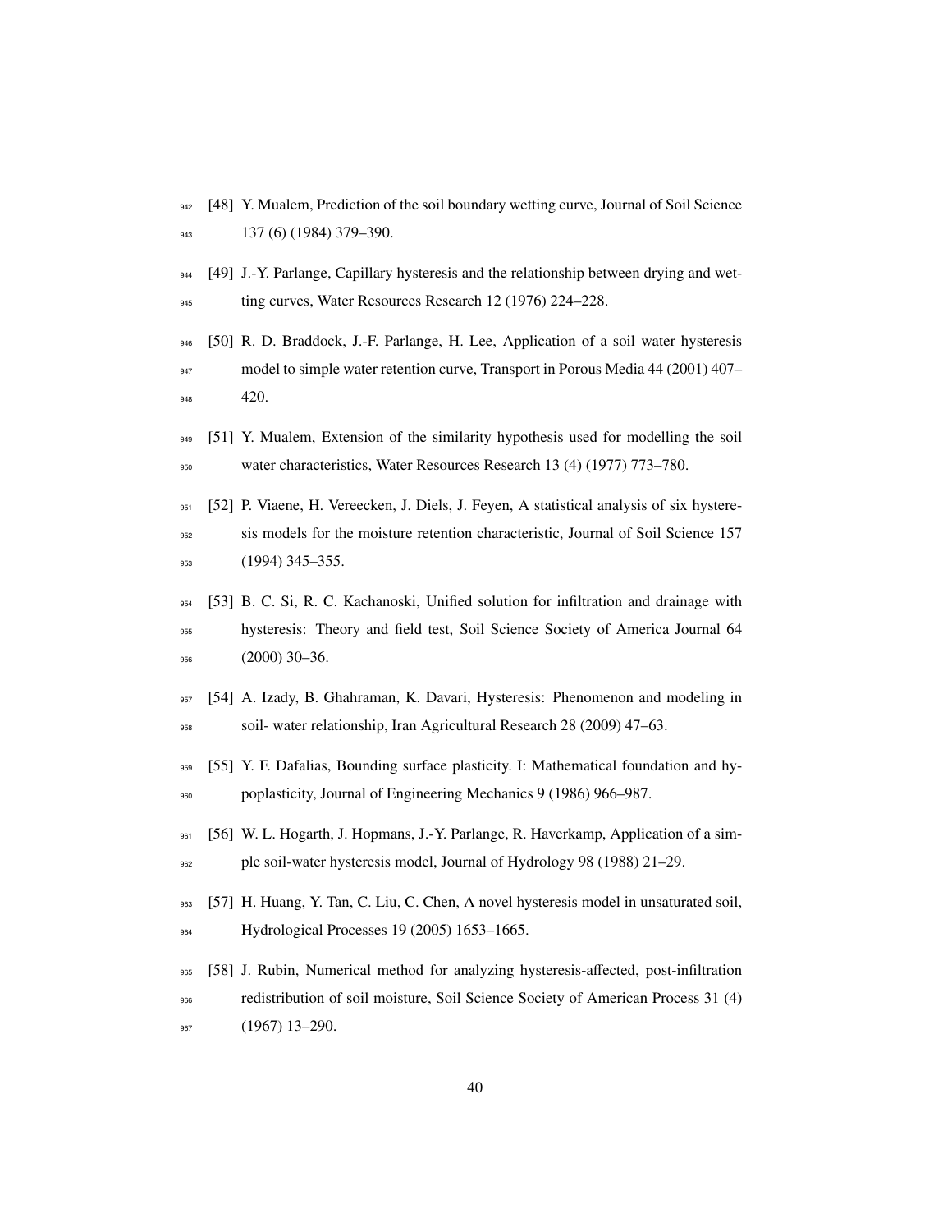[48] Y. Mualem, Prediction of the soil boundary wetting curve, Journal of Soil Science 137 (6) (1984) 379–390.

[49] J.-Y. Parlange, Capillary hysteresis and the relationship between drying and wetting curves, Water Resources Research 12 (1976) 224–228.

[50] R. D. Braddock, J.-F. Parlange, H. Lee, Application of a soil water hysteresis model to simple water retention curve, Transport in Porous Media 44 (2001) 407–420.

[51] Y. Mualem, Extension of the similarity hypothesis used for modelling the soil water characteristics, Water Resources Research 13 (4) (1977) 773–780.

[52] P. Viaene, H. Vereecken, J. Diels, J. Feyen, A statistical analysis of six hysteresis models for the moisture retention characteristic, Journal of Soil Science 157 (1994) 345–355.

[53] B. C. Si, R. C. Kachanoski, Unified solution for infiltration and drainage with hysteresis: Theory and field test, Soil Science Society of America Journal 64 (2000) 30–36.

[54] A. Izady, B. Ghahraman, K. Davari, Hysteresis: Phenomenon and modeling in soil- water relationship, Iran Agricultural Research 28 (2009) 47–63.

[55] Y. F. Dafalias, Bounding surface plasticity. I: Mathematical foundation and hypoplasticity, Journal of Engineering Mechanics 9 (1986) 966–987.

[56] W. L. Hogarth, J. Hopmans, J.-Y. Parlange, R. Haverkamp, Application of a simple soil-water hysteresis model, Journal of Hydrology 98 (1988) 21–29.

[57] H. Huang, Y. Tan, C. Liu, C. Chen, A novel hysteresis model in unsaturated soil, Hydrological Processes 19 (2005) 1653–1665.

[58] J. Rubin, Numerical method for analyzing hysteresis-affected, post-infiltration redistribution of soil moisture, Soil Science Society of American Process 31 (4) (1967) 13–290.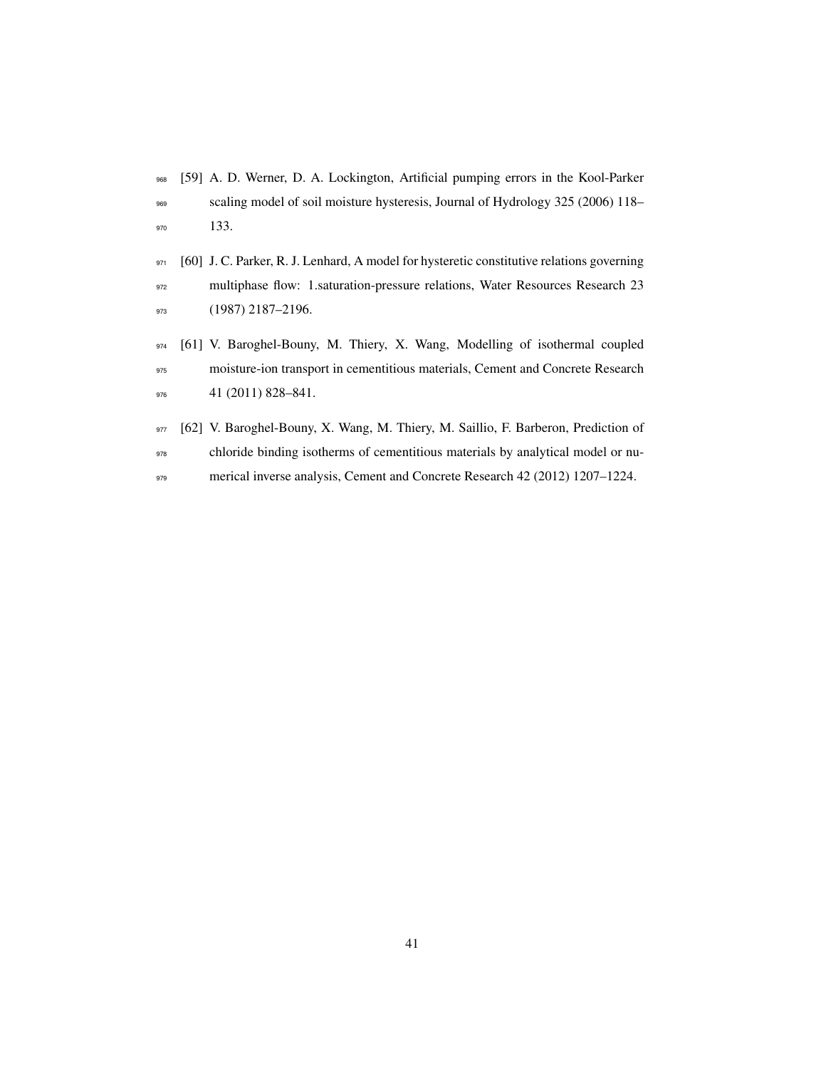[59] A. D. Werner, D. A. Lockington, Artificial pumping errors in the Kool-Parker scaling model of soil moisture hysteresis, Journal of Hydrology 325 (2006) 118–133.

[60] J. C. Parker, R. J. Lenhard, A model for hysteretic constitutive relations governing multiphase flow: 1.saturation-pressure relations, Water Resources Research 23 (1987) 2187–2196.

[61] V. Baroghel-Bouny, M. Thiery, X. Wang, Modelling of isothermal coupled moisture-ion transport in cementitious materials, Cement and Concrete Research 41 (2011) 828–841.

[62] V. Baroghel-Bouny, X. Wang, M. Thiery, M. Saillio, F. Barberon, Prediction of chloride binding isotherms of cementitious materials by analytical model or numerical inverse analysis, Cement and Concrete Research 42 (2012) 1207–1224.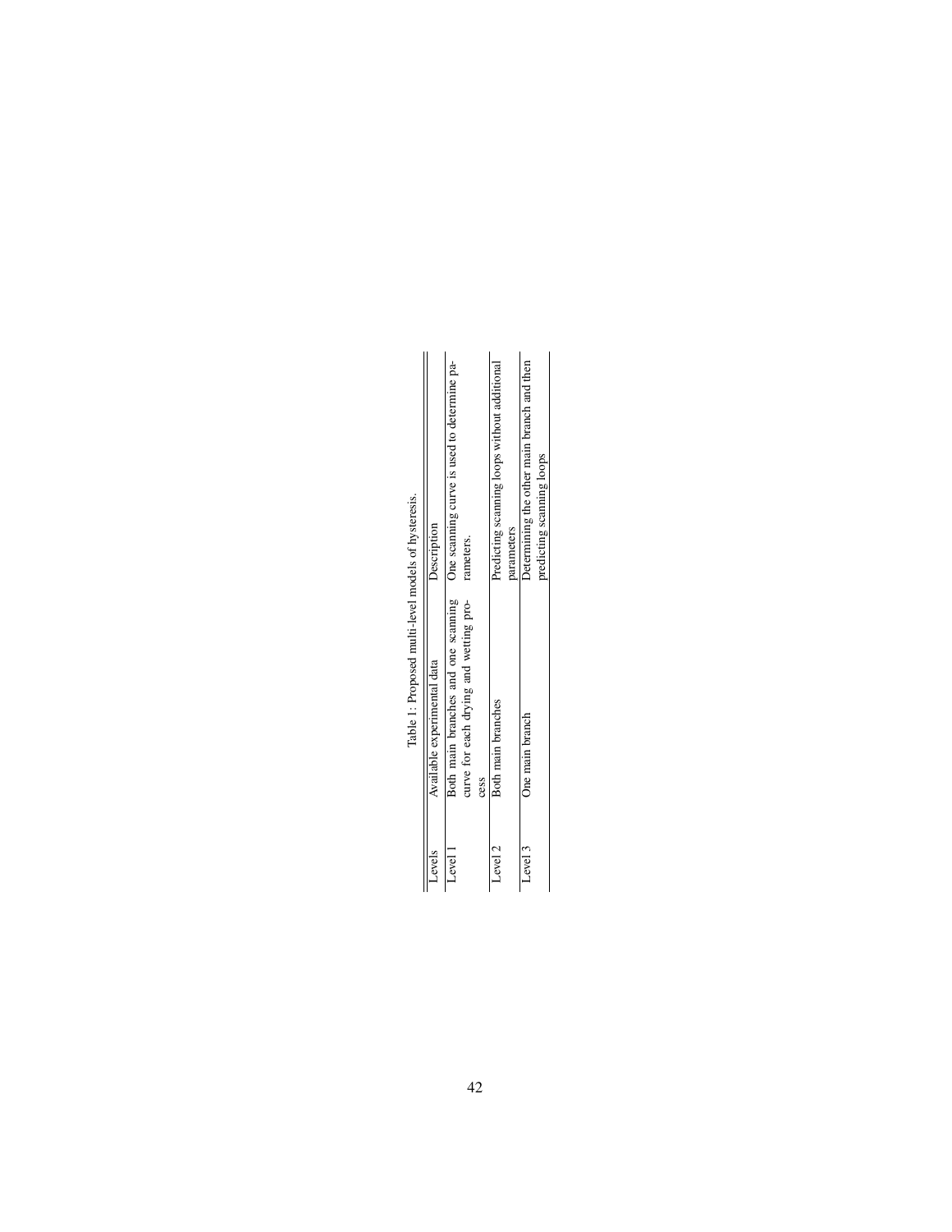Table 1: Proposed multi-level models of hysteresis.

| Levels | Available experimental data | Description |
| --- | --- | --- |
| Level 1 | Both main branches and one scanning curve for each drying and wetting process | One scanning curve is used to determine parameters. |
| Level 2 | Both main branches | Predicting scanning loops without additional parameters |
| Level 3 | One main branch | Determining the other main branch and then predicting scanning loops |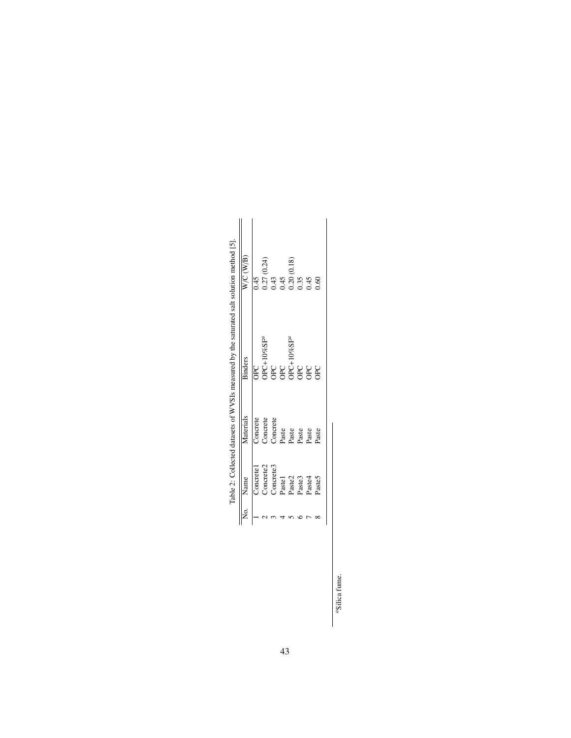Table 2: Collected datasets of WVSIs measured by the saturated salt solution method [5].

| No. | Name | Materials | Binders | W/C (W/B) |
|---|---|---|---|---|
| 1 | Concrete1 | Concrete | OPC | 0.45 |
| 2 | Concrete2 | Concrete | OPC+10%SF[a] | 0.27 (0.24) |
| 3 | Concrete3 | Concrete | OPC | 0.43 |
| 4 | Paste1 | Paste | OPC | 0.45 |
| 5 | Paste2 | Paste | OPC+10%SF[a] | 0.20 (0.18) |
| 6 | Paste3 | Paste | OPC | 0.35 |
| 7 | Paste4 | Paste | OPC | 0.45 |
| 8 | Paste5 | Paste | OPC | 0.60 |

[a] Silica fume.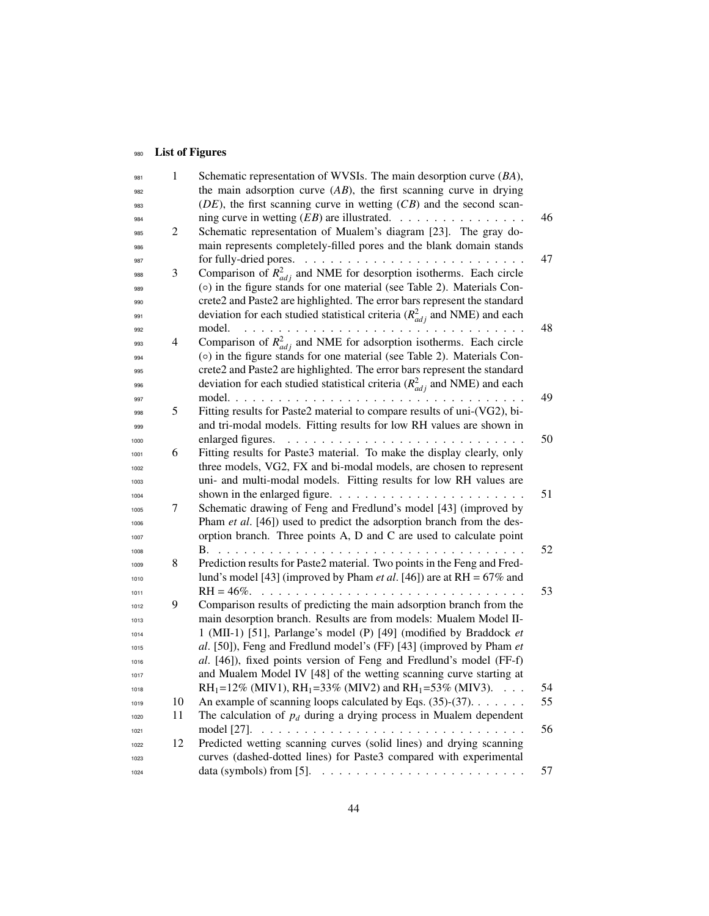## List of Figures

| | | |
|---|---|---|
| 1 | Schematic representation of WVSIs. The main desorption curve (*BA*), the main adsorption curve (*AB*), the first scanning curve in drying (*DE*), the first scanning curve in wetting (*CB*) and the second scanning curve in wetting (*EB*) are illustrated. | 46 |
| 2 | Schematic representation of Mualem's diagram [23]. The gray domain represents completely-filled pores and the blank domain stands for fully-dried pores. | 47 |
| 3 | Comparison of $R^2_{adj}$ and NME for desorption isotherms. Each circle (∘) in the figure stands for one material (see Table 2). Materials Concrete2 and Paste2 are highlighted. The error bars represent the standard deviation for each studied statistical criteria ($R^2_{adj}$ and NME) and each model. | 48 |
| 4 | Comparison of $R^2_{adj}$ and NME for adsorption isotherms. Each circle (∘) in the figure stands for one material (see Table 2). Materials Concrete2 and Paste2 are highlighted. The error bars represent the standard deviation for each studied statistical criteria ($R^2_{adj}$ and NME) and each model. | 49 |
| 5 | Fitting results for Paste2 material to compare results of uni-(VG2), bi- and tri-modal models. Fitting results for low RH values are shown in enlarged figures. | 50 |
| 6 | Fitting results for Paste3 material. To make the display clearly, only three models, VG2, FX and bi-modal models, are chosen to represent uni- and multi-modal models. Fitting results for low RH values are shown in the enlarged figure. | 51 |
| 7 | Schematic drawing of Feng and Fredlund's model [43] (improved by Pham *et al*. [46]) used to predict the adsorption branch from the desorption branch. Three points A, D and C are used to calculate point B. | 52 |
| 8 | Prediction results for Paste2 material. Two points in the Feng and Fredlund's model [43] (improved by Pham *et al*. [46]) are at RH = 67% and RH = 46%. | 53 |
| 9 | Comparison results of predicting the main adsorption branch from the main desorption branch. Results are from models: Mualem Model II-1 (MII-1) [51], Parlange's model (P) [49] (modified by Braddock *et al*. [50]), Feng and Fredlund model's (FF) [43] (improved by Pham *et al*. [46]), fixed points version of Feng and Fredlund's model (FF-f) and Mualem Model IV [48] of the wetting scanning curve starting at $RH_1$=12% (MIV1), $RH_1$=33% (MIV2) and $RH_1$=53% (MIV3). | 54 |
| 10 | An example of scanning loops calculated by Eqs. (35)-(37). | 55 |
| 11 | The calculation of $p_d$ during a drying process in Mualem dependent model [27]. | 56 |
| 12 | Predicted wetting scanning curves (solid lines) and drying scanning curves (dashed-dotted lines) for Paste3 compared with experimental data (symbols) from [5]. | 57 |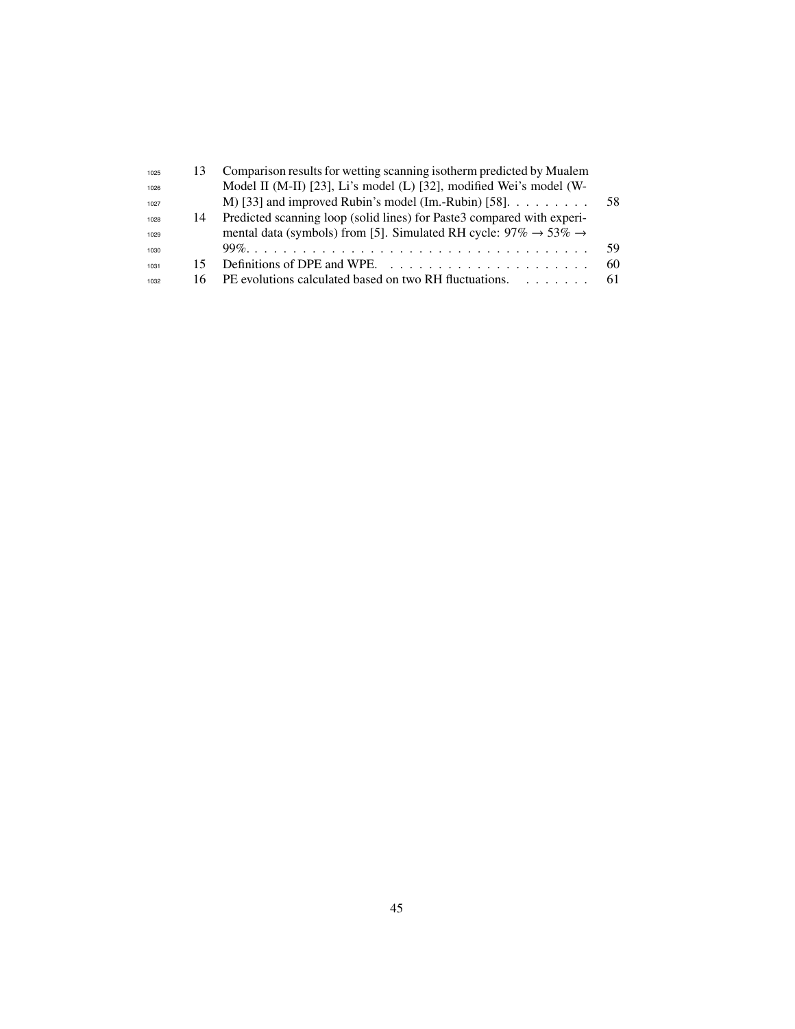13 Comparison results for wetting scanning isotherm predicted by Mualem Model II (M-II) [23], Li's model (L) [32], modified Wei's model (W-M) [33] and improved Rubin's model (Im.-Rubin) [58]. . . . . . . . . 58

14 Predicted scanning loop (solid lines) for Paste3 compared with experimental data (symbols) from [5]. Simulated RH cycle: 97% → 53% → 99%. . . . . . . . . . . . . . . . . . . . . . . . . . . . . . . . . . . 59

15 Definitions of DPE and WPE. . . . . . . . . . . . . . . . . . . . . . 60

16 PE evolutions calculated based on two RH fluctuations. . . . . . . . 61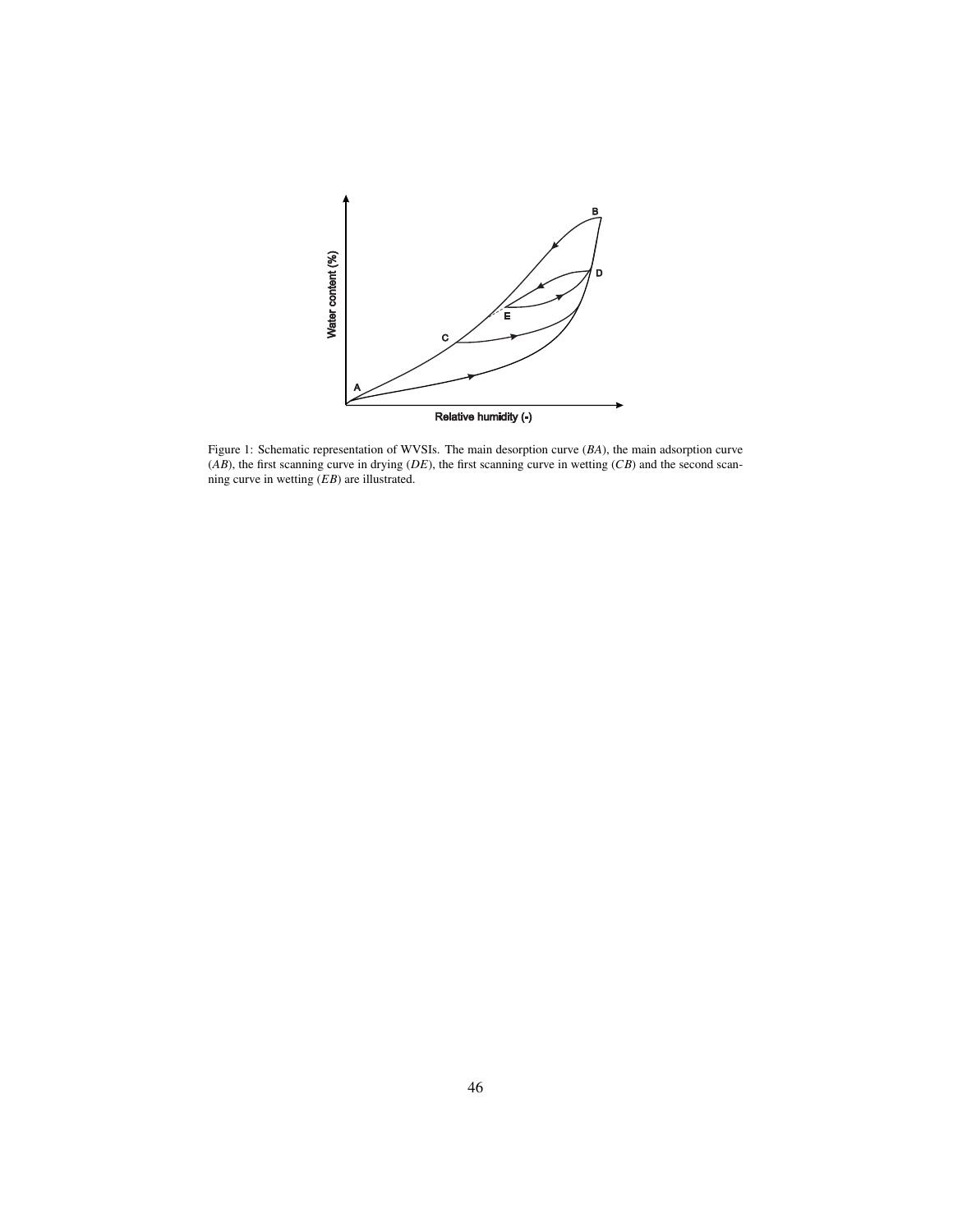Figure 1: Schematic representation of WVSIs. The main desorption curve (*BA*), the main adsorption curve (*AB*), the first scanning curve in drying (*DE*), the first scanning curve in wetting (*CB*) and the second scanning curve in wetting (*EB*) are illustrated.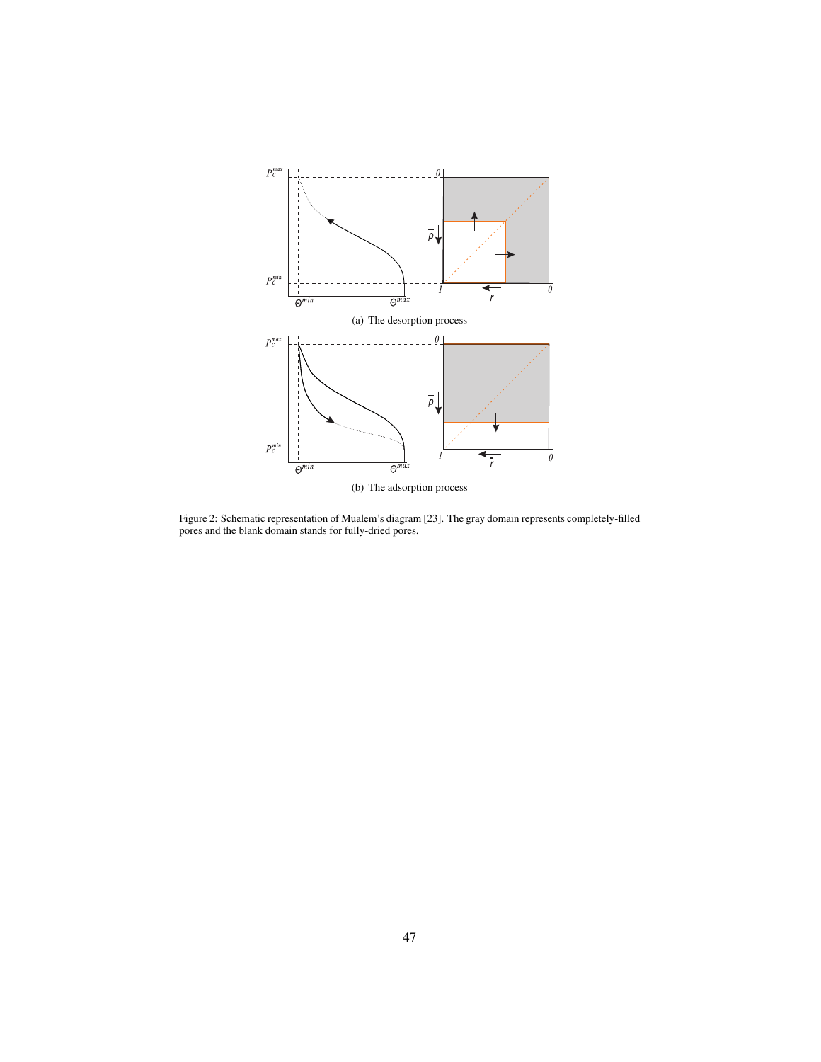(a) The desorption process

(b) The adsorption process

Figure 2: Schematic representation of Mualem's diagram [23]. The gray domain represents completely-filled pores and the blank domain stands for fully-dried pores.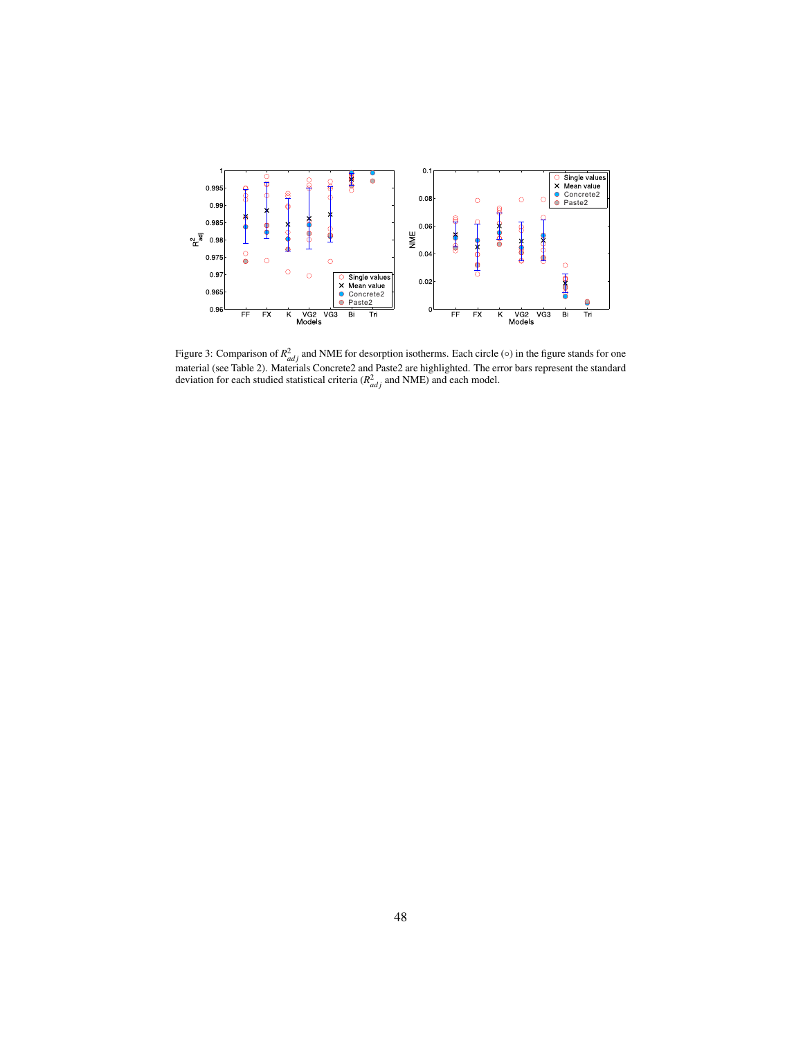Figure 3: Comparison of $R^2_{adj}$ and NME for desorption isotherms. Each circle (∘) in the figure stands for one material (see Table 2). Materials Concrete2 and Paste2 are highlighted. The error bars represent the standard deviation for each studied statistical criteria ($R^2_{adj}$ and NME) and each model.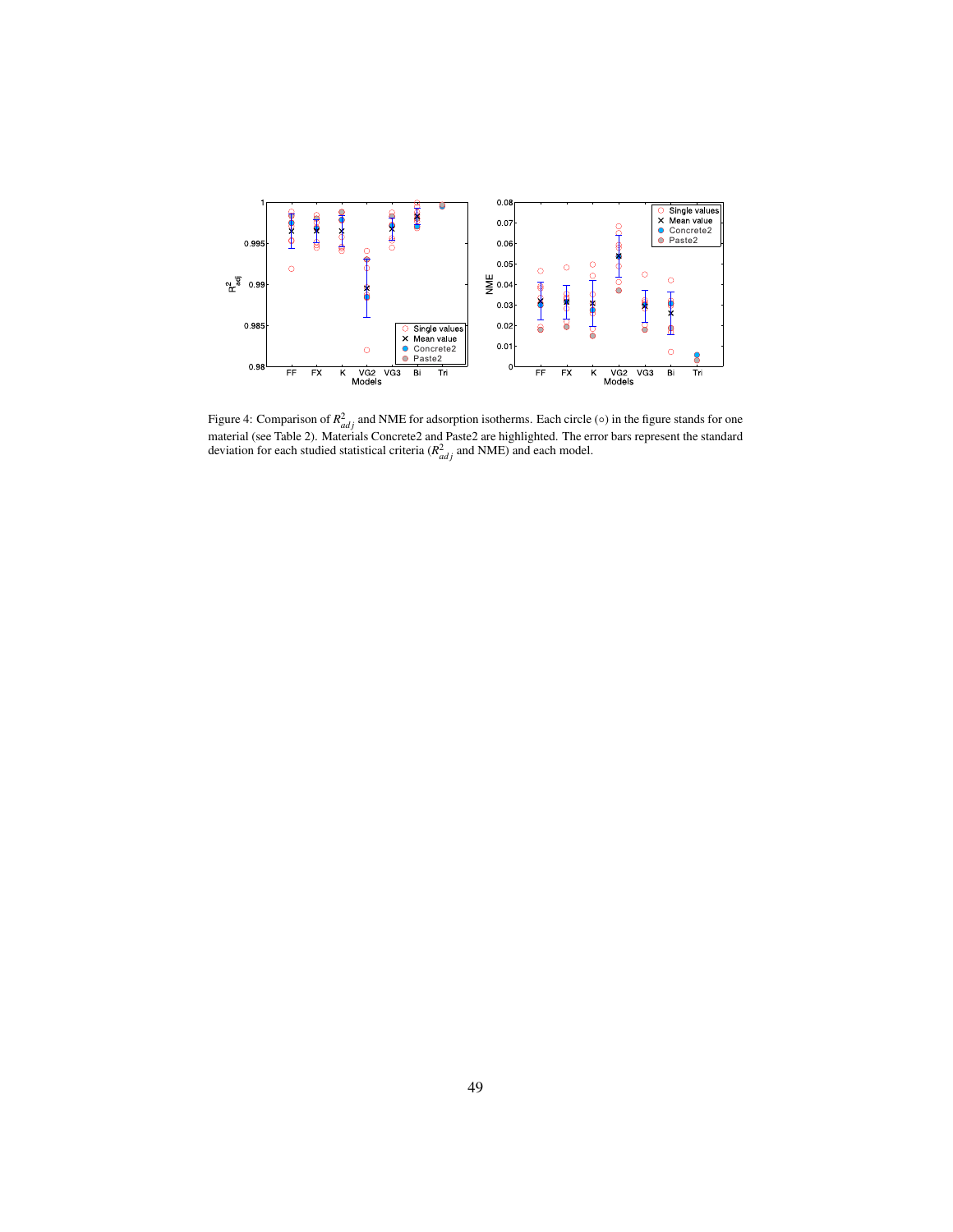Figure 4: Comparison of $R^2_{adj}$ and NME for adsorption isotherms. Each circle (◦) in the figure stands for one material (see Table 2). Materials Concrete2 and Paste2 are highlighted. The error bars represent the standard deviation for each studied statistical criteria ($R^2_{adj}$ and NME) and each model.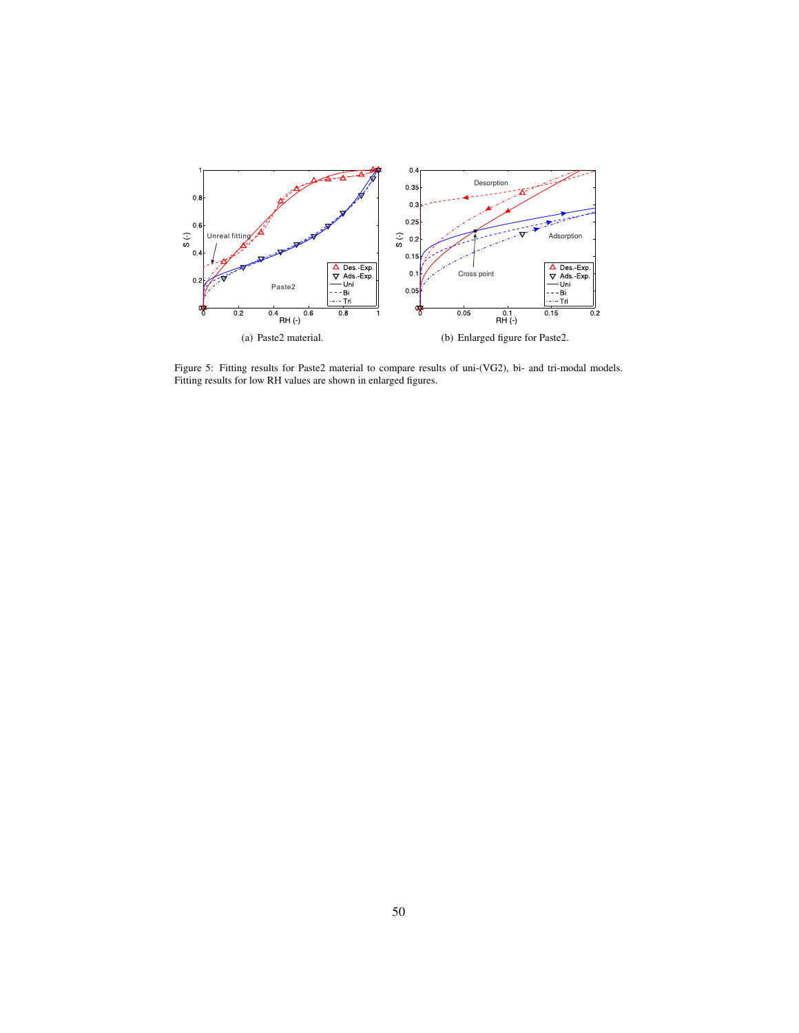(a) Paste2 material.

(b) Enlarged figure for Paste2.

Figure 5: Fitting results for Paste2 material to compare results of uni-(VG2), bi- and tri-modal models. Fitting results for low RH values are shown in enlarged figures.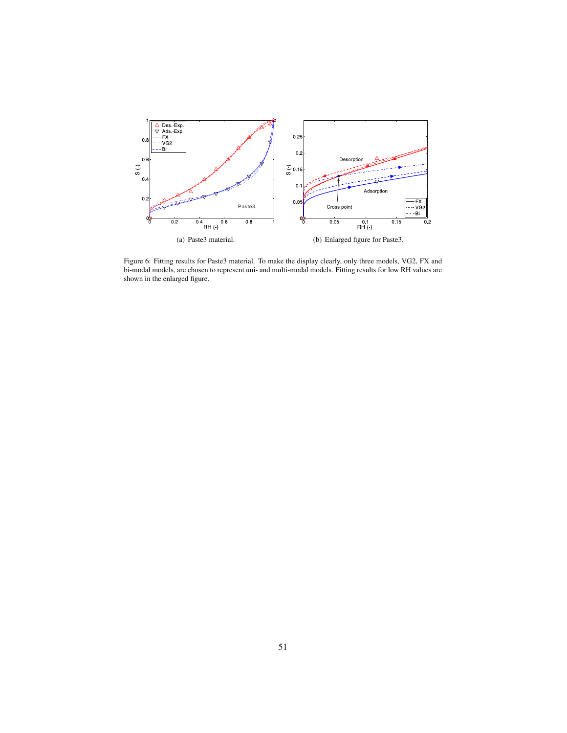(a) Paste3 material.

(b) Enlarged figure for Paste3.

Figure 6: Fitting results for Paste3 material. To make the display clearly, only three models, VG2, FX and bi-modal models, are chosen to represent uni- and multi-modal models. Fitting results for low RH values are shown in the enlarged figure.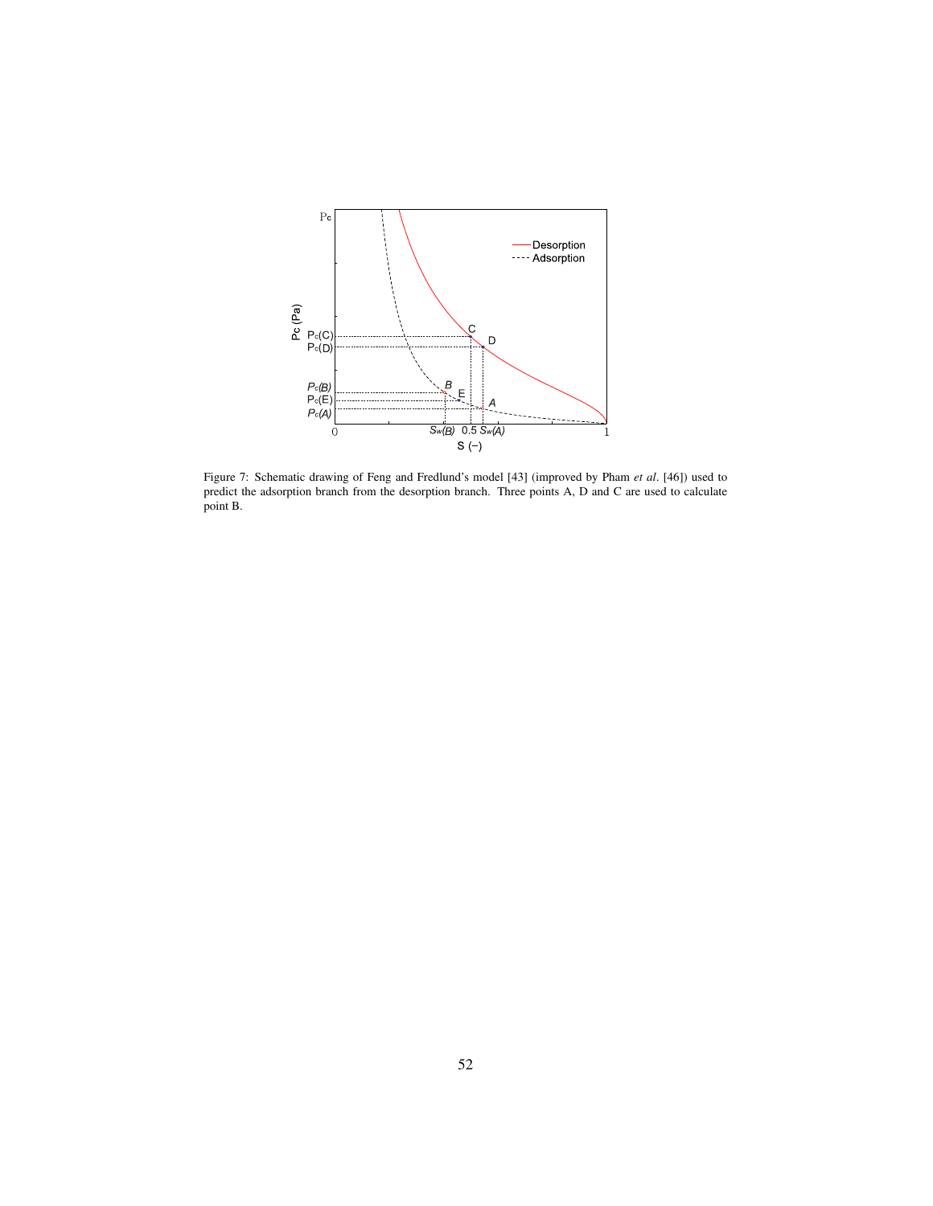Figure 7: Schematic drawing of Feng and Fredlund's model [43] (improved by Pham *et al*. [46]) used to predict the adsorption branch from the desorption branch. Three points A, D and C are used to calculate point B.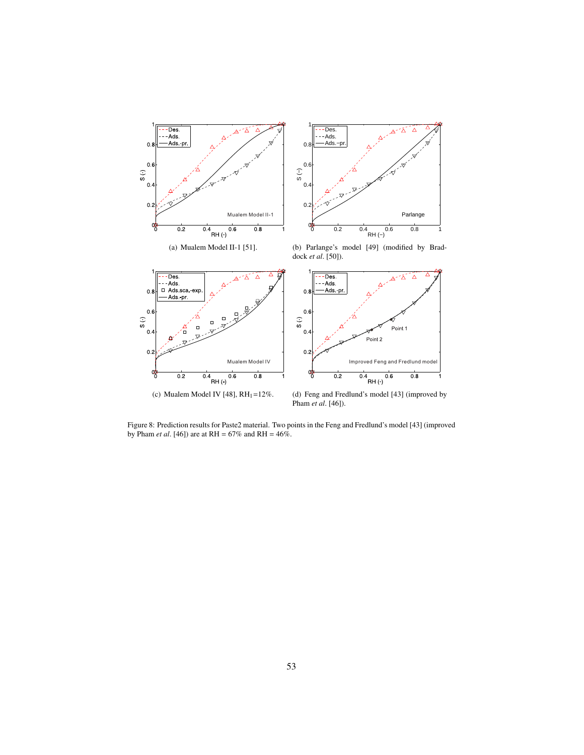(a) Mualem Model II-1 [51].

(b) Parlange's model [49] (modified by Braddock *et al*. [50]).

(c) Mualem Model IV [48], $RH_1$=12%.

(d) Feng and Fredlund's model [43] (improved by Pham *et al*. [46]).

Figure 8: Prediction results for Paste2 material. Two points in the Feng and Fredlund's model [43] (improved by Pham *et al*. [46]) are at RH = 67% and RH = 46%.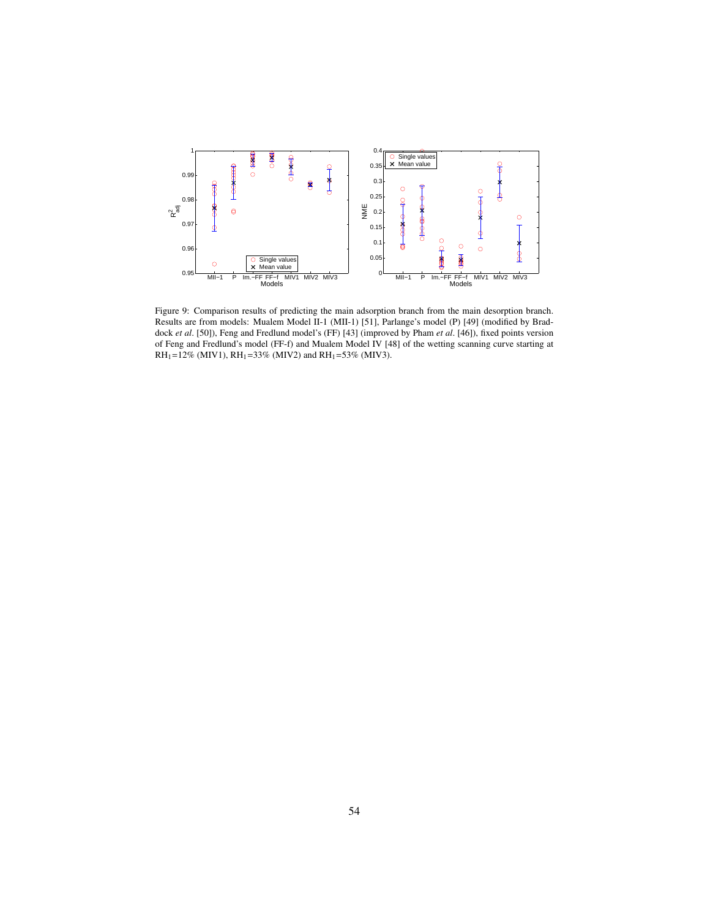Figure 9: Comparison results of predicting the main adsorption branch from the main desorption branch. Results are from models: Mualem Model II-1 (MII-1) [51], Parlange's model (P) [49] (modified by Braddock *et al*. [50]), Feng and Fredlund model's (FF) [43] (improved by Pham *et al*. [46]), fixed points version of Feng and Fredlund's model (FF-f) and Mualem Model IV [48] of the wetting scanning curve starting at $RH_1$=12% (MIV1), $RH_1$=33% (MIV2) and $RH_1$=53% (MIV3).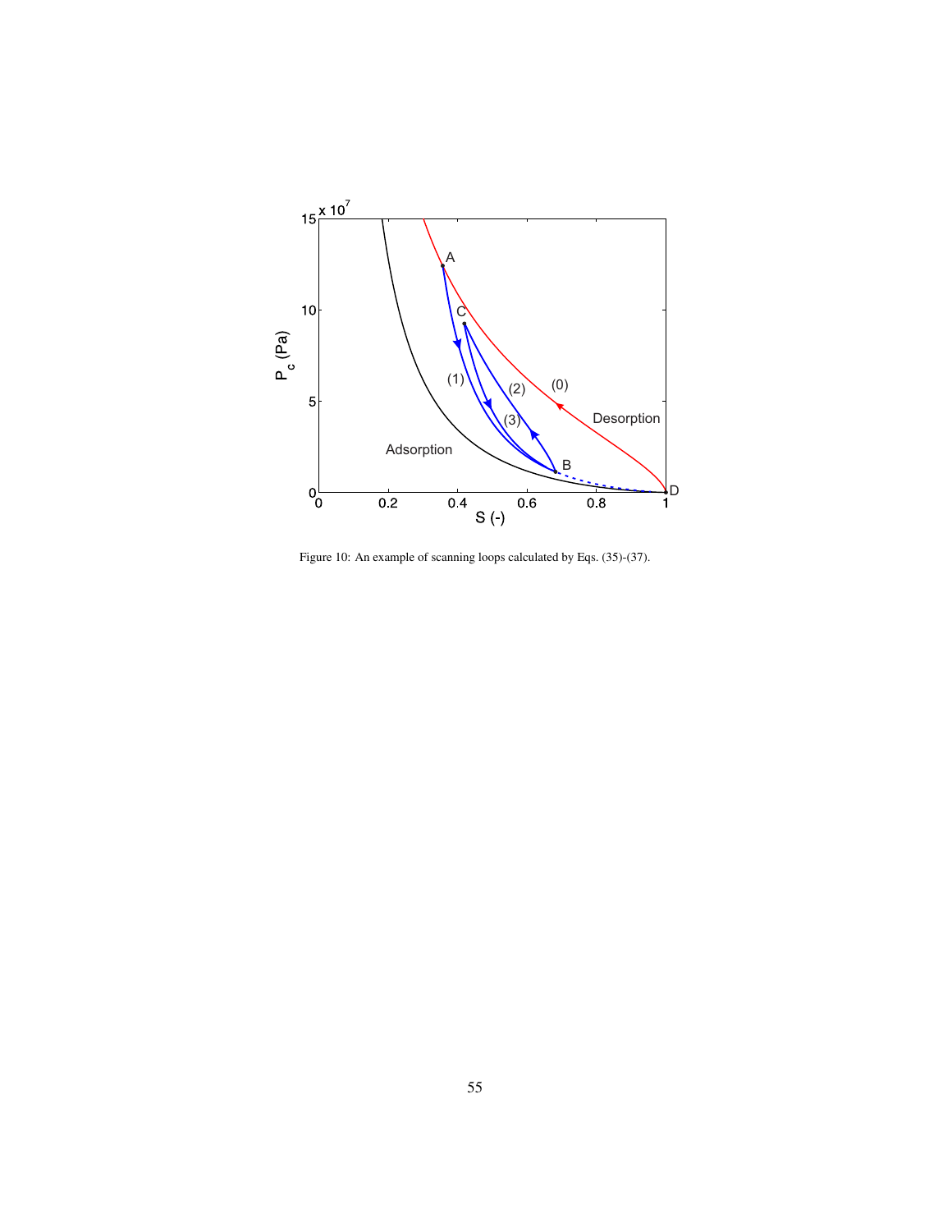Figure 10: An example of scanning loops calculated by Eqs. (35)-(37).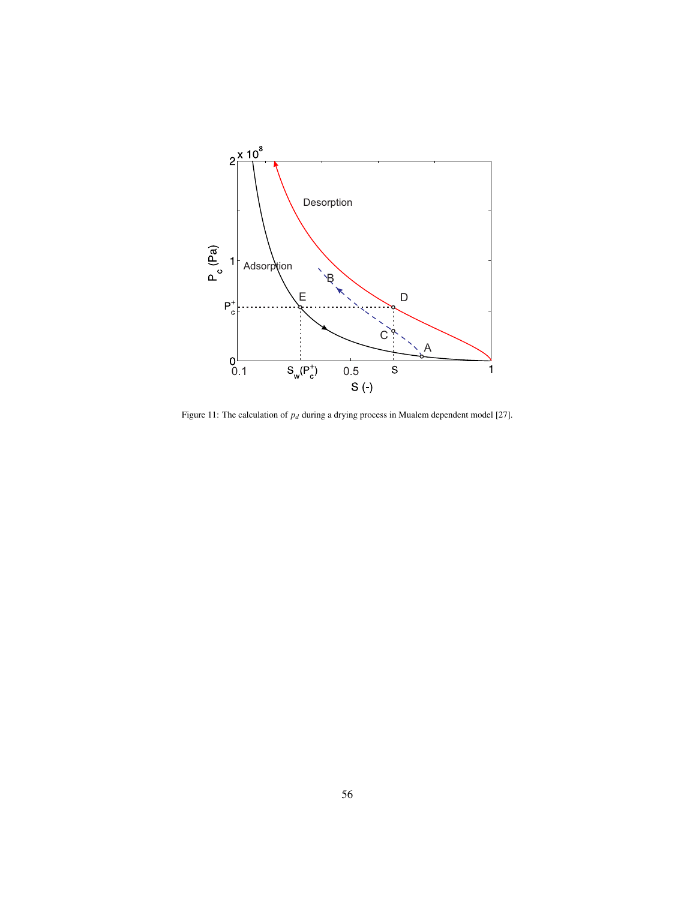Figure 11: The calculation of $p_d$ during a drying process in Mualem dependent model [27].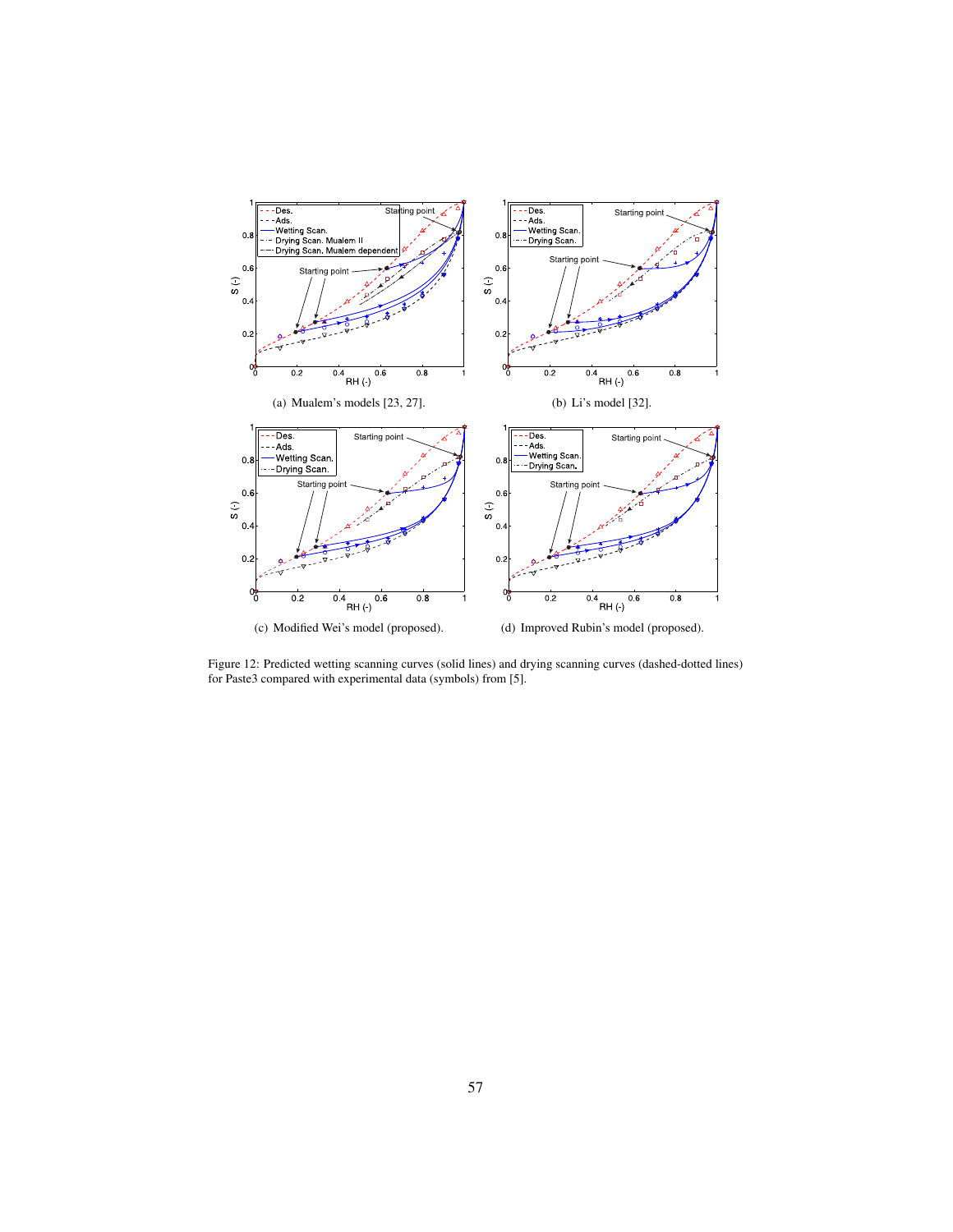(a) Mualem's models [23, 27].

(b) Li's model [32].

(c) Modified Wei's model (proposed).

(d) Improved Rubin's model (proposed).

Figure 12: Predicted wetting scanning curves (solid lines) and drying scanning curves (dashed-dotted lines) for Paste3 compared with experimental data (symbols) from [5].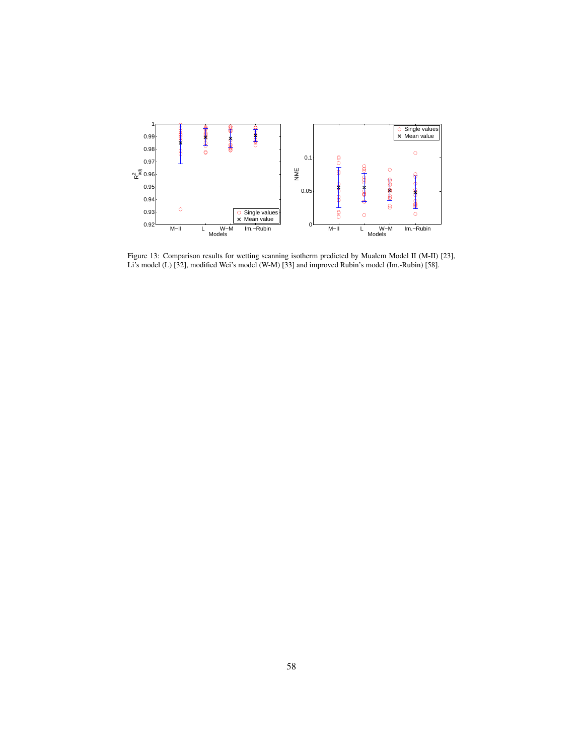Figure 13: Comparison results for wetting scanning isotherm predicted by Mualem Model II (M-II) [23], Li's model (L) [32], modified Wei's model (W-M) [33] and improved Rubin's model (Im.-Rubin) [58].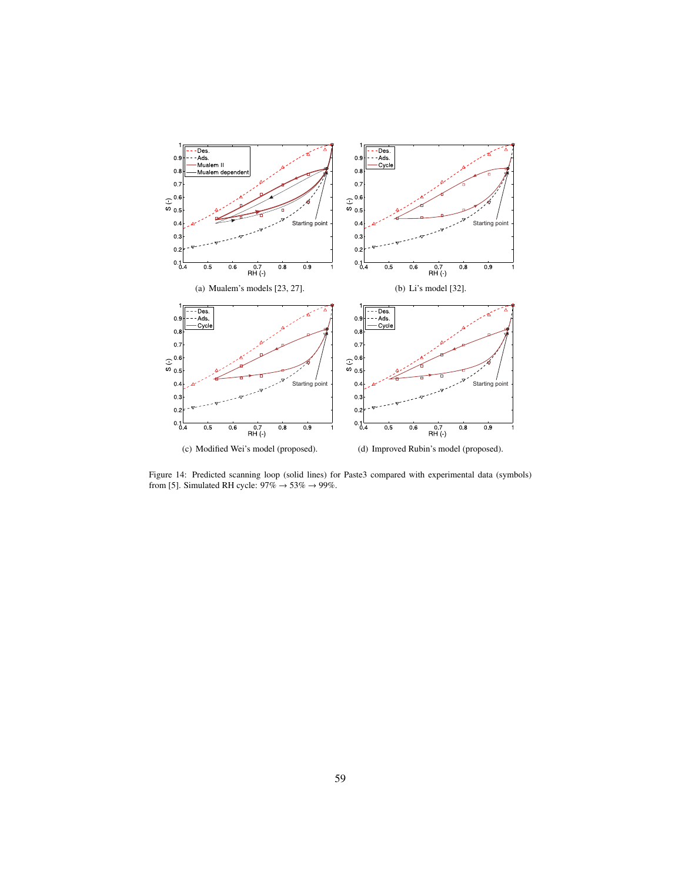(a) Mualem's models [23, 27].

(b) Li's model [32].

(c) Modified Wei's model (proposed).

(d) Improved Rubin's model (proposed).

Figure 14: Predicted scanning loop (solid lines) for Paste3 compared with experimental data (symbols) from [5]. Simulated RH cycle: 97% → 53% → 99%.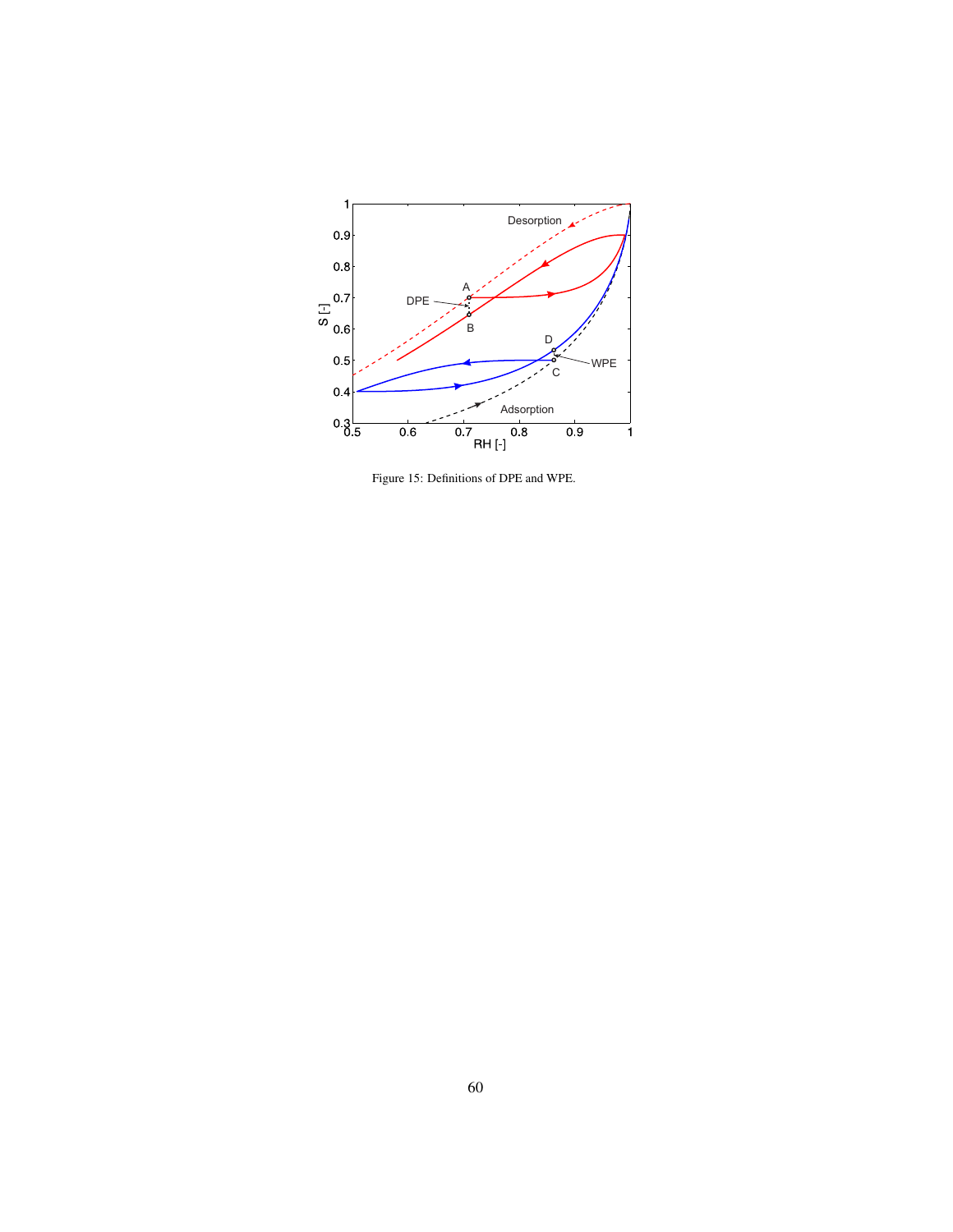Figure 15: Definitions of DPE and WPE.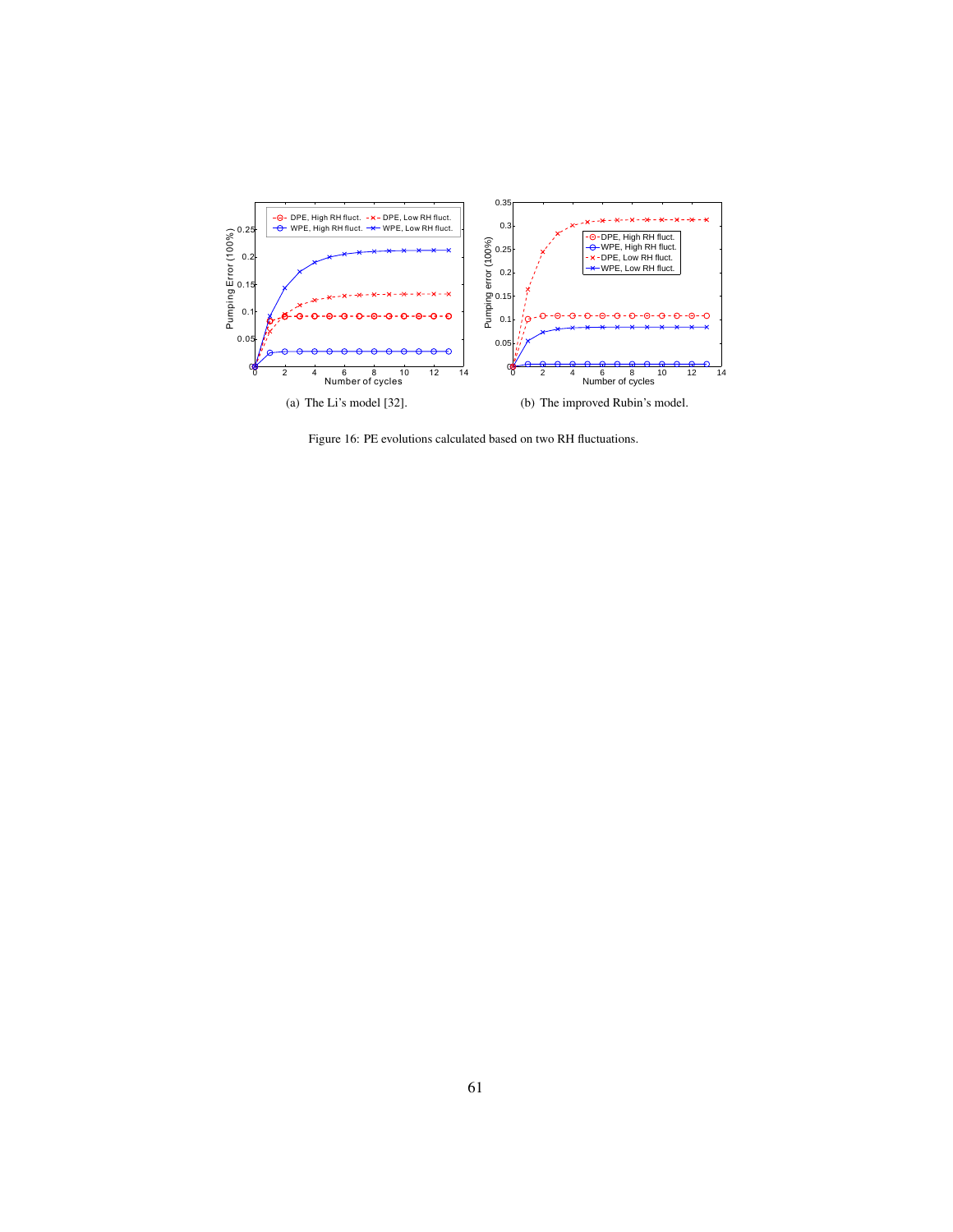Pumping Error (100%)

0.25
0.2
0.15
0.1
0.05
0

0 2 4 6 8 10 12 14

Number of cycles

DPE, High RH fluct.
DPE, Low RH fluct.
WPE, High RH fluct.
WPE, Low RH fluct.

(a) The Li's model [32].

Pumping error (100%)

0.35
0.3
0.25
0.2
0.15
0.1
0.05
0

0 2 4 6 8 10 12 14

Number of cycles

DPE, High RH fluct.
WPE, High RH fluct.
DPE, Low RH fluct.
WPE, Low RH fluct.

(b) The improved Rubin's model.

Figure 16: PE evolutions calculated based on two RH fluctuations.